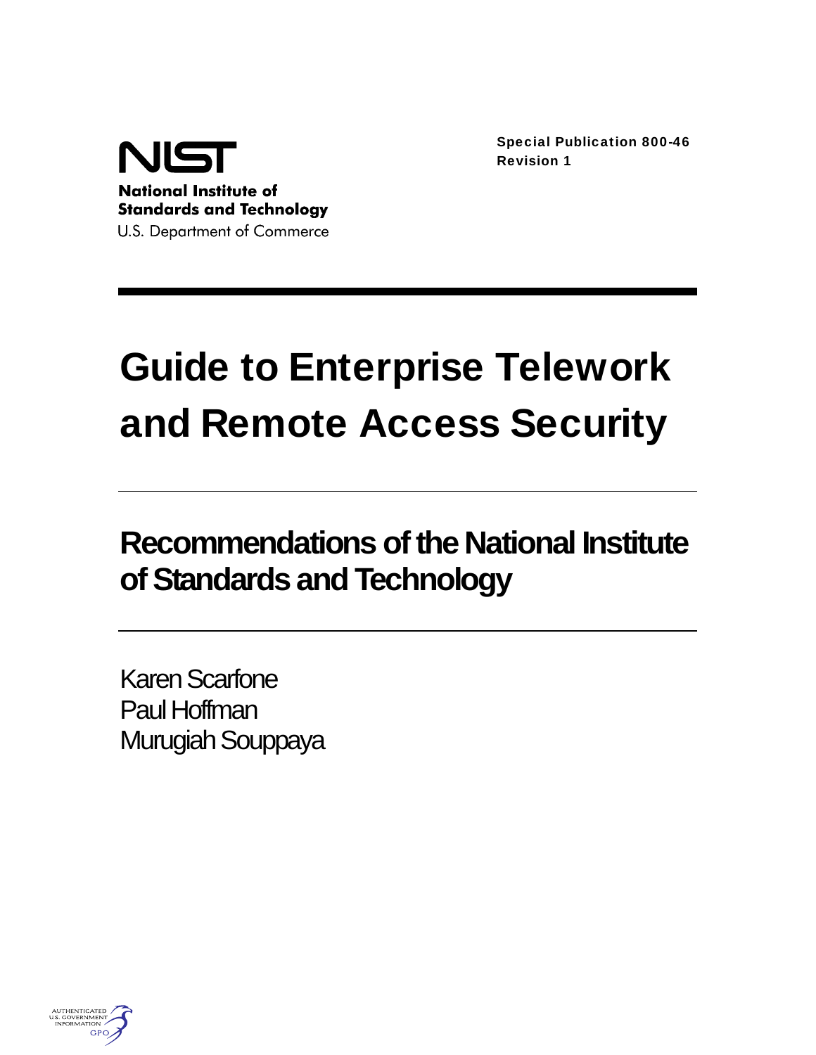NIST

National Institute of Standards and Technology
U.S. Department of Commerce

Special Publication 800-46
Revision 1

# Guide to Enterprise Telework and Remote Access Security

## Recommendations of the National Institute of Standards and Technology

Karen Scarfone
Paul Hoffman
Murugiah Souppaya

AUTHENTICATED
U.S. GOVERNMENT
INFORMATION
GPO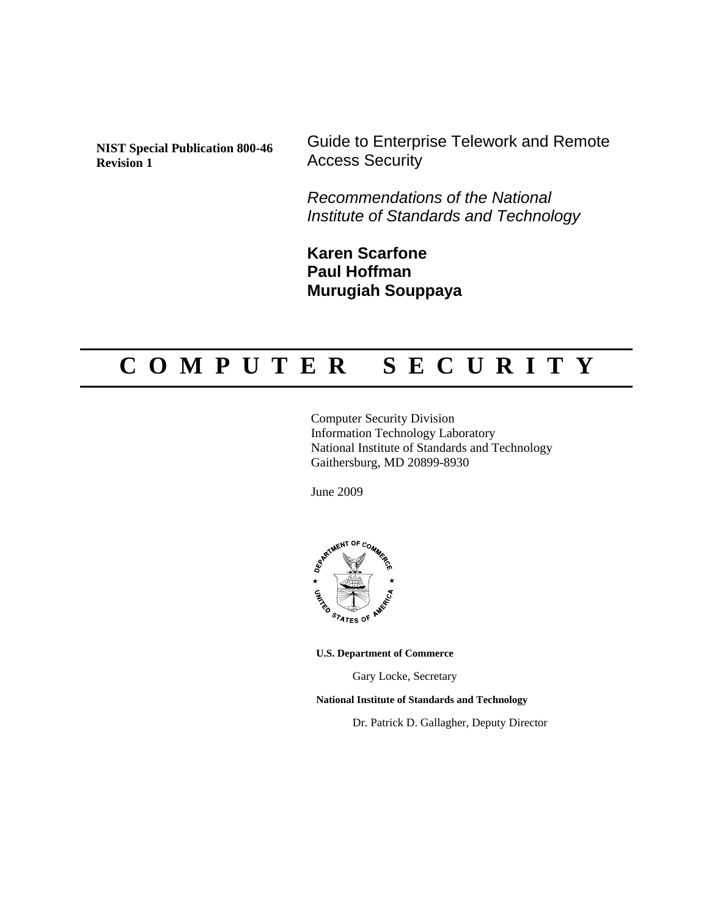**NIST Special Publication 800-46 Revision 1**

# Guide to Enterprise Telework and Remote Access Security

*Recommendations of the National Institute of Standards and Technology*

**Karen Scarfone**
**Paul Hoffman**
**Murugiah Souppaya**

## C O M P U T E R   S E C U R I T Y

Computer Security Division
Information Technology Laboratory
National Institute of Standards and Technology
Gaithersburg, MD 20899-8930

June 2009

**U.S. Department of Commerce**

Gary Locke, Secretary

**National Institute of Standards and Technology**

Dr. Patrick D. Gallagher, Deputy Director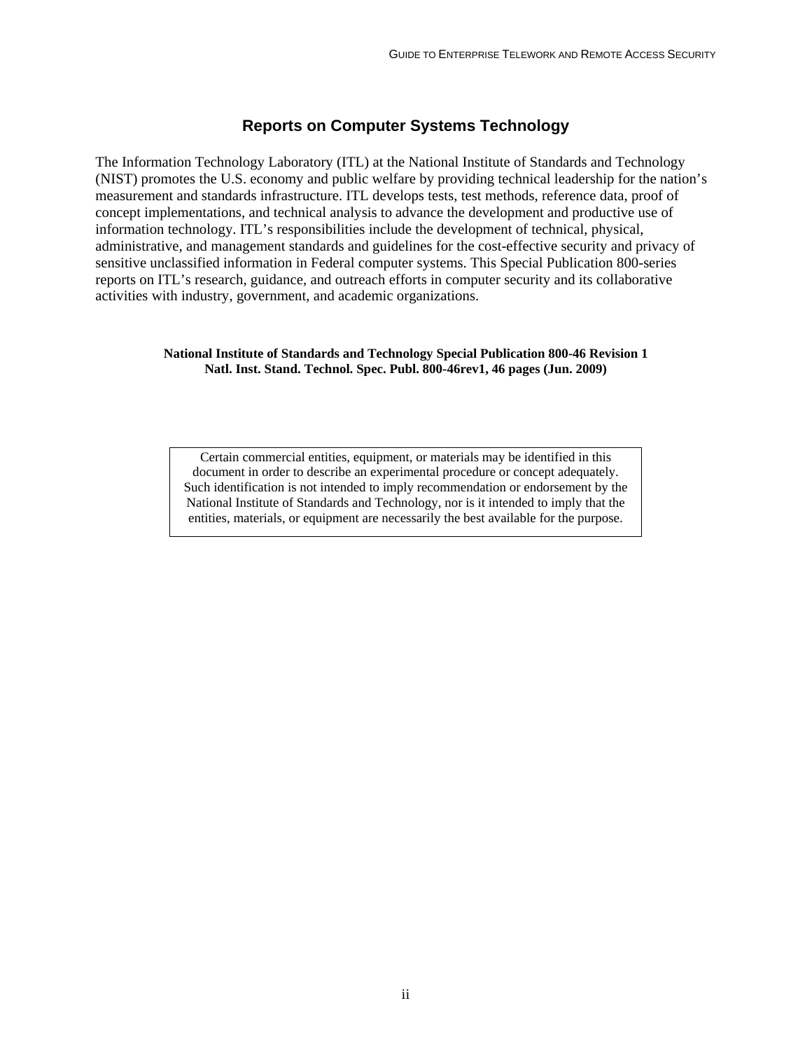## Reports on Computer Systems Technology

The Information Technology Laboratory (ITL) at the National Institute of Standards and Technology (NIST) promotes the U.S. economy and public welfare by providing technical leadership for the nation's measurement and standards infrastructure. ITL develops tests, test methods, reference data, proof of concept implementations, and technical analysis to advance the development and productive use of information technology. ITL's responsibilities include the development of technical, physical, administrative, and management standards and guidelines for the cost-effective security and privacy of sensitive unclassified information in Federal computer systems. This Special Publication 800-series reports on ITL's research, guidance, and outreach efforts in computer security and its collaborative activities with industry, government, and academic organizations.

**National Institute of Standards and Technology Special Publication 800-46 Revision 1**
**Natl. Inst. Stand. Technol. Spec. Publ. 800-46rev1, 46 pages (Jun. 2009)**

Certain commercial entities, equipment, or materials may be identified in this document in order to describe an experimental procedure or concept adequately. Such identification is not intended to imply recommendation or endorsement by the National Institute of Standards and Technology, nor is it intended to imply that the entities, materials, or equipment are necessarily the best available for the purpose.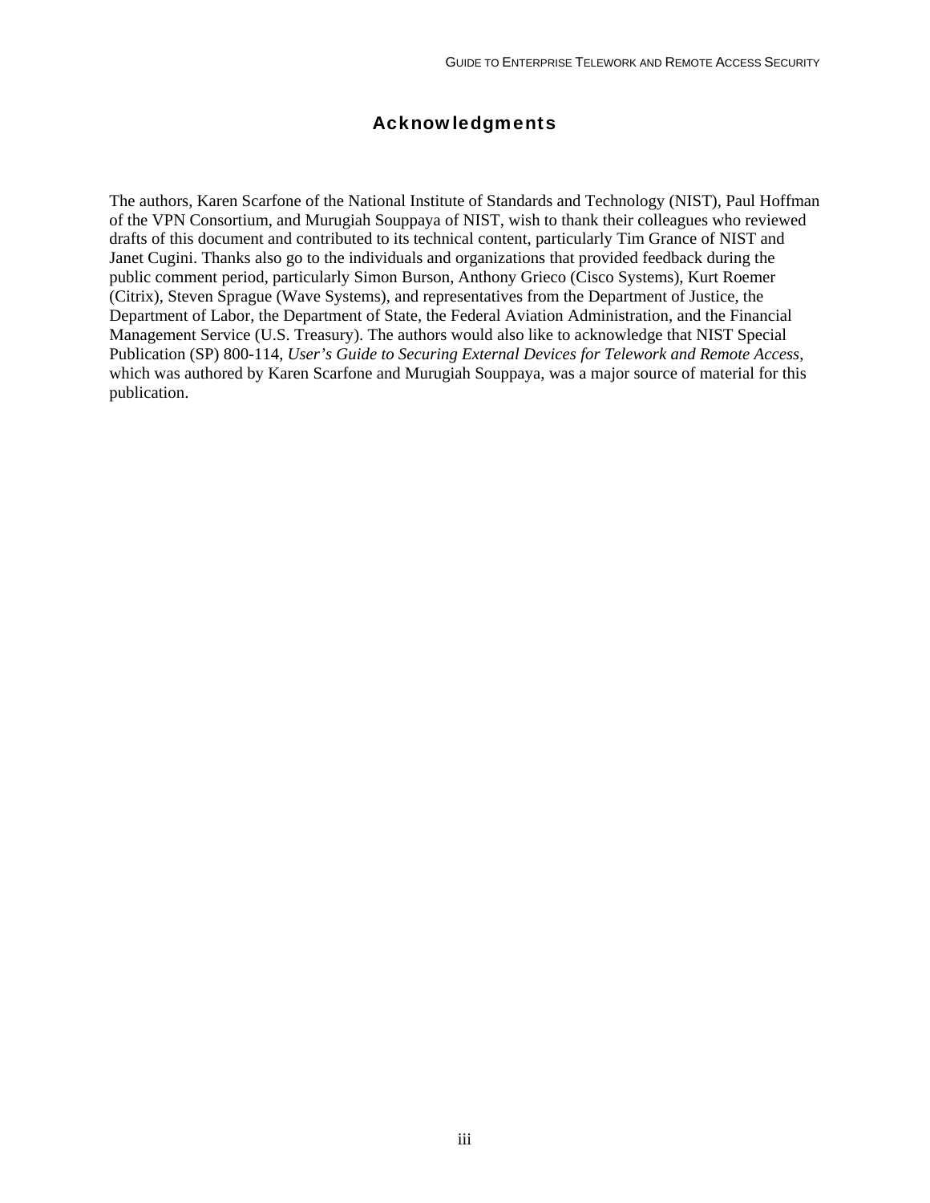# Acknowledgments

The authors, Karen Scarfone of the National Institute of Standards and Technology (NIST), Paul Hoffman of the VPN Consortium, and Murugiah Souppaya of NIST, wish to thank their colleagues who reviewed drafts of this document and contributed to its technical content, particularly Tim Grance of NIST and Janet Cugini. Thanks also go to the individuals and organizations that provided feedback during the public comment period, particularly Simon Burson, Anthony Grieco (Cisco Systems), Kurt Roemer (Citrix), Steven Sprague (Wave Systems), and representatives from the Department of Justice, the Department of Labor, the Department of State, the Federal Aviation Administration, and the Financial Management Service (U.S. Treasury). The authors would also like to acknowledge that NIST Special Publication (SP) 800-114, *User's Guide to Securing External Devices for Telework and Remote Access*, which was authored by Karen Scarfone and Murugiah Souppaya, was a major source of material for this publication.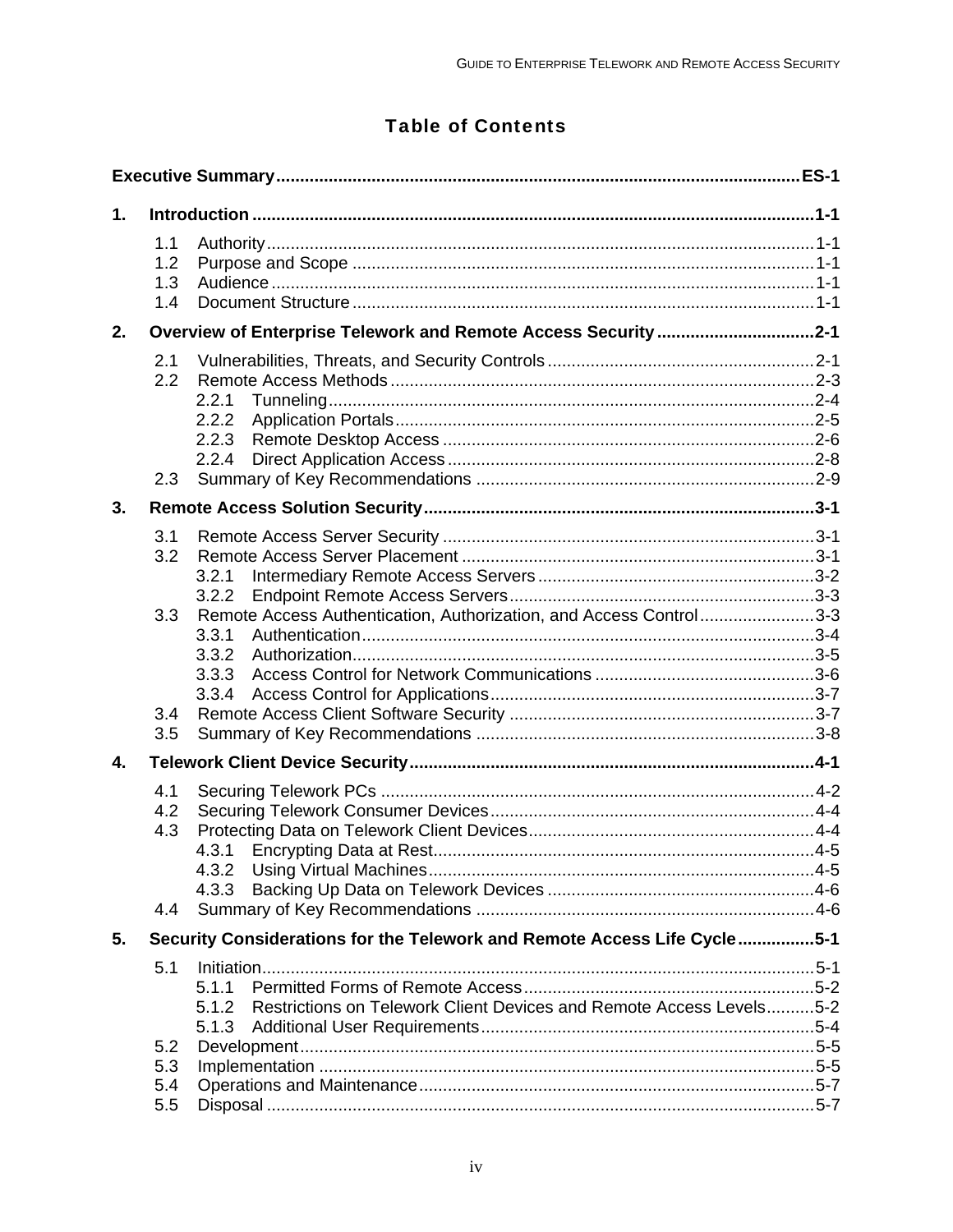# Table of Contents

**Executive Summary** .......... **ES-1**

**1. Introduction** .......... **1-1**

- 1.1 Authority .......... 1-1
- 1.2 Purpose and Scope .......... 1-1
- 1.3 Audience .......... 1-1
- 1.4 Document Structure .......... 1-1

**2. Overview of Enterprise Telework and Remote Access Security** .......... **2-1**

- 2.1 Vulnerabilities, Threats, and Security Controls .......... 2-1
- 2.2 Remote Access Methods .......... 2-3
  - 2.2.1 Tunneling .......... 2-4
  - 2.2.2 Application Portals .......... 2-5
  - 2.2.3 Remote Desktop Access .......... 2-6
  - 2.2.4 Direct Application Access .......... 2-8
- 2.3 Summary of Key Recommendations .......... 2-9

**3. Remote Access Solution Security** .......... **3-1**

- 3.1 Remote Access Server Security .......... 3-1
- 3.2 Remote Access Server Placement .......... 3-1
  - 3.2.1 Intermediary Remote Access Servers .......... 3-2
  - 3.2.2 Endpoint Remote Access Servers .......... 3-3
- 3.3 Remote Access Authentication, Authorization, and Access Control .......... 3-3
  - 3.3.1 Authentication .......... 3-4
  - 3.3.2 Authorization .......... 3-5
  - 3.3.3 Access Control for Network Communications .......... 3-6
  - 3.3.4 Access Control for Applications .......... 3-7
- 3.4 Remote Access Client Software Security .......... 3-7
- 3.5 Summary of Key Recommendations .......... 3-8

**4. Telework Client Device Security** .......... **4-1**

- 4.1 Securing Telework PCs .......... 4-2
- 4.2 Securing Telework Consumer Devices .......... 4-4
- 4.3 Protecting Data on Telework Client Devices .......... 4-4
  - 4.3.1 Encrypting Data at Rest .......... 4-5
  - 4.3.2 Using Virtual Machines .......... 4-5
  - 4.3.3 Backing Up Data on Telework Devices .......... 4-6
- 4.4 Summary of Key Recommendations .......... 4-6

**5. Security Considerations for the Telework and Remote Access Life Cycle** .......... **5-1**

- 5.1 Initiation .......... 5-1
  - 5.1.1 Permitted Forms of Remote Access .......... 5-2
  - 5.1.2 Restrictions on Telework Client Devices and Remote Access Levels .......... 5-2
  - 5.1.3 Additional User Requirements .......... 5-4
- 5.2 Development .......... 5-5
- 5.3 Implementation .......... 5-5
- 5.4 Operations and Maintenance .......... 5-7
- 5.5 Disposal .......... 5-7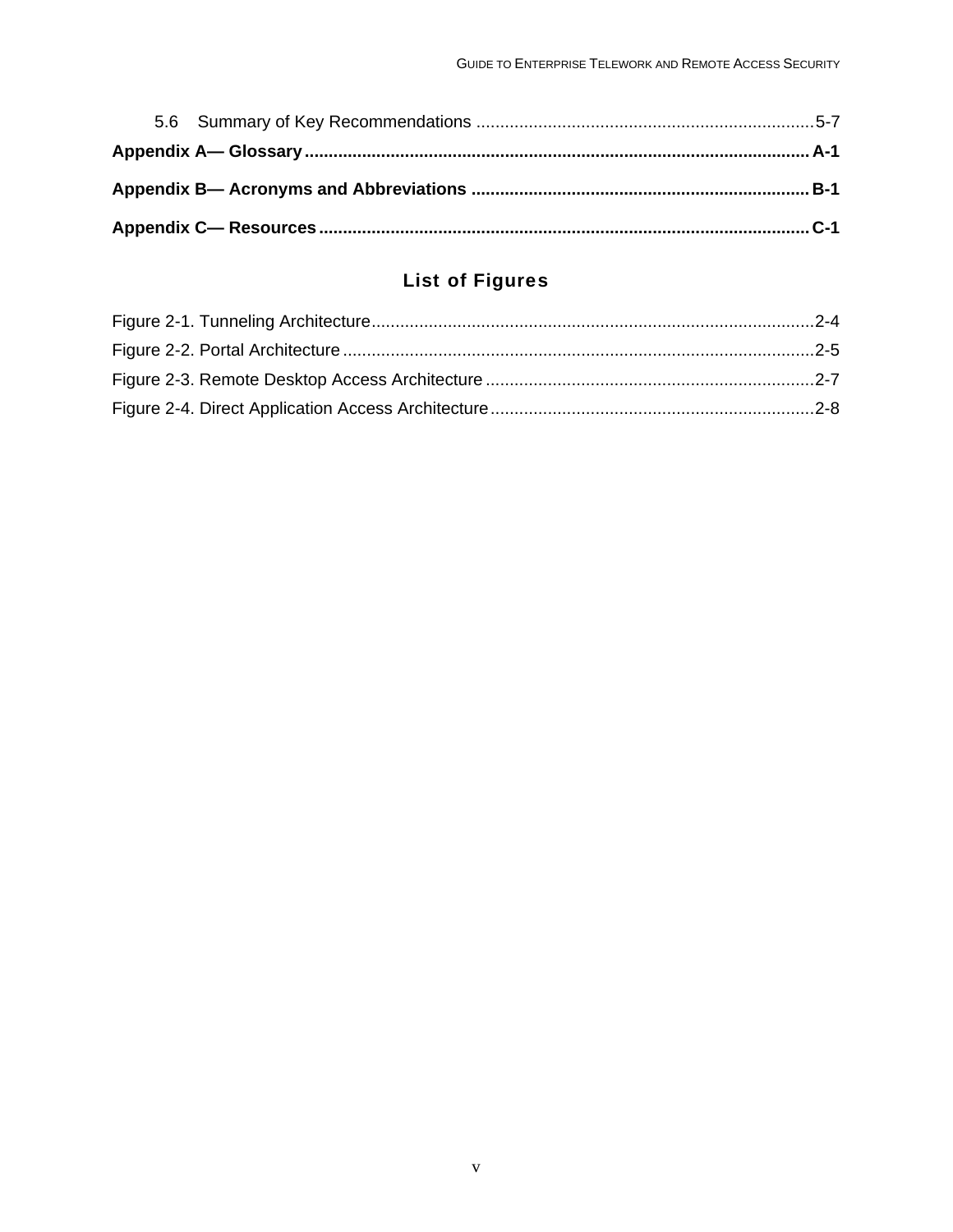5.6 Summary of Key Recommendations ........................................................................5-7

**Appendix A— Glossary .......................................................................................................... A-1**

**Appendix B— Acronyms and Abbreviations ........................................................................ B-1**

**Appendix C— Resources ....................................................................................................... C-1**

## List of Figures

Figure 2-1. Tunneling Architecture..............................................................................................2-4

Figure 2-2. Portal Architecture .....................................................................................................2-5

Figure 2-3. Remote Desktop Access Architecture .......................................................................2-7

Figure 2-4. Direct Application Access Architecture......................................................................2-8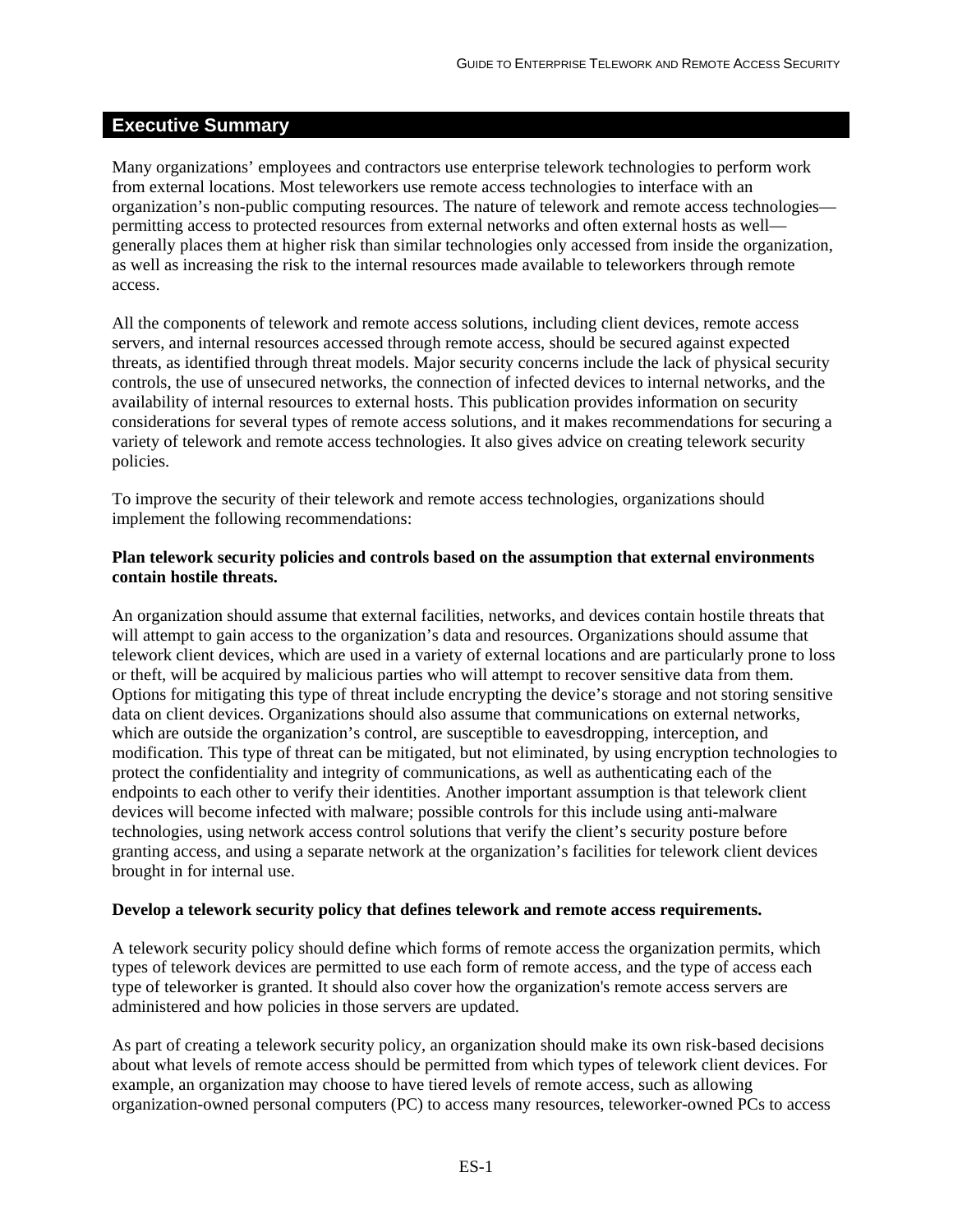## Executive Summary

Many organizations' employees and contractors use enterprise telework technologies to perform work from external locations. Most teleworkers use remote access technologies to interface with an organization's non-public computing resources. The nature of telework and remote access technologies—permitting access to protected resources from external networks and often external hosts as well—generally places them at higher risk than similar technologies only accessed from inside the organization, as well as increasing the risk to the internal resources made available to teleworkers through remote access.

All the components of telework and remote access solutions, including client devices, remote access servers, and internal resources accessed through remote access, should be secured against expected threats, as identified through threat models. Major security concerns include the lack of physical security controls, the use of unsecured networks, the connection of infected devices to internal networks, and the availability of internal resources to external hosts. This publication provides information on security considerations for several types of remote access solutions, and it makes recommendations for securing a variety of telework and remote access technologies. It also gives advice on creating telework security policies.

To improve the security of their telework and remote access technologies, organizations should implement the following recommendations:

**Plan telework security policies and controls based on the assumption that external environments contain hostile threats.**

An organization should assume that external facilities, networks, and devices contain hostile threats that will attempt to gain access to the organization's data and resources. Organizations should assume that telework client devices, which are used in a variety of external locations and are particularly prone to loss or theft, will be acquired by malicious parties who will attempt to recover sensitive data from them. Options for mitigating this type of threat include encrypting the device's storage and not storing sensitive data on client devices. Organizations should also assume that communications on external networks, which are outside the organization's control, are susceptible to eavesdropping, interception, and modification. This type of threat can be mitigated, but not eliminated, by using encryption technologies to protect the confidentiality and integrity of communications, as well as authenticating each of the endpoints to each other to verify their identities. Another important assumption is that telework client devices will become infected with malware; possible controls for this include using anti-malware technologies, using network access control solutions that verify the client's security posture before granting access, and using a separate network at the organization's facilities for telework client devices brought in for internal use.

**Develop a telework security policy that defines telework and remote access requirements.**

A telework security policy should define which forms of remote access the organization permits, which types of telework devices are permitted to use each form of remote access, and the type of access each type of teleworker is granted. It should also cover how the organization's remote access servers are administered and how policies in those servers are updated.

As part of creating a telework security policy, an organization should make its own risk-based decisions about what levels of remote access should be permitted from which types of telework client devices. For example, an organization may choose to have tiered levels of remote access, such as allowing organization-owned personal computers (PC) to access many resources, teleworker-owned PCs to access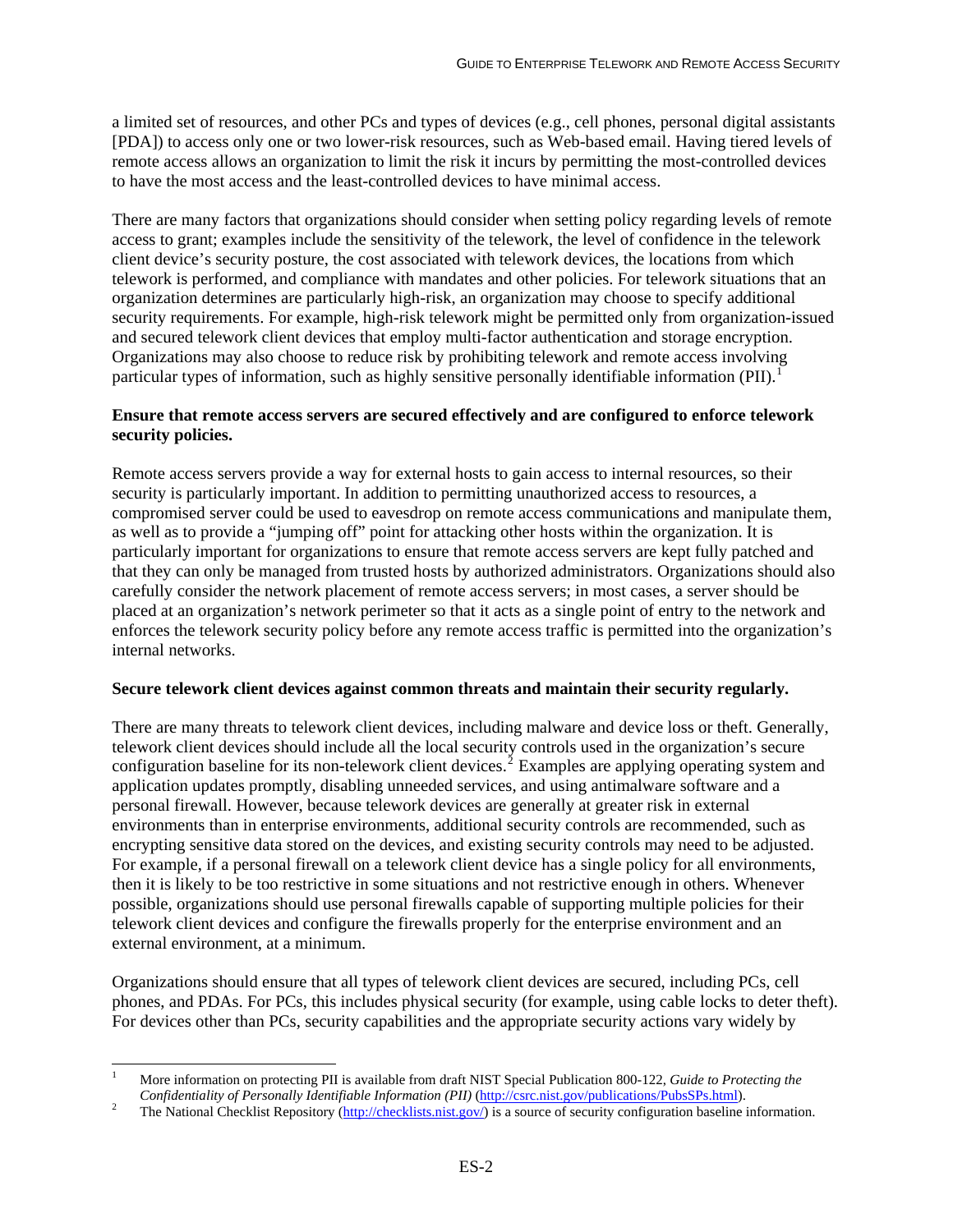a limited set of resources, and other PCs and types of devices (e.g., cell phones, personal digital assistants [PDA]) to access only one or two lower-risk resources, such as Web-based email. Having tiered levels of remote access allows an organization to limit the risk it incurs by permitting the most-controlled devices to have the most access and the least-controlled devices to have minimal access.

There are many factors that organizations should consider when setting policy regarding levels of remote access to grant; examples include the sensitivity of the telework, the level of confidence in the telework client device's security posture, the cost associated with telework devices, the locations from which telework is performed, and compliance with mandates and other policies. For telework situations that an organization determines are particularly high-risk, an organization may choose to specify additional security requirements. For example, high-risk telework might be permitted only from organization-issued and secured telework client devices that employ multi-factor authentication and storage encryption. Organizations may also choose to reduce risk by prohibiting telework and remote access involving particular types of information, such as highly sensitive personally identifiable information (PII).[1]

**Ensure that remote access servers are secured effectively and are configured to enforce telework security policies.**

Remote access servers provide a way for external hosts to gain access to internal resources, so their security is particularly important. In addition to permitting unauthorized access to resources, a compromised server could be used to eavesdrop on remote access communications and manipulate them, as well as to provide a "jumping off" point for attacking other hosts within the organization. It is particularly important for organizations to ensure that remote access servers are kept fully patched and that they can only be managed from trusted hosts by authorized administrators. Organizations should also carefully consider the network placement of remote access servers; in most cases, a server should be placed at an organization's network perimeter so that it acts as a single point of entry to the network and enforces the telework security policy before any remote access traffic is permitted into the organization's internal networks.

**Secure telework client devices against common threats and maintain their security regularly.**

There are many threats to telework client devices, including malware and device loss or theft. Generally, telework client devices should include all the local security controls used in the organization's secure configuration baseline for its non-telework client devices.[2] Examples are applying operating system and application updates promptly, disabling unneeded services, and using antimalware software and a personal firewall. However, because telework devices are generally at greater risk in external environments than in enterprise environments, additional security controls are recommended, such as encrypting sensitive data stored on the devices, and existing security controls may need to be adjusted. For example, if a personal firewall on a telework client device has a single policy for all environments, then it is likely to be too restrictive in some situations and not restrictive enough in others. Whenever possible, organizations should use personal firewalls capable of supporting multiple policies for their telework client devices and configure the firewalls properly for the enterprise environment and an external environment, at a minimum.

Organizations should ensure that all types of telework client devices are secured, including PCs, cell phones, and PDAs. For PCs, this includes physical security (for example, using cable locks to deter theft). For devices other than PCs, security capabilities and the appropriate security actions vary widely by

---

[1] More information on protecting PII is available from draft NIST Special Publication 800-122, *Guide to Protecting the Confidentiality of Personally Identifiable Information (PII)* (http://csrc.nist.gov/publications/PubsSPs.html).

[2] The National Checklist Repository (http://checklists.nist.gov/) is a source of security configuration baseline information.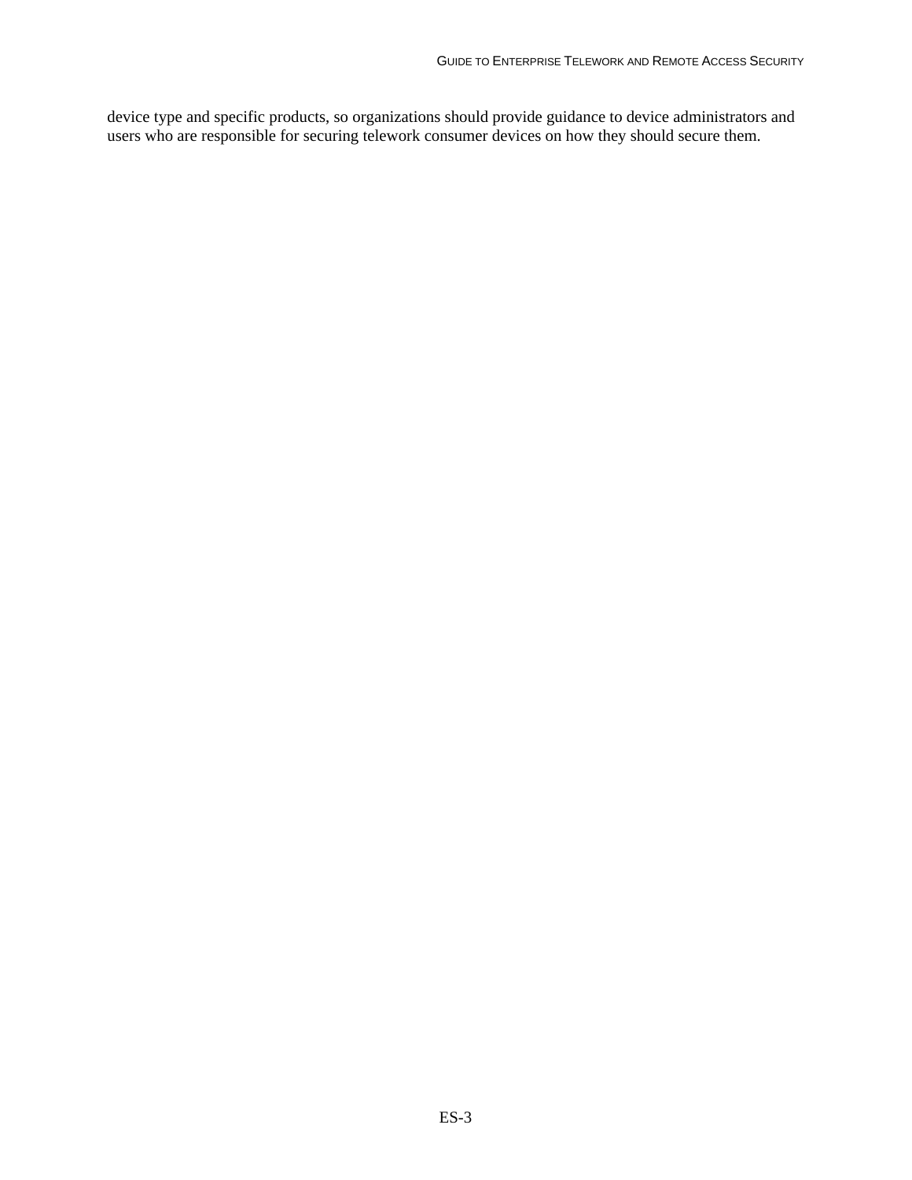device type and specific products, so organizations should provide guidance to device administrators and users who are responsible for securing telework consumer devices on how they should secure them.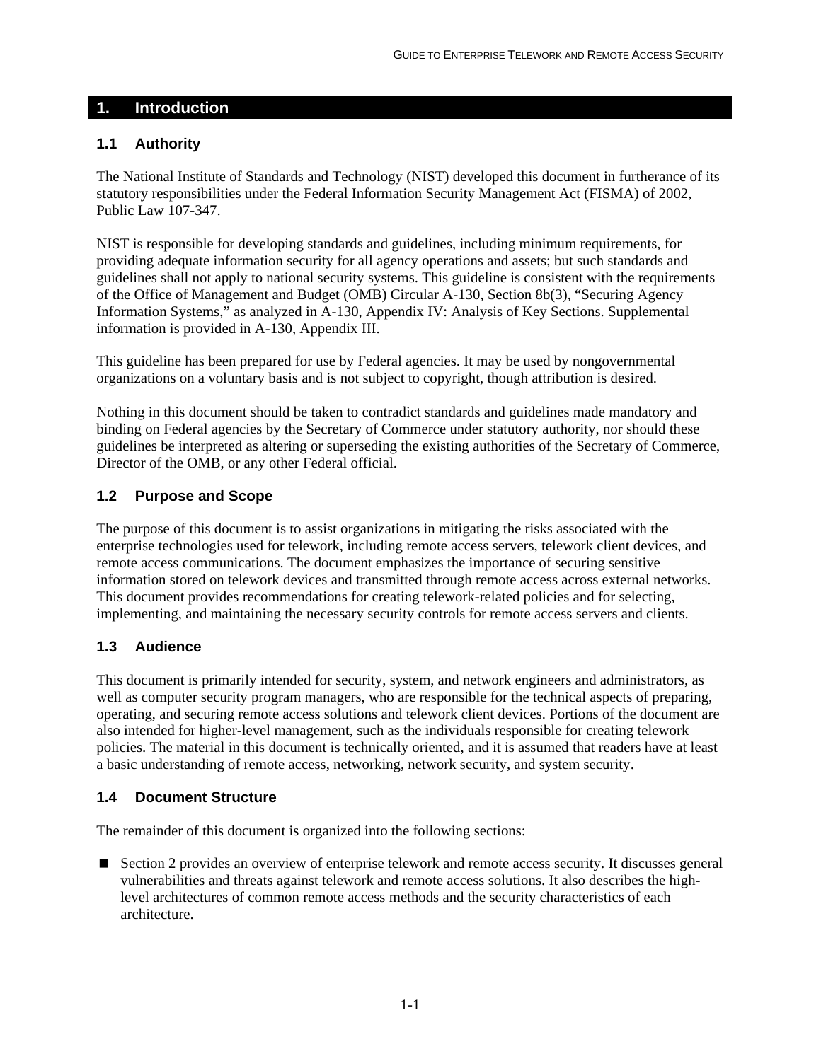# 1. Introduction

## 1.1 Authority

The National Institute of Standards and Technology (NIST) developed this document in furtherance of its statutory responsibilities under the Federal Information Security Management Act (FISMA) of 2002, Public Law 107-347.

NIST is responsible for developing standards and guidelines, including minimum requirements, for providing adequate information security for all agency operations and assets; but such standards and guidelines shall not apply to national security systems. This guideline is consistent with the requirements of the Office of Management and Budget (OMB) Circular A-130, Section 8b(3), "Securing Agency Information Systems," as analyzed in A-130, Appendix IV: Analysis of Key Sections. Supplemental information is provided in A-130, Appendix III.

This guideline has been prepared for use by Federal agencies. It may be used by nongovernmental organizations on a voluntary basis and is not subject to copyright, though attribution is desired.

Nothing in this document should be taken to contradict standards and guidelines made mandatory and binding on Federal agencies by the Secretary of Commerce under statutory authority, nor should these guidelines be interpreted as altering or superseding the existing authorities of the Secretary of Commerce, Director of the OMB, or any other Federal official.

## 1.2 Purpose and Scope

The purpose of this document is to assist organizations in mitigating the risks associated with the enterprise technologies used for telework, including remote access servers, telework client devices, and remote access communications. The document emphasizes the importance of securing sensitive information stored on telework devices and transmitted through remote access across external networks. This document provides recommendations for creating telework-related policies and for selecting, implementing, and maintaining the necessary security controls for remote access servers and clients.

## 1.3 Audience

This document is primarily intended for security, system, and network engineers and administrators, as well as computer security program managers, who are responsible for the technical aspects of preparing, operating, and securing remote access solutions and telework client devices. Portions of the document are also intended for higher-level management, such as the individuals responsible for creating telework policies. The material in this document is technically oriented, and it is assumed that readers have at least a basic understanding of remote access, networking, network security, and system security.

## 1.4 Document Structure

The remainder of this document is organized into the following sections:

- Section 2 provides an overview of enterprise telework and remote access security. It discusses general vulnerabilities and threats against telework and remote access solutions. It also describes the high-level architectures of common remote access methods and the security characteristics of each architecture.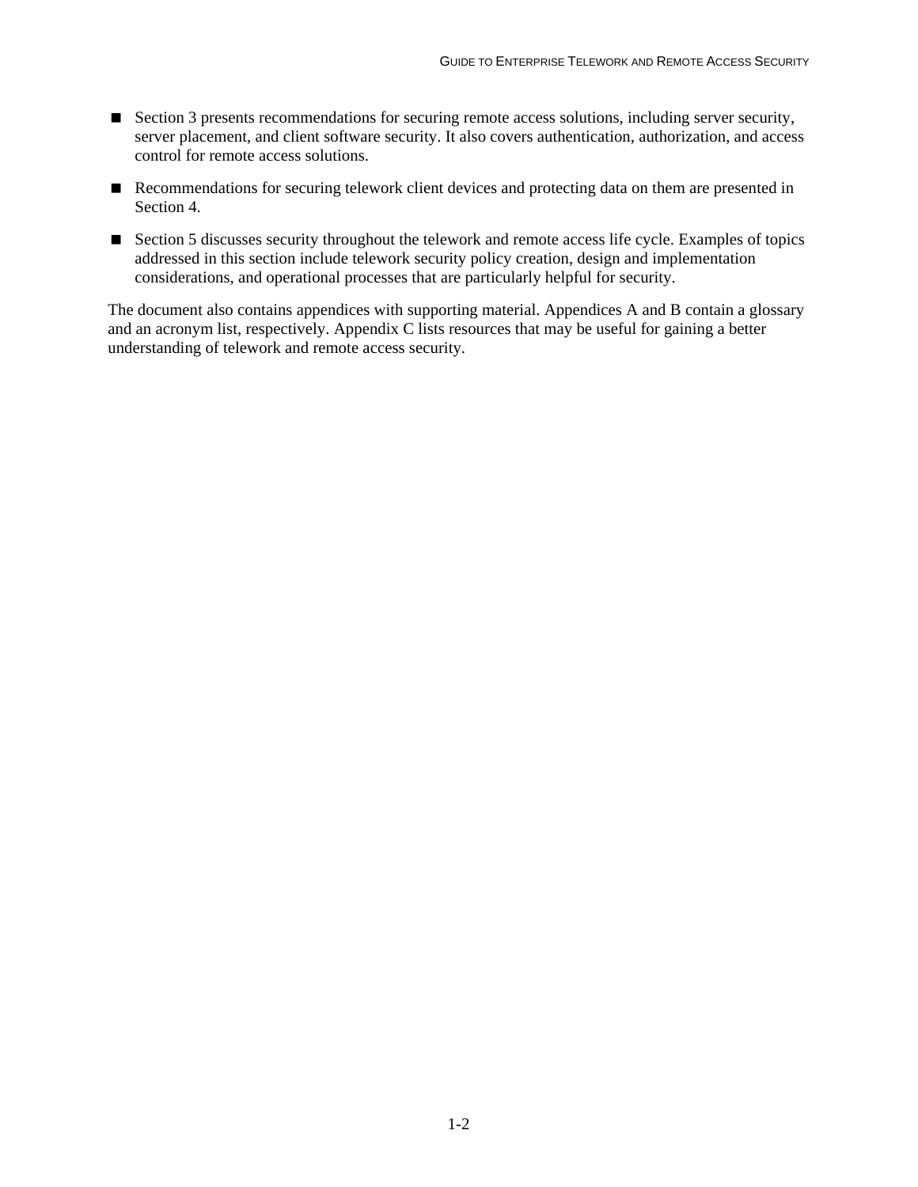- Section 3 presents recommendations for securing remote access solutions, including server security, server placement, and client software security. It also covers authentication, authorization, and access control for remote access solutions.
- Recommendations for securing telework client devices and protecting data on them are presented in Section 4.
- Section 5 discusses security throughout the telework and remote access life cycle. Examples of topics addressed in this section include telework security policy creation, design and implementation considerations, and operational processes that are particularly helpful for security.

The document also contains appendices with supporting material. Appendices A and B contain a glossary and an acronym list, respectively. Appendix C lists resources that may be useful for gaining a better understanding of telework and remote access security.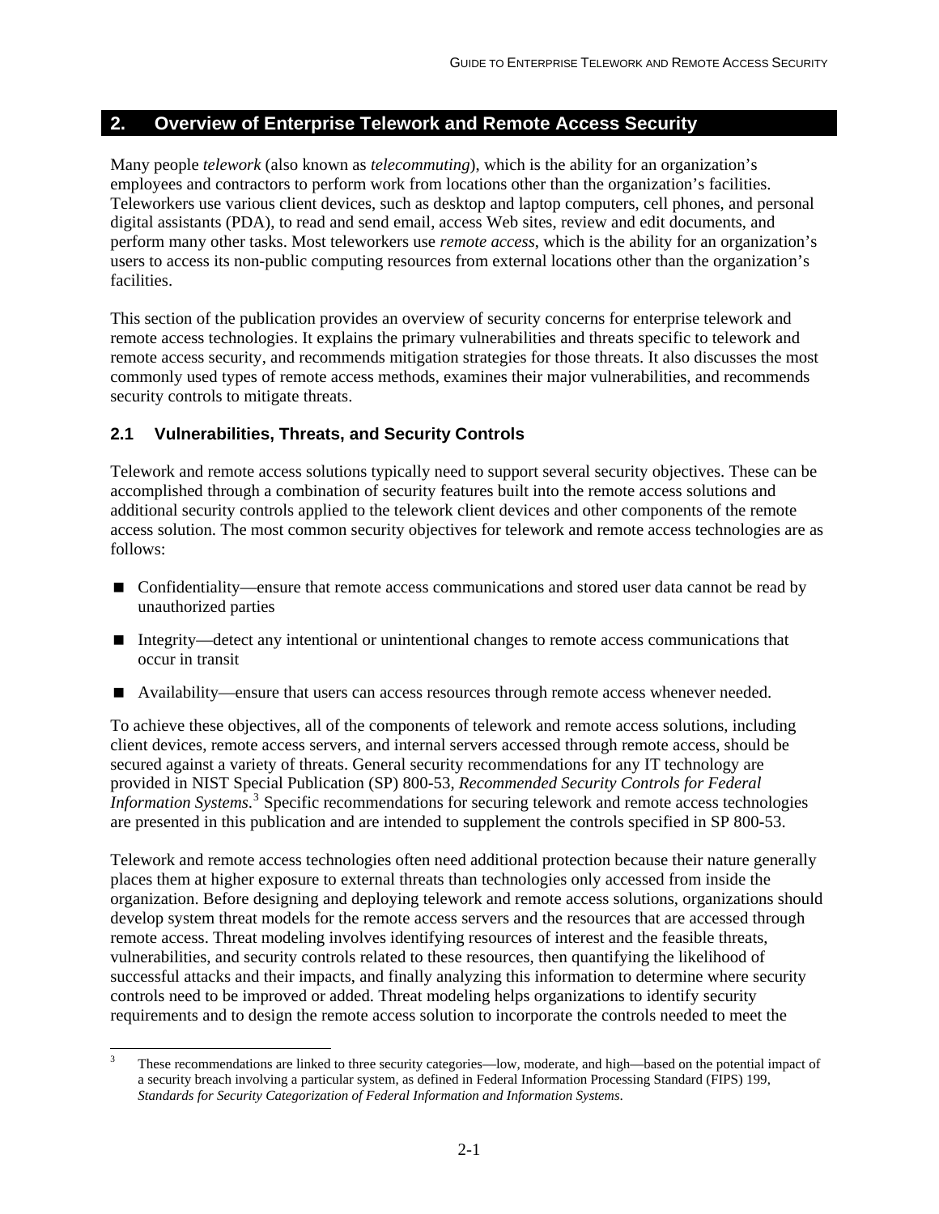## 2. Overview of Enterprise Telework and Remote Access Security

Many people *telework* (also known as *telecommuting*), which is the ability for an organization's employees and contractors to perform work from locations other than the organization's facilities. Teleworkers use various client devices, such as desktop and laptop computers, cell phones, and personal digital assistants (PDA), to read and send email, access Web sites, review and edit documents, and perform many other tasks. Most teleworkers use *remote access*, which is the ability for an organization's users to access its non-public computing resources from external locations other than the organization's facilities.

This section of the publication provides an overview of security concerns for enterprise telework and remote access technologies. It explains the primary vulnerabilities and threats specific to telework and remote access security, and recommends mitigation strategies for those threats. It also discusses the most commonly used types of remote access methods, examines their major vulnerabilities, and recommends security controls to mitigate threats.

### 2.1 Vulnerabilities, Threats, and Security Controls

Telework and remote access solutions typically need to support several security objectives. These can be accomplished through a combination of security features built into the remote access solutions and additional security controls applied to the telework client devices and other components of the remote access solution. The most common security objectives for telework and remote access technologies are as follows:

- Confidentiality—ensure that remote access communications and stored user data cannot be read by unauthorized parties
- Integrity—detect any intentional or unintentional changes to remote access communications that occur in transit
- Availability—ensure that users can access resources through remote access whenever needed.

To achieve these objectives, all of the components of telework and remote access solutions, including client devices, remote access servers, and internal servers accessed through remote access, should be secured against a variety of threats. General security recommendations for any IT technology are provided in NIST Special Publication (SP) 800-53, *Recommended Security Controls for Federal Information Systems*.[3] Specific recommendations for securing telework and remote access technologies are presented in this publication and are intended to supplement the controls specified in SP 800-53.

Telework and remote access technologies often need additional protection because their nature generally places them at higher exposure to external threats than technologies only accessed from inside the organization. Before designing and deploying telework and remote access solutions, organizations should develop system threat models for the remote access servers and the resources that are accessed through remote access. Threat modeling involves identifying resources of interest and the feasible threats, vulnerabilities, and security controls related to these resources, then quantifying the likelihood of successful attacks and their impacts, and finally analyzing this information to determine where security controls need to be improved or added. Threat modeling helps organizations to identify security requirements and to design the remote access solution to incorporate the controls needed to meet the

[3] These recommendations are linked to three security categories—low, moderate, and high—based on the potential impact of a security breach involving a particular system, as defined in Federal Information Processing Standard (FIPS) 199, *Standards for Security Categorization of Federal Information and Information Systems*.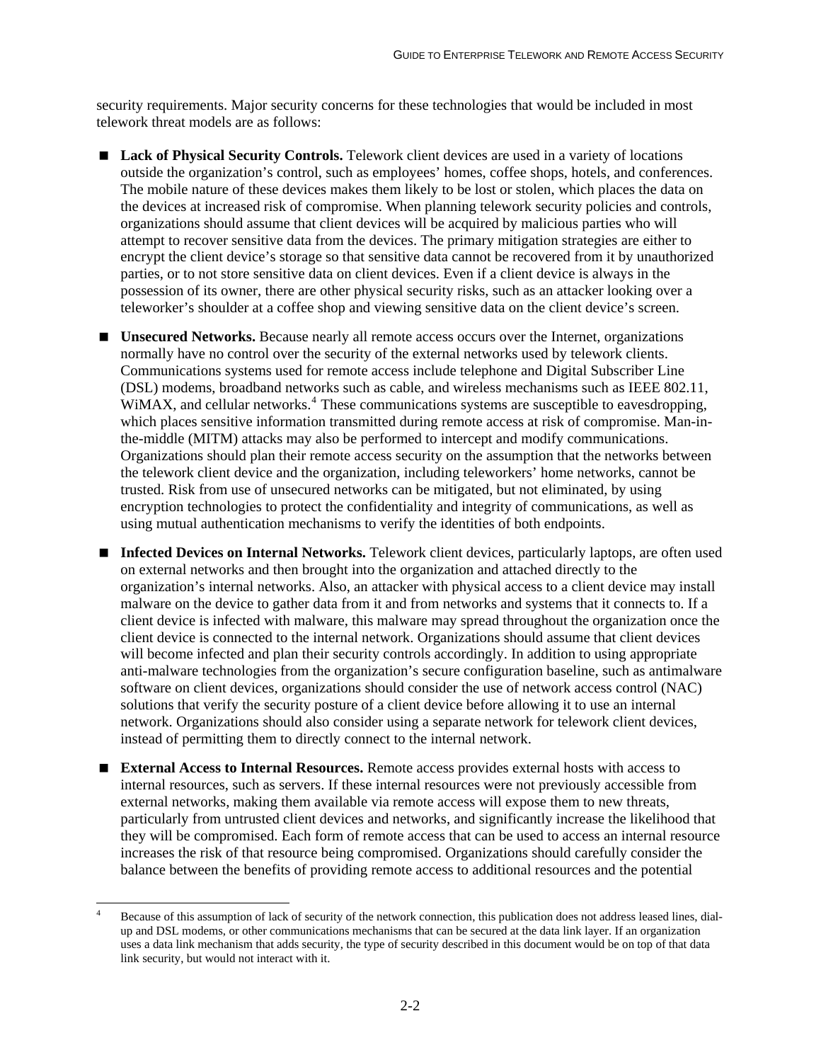security requirements. Major security concerns for these technologies that would be included in most telework threat models are as follows:

- **Lack of Physical Security Controls.** Telework client devices are used in a variety of locations outside the organization's control, such as employees' homes, coffee shops, hotels, and conferences. The mobile nature of these devices makes them likely to be lost or stolen, which places the data on the devices at increased risk of compromise. When planning telework security policies and controls, organizations should assume that client devices will be acquired by malicious parties who will attempt to recover sensitive data from the devices. The primary mitigation strategies are either to encrypt the client device's storage so that sensitive data cannot be recovered from it by unauthorized parties, or to not store sensitive data on client devices. Even if a client device is always in the possession of its owner, there are other physical security risks, such as an attacker looking over a teleworker's shoulder at a coffee shop and viewing sensitive data on the client device's screen.

- **Unsecured Networks.** Because nearly all remote access occurs over the Internet, organizations normally have no control over the security of the external networks used by telework clients. Communications systems used for remote access include telephone and Digital Subscriber Line (DSL) modems, broadband networks such as cable, and wireless mechanisms such as IEEE 802.11, WiMAX, and cellular networks.[4] These communications systems are susceptible to eavesdropping, which places sensitive information transmitted during remote access at risk of compromise. Man-in-the-middle (MITM) attacks may also be performed to intercept and modify communications. Organizations should plan their remote access security on the assumption that the networks between the telework client device and the organization, including teleworkers' home networks, cannot be trusted. Risk from use of unsecured networks can be mitigated, but not eliminated, by using encryption technologies to protect the confidentiality and integrity of communications, as well as using mutual authentication mechanisms to verify the identities of both endpoints.

- **Infected Devices on Internal Networks.** Telework client devices, particularly laptops, are often used on external networks and then brought into the organization and attached directly to the organization's internal networks. Also, an attacker with physical access to a client device may install malware on the device to gather data from it and from networks and systems that it connects to. If a client device is infected with malware, this malware may spread throughout the organization once the client device is connected to the internal network. Organizations should assume that client devices will become infected and plan their security controls accordingly. In addition to using appropriate anti-malware technologies from the organization's secure configuration baseline, such as antimalware software on client devices, organizations should consider the use of network access control (NAC) solutions that verify the security posture of a client device before allowing it to use an internal network. Organizations should also consider using a separate network for telework client devices, instead of permitting them to directly connect to the internal network.

- **External Access to Internal Resources.** Remote access provides external hosts with access to internal resources, such as servers. If these internal resources were not previously accessible from external networks, making them available via remote access will expose them to new threats, particularly from untrusted client devices and networks, and significantly increase the likelihood that they will be compromised. Each form of remote access that can be used to access an internal resource increases the risk of that resource being compromised. Organizations should carefully consider the balance between the benefits of providing remote access to additional resources and the potential

[4] Because of this assumption of lack of security of the network connection, this publication does not address leased lines, dial-up and DSL modems, or other communications mechanisms that can be secured at the data link layer. If an organization uses a data link mechanism that adds security, the type of security described in this document would be on top of that data link security, but would not interact with it.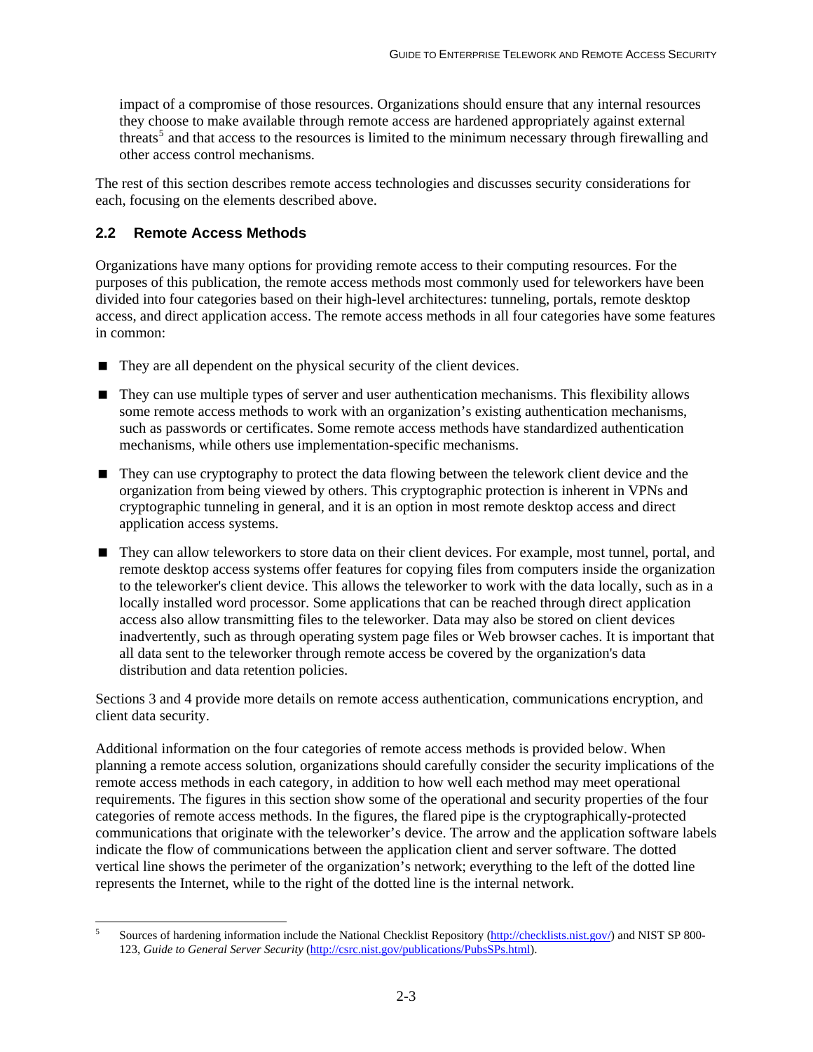impact of a compromise of those resources. Organizations should ensure that any internal resources they choose to make available through remote access are hardened appropriately against external threats[5] and that access to the resources is limited to the minimum necessary through firewalling and other access control mechanisms.

The rest of this section describes remote access technologies and discusses security considerations for each, focusing on the elements described above.

## 2.2 Remote Access Methods

Organizations have many options for providing remote access to their computing resources. For the purposes of this publication, the remote access methods most commonly used for teleworkers have been divided into four categories based on their high-level architectures: tunneling, portals, remote desktop access, and direct application access. The remote access methods in all four categories have some features in common:

- They are all dependent on the physical security of the client devices.
- They can use multiple types of server and user authentication mechanisms. This flexibility allows some remote access methods to work with an organization's existing authentication mechanisms, such as passwords or certificates. Some remote access methods have standardized authentication mechanisms, while others use implementation-specific mechanisms.
- They can use cryptography to protect the data flowing between the telework client device and the organization from being viewed by others. This cryptographic protection is inherent in VPNs and cryptographic tunneling in general, and it is an option in most remote desktop access and direct application access systems.
- They can allow teleworkers to store data on their client devices. For example, most tunnel, portal, and remote desktop access systems offer features for copying files from computers inside the organization to the teleworker's client device. This allows the teleworker to work with the data locally, such as in a locally installed word processor. Some applications that can be reached through direct application access also allow transmitting files to the teleworker. Data may also be stored on client devices inadvertently, such as through operating system page files or Web browser caches. It is important that all data sent to the teleworker through remote access be covered by the organization's data distribution and data retention policies.

Sections 3 and 4 provide more details on remote access authentication, communications encryption, and client data security.

Additional information on the four categories of remote access methods is provided below. When planning a remote access solution, organizations should carefully consider the security implications of the remote access methods in each category, in addition to how well each method may meet operational requirements. The figures in this section show some of the operational and security properties of the four categories of remote access methods. In the figures, the flared pipe is the cryptographically-protected communications that originate with the teleworker's device. The arrow and the application software labels indicate the flow of communications between the application client and server software. The dotted vertical line shows the perimeter of the organization's network; everything to the left of the dotted line represents the Internet, while to the right of the dotted line is the internal network.

---

[5] Sources of hardening information include the National Checklist Repository (http://checklists.nist.gov/) and NIST SP 800-123, *Guide to General Server Security* (http://csrc.nist.gov/publications/PubsSPs.html).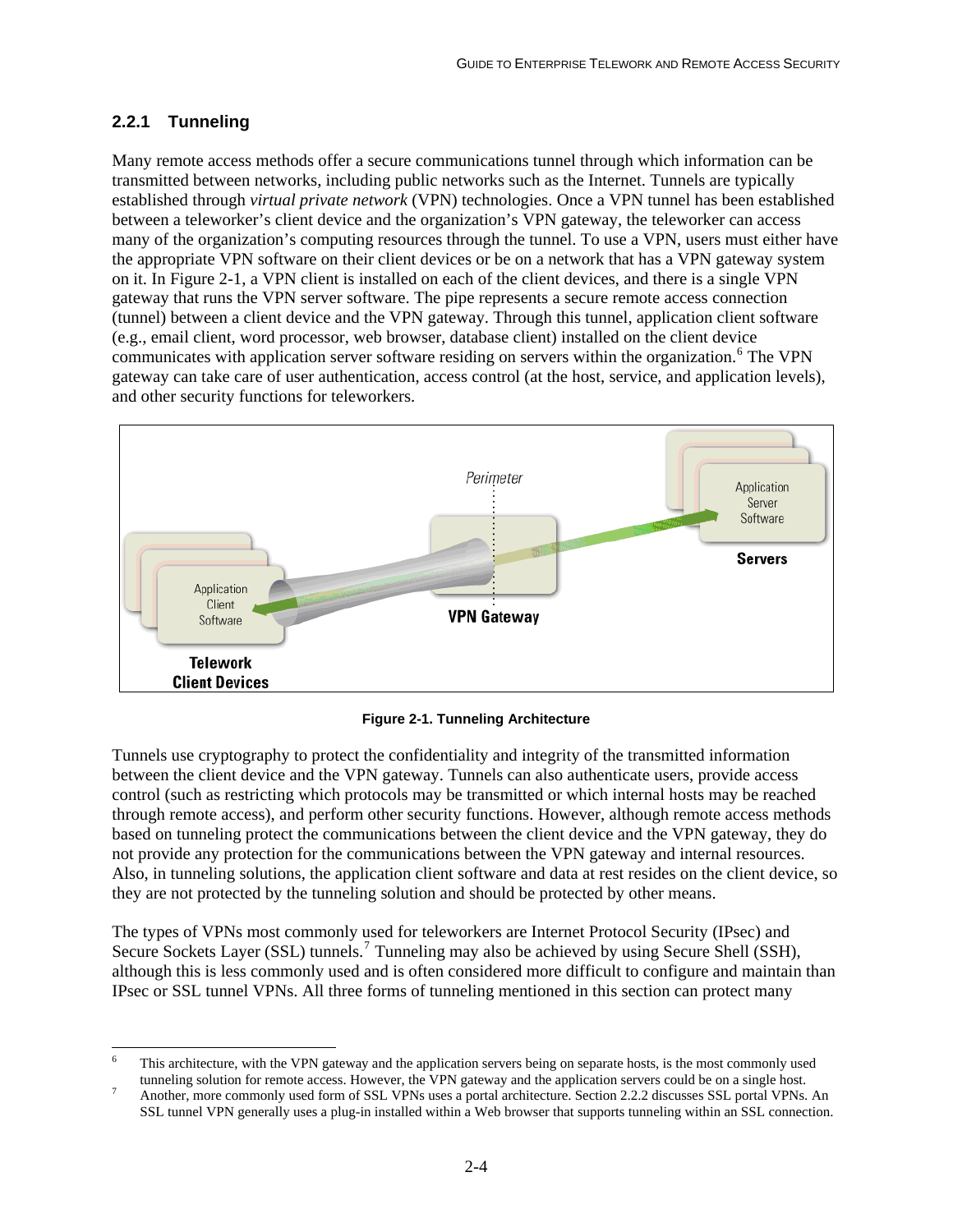### 2.2.1 Tunneling

Many remote access methods offer a secure communications tunnel through which information can be transmitted between networks, including public networks such as the Internet. Tunnels are typically established through *virtual private network* (VPN) technologies. Once a VPN tunnel has been established between a teleworker's client device and the organization's VPN gateway, the teleworker can access many of the organization's computing resources through the tunnel. To use a VPN, users must either have the appropriate VPN software on their client devices or be on a network that has a VPN gateway system on it. In Figure 2-1, a VPN client is installed on each of the client devices, and there is a single VPN gateway that runs the VPN server software. The pipe represents a secure remote access connection (tunnel) between a client device and the VPN gateway. Through this tunnel, application client software (e.g., email client, word processor, web browser, database client) installed on the client device communicates with application server software residing on servers within the organization.[6] The VPN gateway can take care of user authentication, access control (at the host, service, and application levels), and other security functions for teleworkers.

**Figure 2-1. Tunneling Architecture**

Tunnels use cryptography to protect the confidentiality and integrity of the transmitted information between the client device and the VPN gateway. Tunnels can also authenticate users, provide access control (such as restricting which protocols may be transmitted or which internal hosts may be reached through remote access), and perform other security functions. However, although remote access methods based on tunneling protect the communications between the client device and the VPN gateway, they do not provide any protection for the communications between the VPN gateway and internal resources. Also, in tunneling solutions, the application client software and data at rest resides on the client device, so they are not protected by the tunneling solution and should be protected by other means.

The types of VPNs most commonly used for teleworkers are Internet Protocol Security (IPsec) and Secure Sockets Layer (SSL) tunnels.[7] Tunneling may also be achieved by using Secure Shell (SSH), although this is less commonly used and is often considered more difficult to configure and maintain than IPsec or SSL tunnel VPNs. All three forms of tunneling mentioned in this section can protect many

[6] This architecture, with the VPN gateway and the application servers being on separate hosts, is the most commonly used tunneling solution for remote access. However, the VPN gateway and the application servers could be on a single host.

[7] Another, more commonly used form of SSL VPNs uses a portal architecture. Section 2.2.2 discusses SSL portal VPNs. An SSL tunnel VPN generally uses a plug-in installed within a Web browser that supports tunneling within an SSL connection.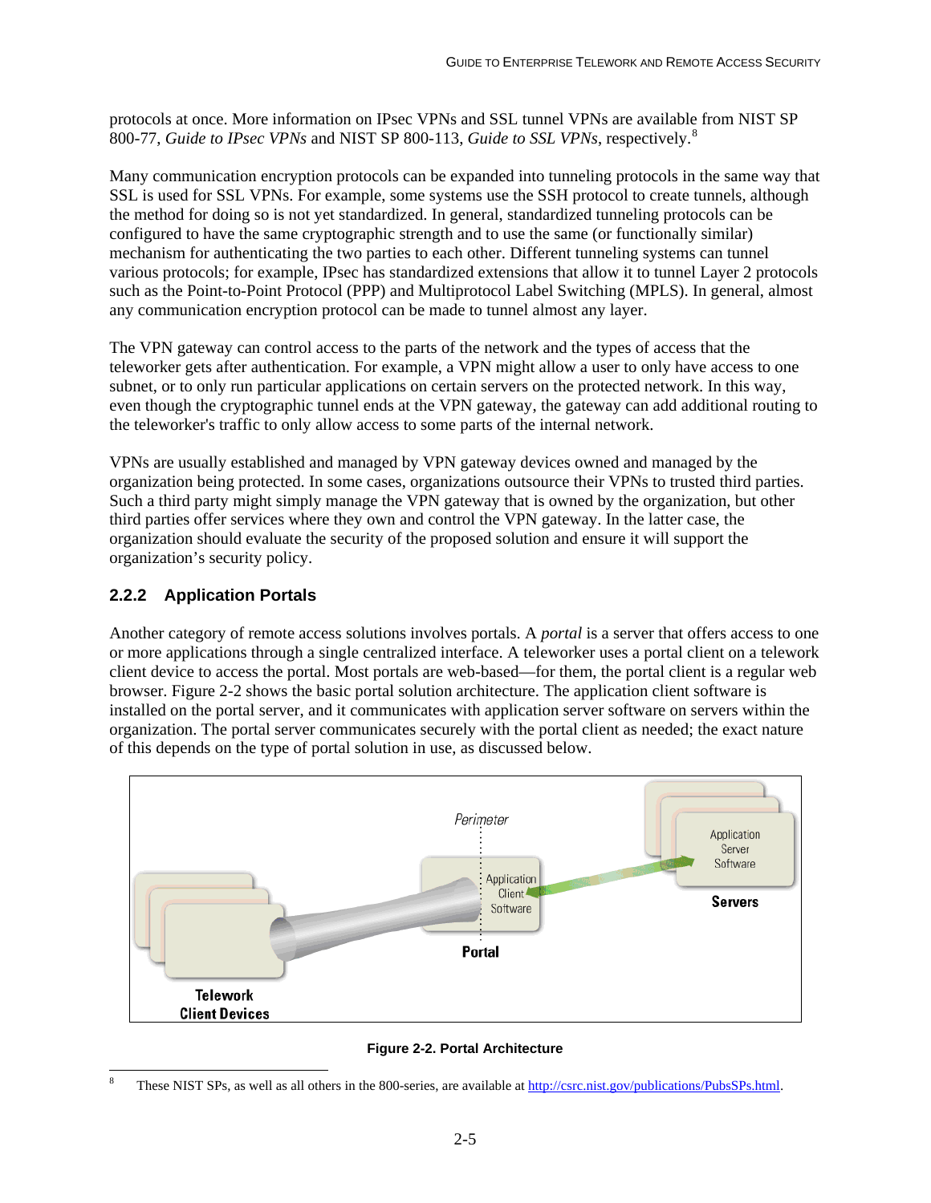protocols at once. More information on IPsec VPNs and SSL tunnel VPNs are available from NIST SP 800-77, *Guide to IPsec VPNs* and NIST SP 800-113, *Guide to SSL VPNs*, respectively.[8]

Many communication encryption protocols can be expanded into tunneling protocols in the same way that SSL is used for SSL VPNs. For example, some systems use the SSH protocol to create tunnels, although the method for doing so is not yet standardized. In general, standardized tunneling protocols can be configured to have the same cryptographic strength and to use the same (or functionally similar) mechanism for authenticating the two parties to each other. Different tunneling systems can tunnel various protocols; for example, IPsec has standardized extensions that allow it to tunnel Layer 2 protocols such as the Point-to-Point Protocol (PPP) and Multiprotocol Label Switching (MPLS). In general, almost any communication encryption protocol can be made to tunnel almost any layer.

The VPN gateway can control access to the parts of the network and the types of access that the teleworker gets after authentication. For example, a VPN might allow a user to only have access to one subnet, or to only run particular applications on certain servers on the protected network. In this way, even though the cryptographic tunnel ends at the VPN gateway, the gateway can add additional routing to the teleworker's traffic to only allow access to some parts of the internal network.

VPNs are usually established and managed by VPN gateway devices owned and managed by the organization being protected. In some cases, organizations outsource their VPNs to trusted third parties. Such a third party might simply manage the VPN gateway that is owned by the organization, but other third parties offer services where they own and control the VPN gateway. In the latter case, the organization should evaluate the security of the proposed solution and ensure it will support the organization's security policy.

### 2.2.2 Application Portals

Another category of remote access solutions involves portals. A *portal* is a server that offers access to one or more applications through a single centralized interface. A teleworker uses a portal client on a telework client device to access the portal. Most portals are web-based—for them, the portal client is a regular web browser. Figure 2-2 shows the basic portal solution architecture. The application client software is installed on the portal server, and it communicates with application server software on servers within the organization. The portal server communicates securely with the portal client as needed; the exact nature of this depends on the type of portal solution in use, as discussed below.

**Figure 2-2. Portal Architecture**

---

[8] These NIST SPs, as well as all others in the 800-series, are available at http://csrc.nist.gov/publications/PubsSPs.html.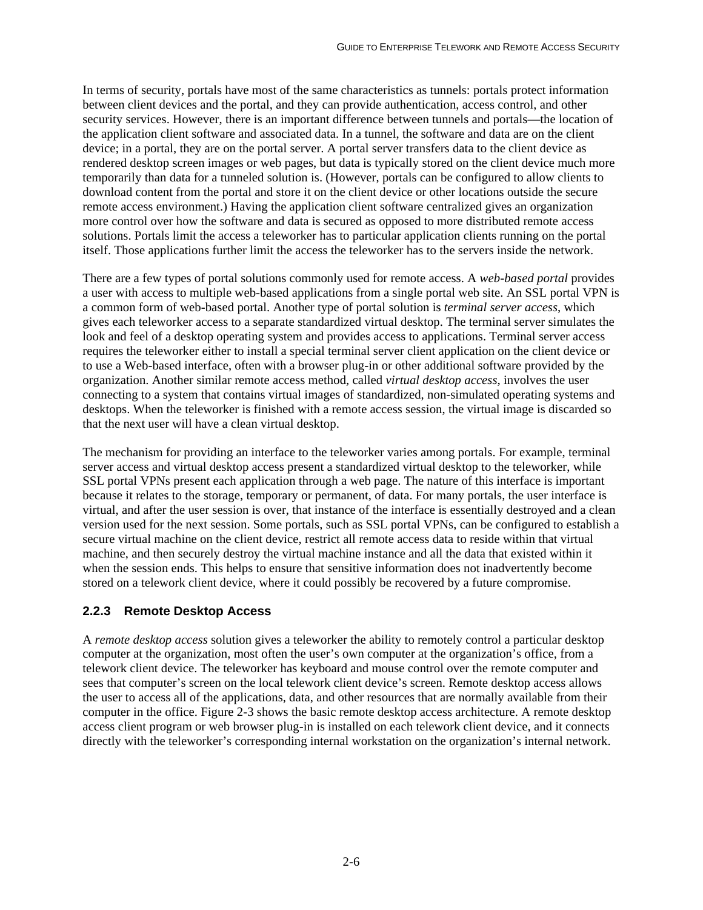In terms of security, portals have most of the same characteristics as tunnels: portals protect information between client devices and the portal, and they can provide authentication, access control, and other security services. However, there is an important difference between tunnels and portals—the location of the application client software and associated data. In a tunnel, the software and data are on the client device; in a portal, they are on the portal server. A portal server transfers data to the client device as rendered desktop screen images or web pages, but data is typically stored on the client device much more temporarily than data for a tunneled solution is. (However, portals can be configured to allow clients to download content from the portal and store it on the client device or other locations outside the secure remote access environment.) Having the application client software centralized gives an organization more control over how the software and data is secured as opposed to more distributed remote access solutions. Portals limit the access a teleworker has to particular application clients running on the portal itself. Those applications further limit the access the teleworker has to the servers inside the network.

There are a few types of portal solutions commonly used for remote access. A *web-based portal* provides a user with access to multiple web-based applications from a single portal web site. An SSL portal VPN is a common form of web-based portal. Another type of portal solution is *terminal server access*, which gives each teleworker access to a separate standardized virtual desktop. The terminal server simulates the look and feel of a desktop operating system and provides access to applications. Terminal server access requires the teleworker either to install a special terminal server client application on the client device or to use a Web-based interface, often with a browser plug-in or other additional software provided by the organization. Another similar remote access method, called *virtual desktop access*, involves the user connecting to a system that contains virtual images of standardized, non-simulated operating systems and desktops. When the teleworker is finished with a remote access session, the virtual image is discarded so that the next user will have a clean virtual desktop.

The mechanism for providing an interface to the teleworker varies among portals. For example, terminal server access and virtual desktop access present a standardized virtual desktop to the teleworker, while SSL portal VPNs present each application through a web page. The nature of this interface is important because it relates to the storage, temporary or permanent, of data. For many portals, the user interface is virtual, and after the user session is over, that instance of the interface is essentially destroyed and a clean version used for the next session. Some portals, such as SSL portal VPNs, can be configured to establish a secure virtual machine on the client device, restrict all remote access data to reside within that virtual machine, and then securely destroy the virtual machine instance and all the data that existed within it when the session ends. This helps to ensure that sensitive information does not inadvertently become stored on a telework client device, where it could possibly be recovered by a future compromise.

### 2.2.3 Remote Desktop Access

A *remote desktop access* solution gives a teleworker the ability to remotely control a particular desktop computer at the organization, most often the user's own computer at the organization's office, from a telework client device. The teleworker has keyboard and mouse control over the remote computer and sees that computer's screen on the local telework client device's screen. Remote desktop access allows the user to access all of the applications, data, and other resources that are normally available from their computer in the office. Figure 2-3 shows the basic remote desktop access architecture. A remote desktop access client program or web browser plug-in is installed on each telework client device, and it connects directly with the teleworker's corresponding internal workstation on the organization's internal network.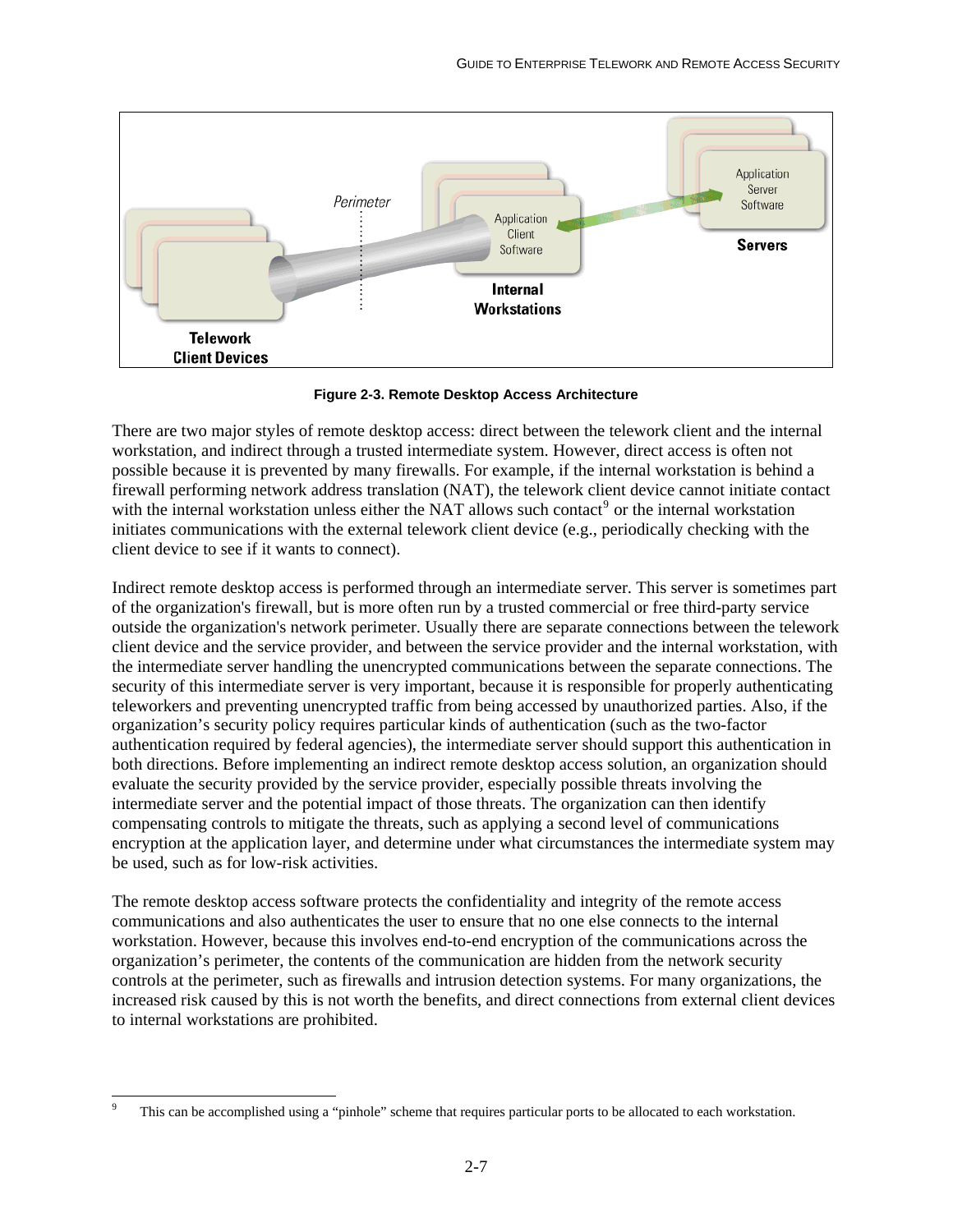Figure 2-3. Remote Desktop Access Architecture

There are two major styles of remote desktop access: direct between the telework client and the internal workstation, and indirect through a trusted intermediate system. However, direct access is often not possible because it is prevented by many firewalls. For example, if the internal workstation is behind a firewall performing network address translation (NAT), the telework client device cannot initiate contact with the internal workstation unless either the NAT allows such contact[9] or the internal workstation initiates communications with the external telework client device (e.g., periodically checking with the client device to see if it wants to connect).

Indirect remote desktop access is performed through an intermediate server. This server is sometimes part of the organization's firewall, but is more often run by a trusted commercial or free third-party service outside the organization's network perimeter. Usually there are separate connections between the telework client device and the service provider, and between the service provider and the internal workstation, with the intermediate server handling the unencrypted communications between the separate connections. The security of this intermediate server is very important, because it is responsible for properly authenticating teleworkers and preventing unencrypted traffic from being accessed by unauthorized parties. Also, if the organization's security policy requires particular kinds of authentication (such as the two-factor authentication required by federal agencies), the intermediate server should support this authentication in both directions. Before implementing an indirect remote desktop access solution, an organization should evaluate the security provided by the service provider, especially possible threats involving the intermediate server and the potential impact of those threats. The organization can then identify compensating controls to mitigate the threats, such as applying a second level of communications encryption at the application layer, and determine under what circumstances the intermediate system may be used, such as for low-risk activities.

The remote desktop access software protects the confidentiality and integrity of the remote access communications and also authenticates the user to ensure that no one else connects to the internal workstation. However, because this involves end-to-end encryption of the communications across the organization's perimeter, the contents of the communication are hidden from the network security controls at the perimeter, such as firewalls and intrusion detection systems. For many organizations, the increased risk caused by this is not worth the benefits, and direct connections from external client devices to internal workstations are prohibited.

[9] This can be accomplished using a "pinhole" scheme that requires particular ports to be allocated to each workstation.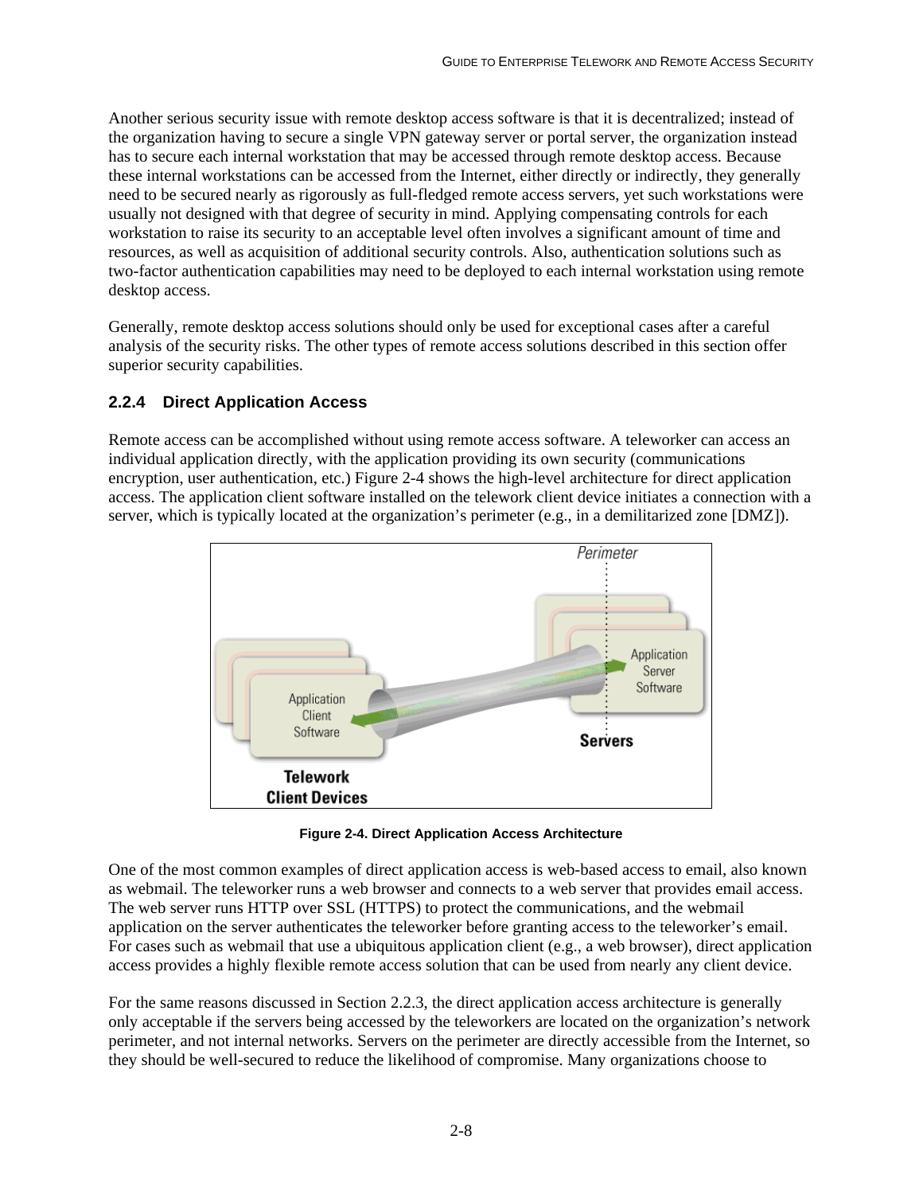Another serious security issue with remote desktop access software is that it is decentralized; instead of the organization having to secure a single VPN gateway server or portal server, the organization instead has to secure each internal workstation that may be accessed through remote desktop access. Because these internal workstations can be accessed from the Internet, either directly or indirectly, they generally need to be secured nearly as rigorously as full-fledged remote access servers, yet such workstations were usually not designed with that degree of security in mind. Applying compensating controls for each workstation to raise its security to an acceptable level often involves a significant amount of time and resources, as well as acquisition of additional security controls. Also, authentication solutions such as two-factor authentication capabilities may need to be deployed to each internal workstation using remote desktop access.

Generally, remote desktop access solutions should only be used for exceptional cases after a careful analysis of the security risks. The other types of remote access solutions described in this section offer superior security capabilities.

### 2.2.4 Direct Application Access

Remote access can be accomplished without using remote access software. A teleworker can access an individual application directly, with the application providing its own security (communications encryption, user authentication, etc.) Figure 2-4 shows the high-level architecture for direct application access. The application client software installed on the telework client device initiates a connection with a server, which is typically located at the organization's perimeter (e.g., in a demilitarized zone [DMZ]).

**Figure 2-4. Direct Application Access Architecture**

One of the most common examples of direct application access is web-based access to email, also known as webmail. The teleworker runs a web browser and connects to a web server that provides email access. The web server runs HTTP over SSL (HTTPS) to protect the communications, and the webmail application on the server authenticates the teleworker before granting access to the teleworker's email. For cases such as webmail that use a ubiquitous application client (e.g., a web browser), direct application access provides a highly flexible remote access solution that can be used from nearly any client device.

For the same reasons discussed in Section 2.2.3, the direct application access architecture is generally only acceptable if the servers being accessed by the teleworkers are located on the organization's network perimeter, and not internal networks. Servers on the perimeter are directly accessible from the Internet, so they should be well-secured to reduce the likelihood of compromise. Many organizations choose to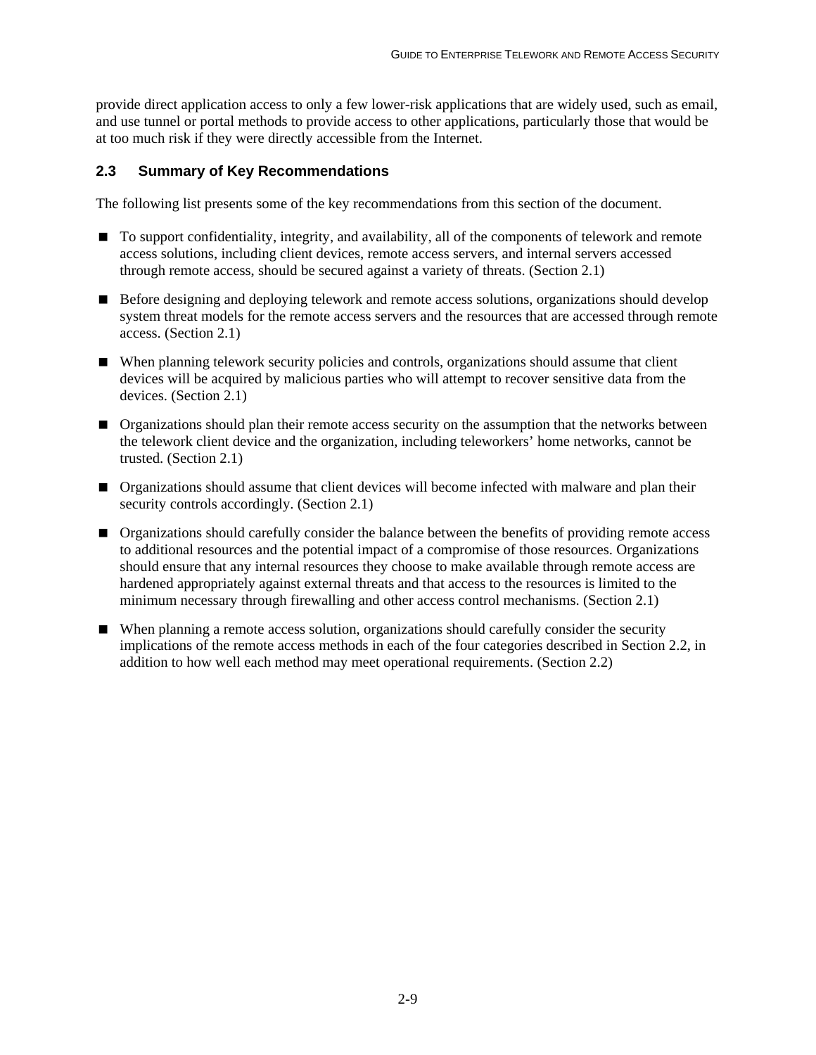provide direct application access to only a few lower-risk applications that are widely used, such as email, and use tunnel or portal methods to provide access to other applications, particularly those that would be at too much risk if they were directly accessible from the Internet.

### 2.3 Summary of Key Recommendations

The following list presents some of the key recommendations from this section of the document.

- To support confidentiality, integrity, and availability, all of the components of telework and remote access solutions, including client devices, remote access servers, and internal servers accessed through remote access, should be secured against a variety of threats. (Section 2.1)
- Before designing and deploying telework and remote access solutions, organizations should develop system threat models for the remote access servers and the resources that are accessed through remote access. (Section 2.1)
- When planning telework security policies and controls, organizations should assume that client devices will be acquired by malicious parties who will attempt to recover sensitive data from the devices. (Section 2.1)
- Organizations should plan their remote access security on the assumption that the networks between the telework client device and the organization, including teleworkers' home networks, cannot be trusted. (Section 2.1)
- Organizations should assume that client devices will become infected with malware and plan their security controls accordingly. (Section 2.1)
- Organizations should carefully consider the balance between the benefits of providing remote access to additional resources and the potential impact of a compromise of those resources. Organizations should ensure that any internal resources they choose to make available through remote access are hardened appropriately against external threats and that access to the resources is limited to the minimum necessary through firewalling and other access control mechanisms. (Section 2.1)
- When planning a remote access solution, organizations should carefully consider the security implications of the remote access methods in each of the four categories described in Section 2.2, in addition to how well each method may meet operational requirements. (Section 2.2)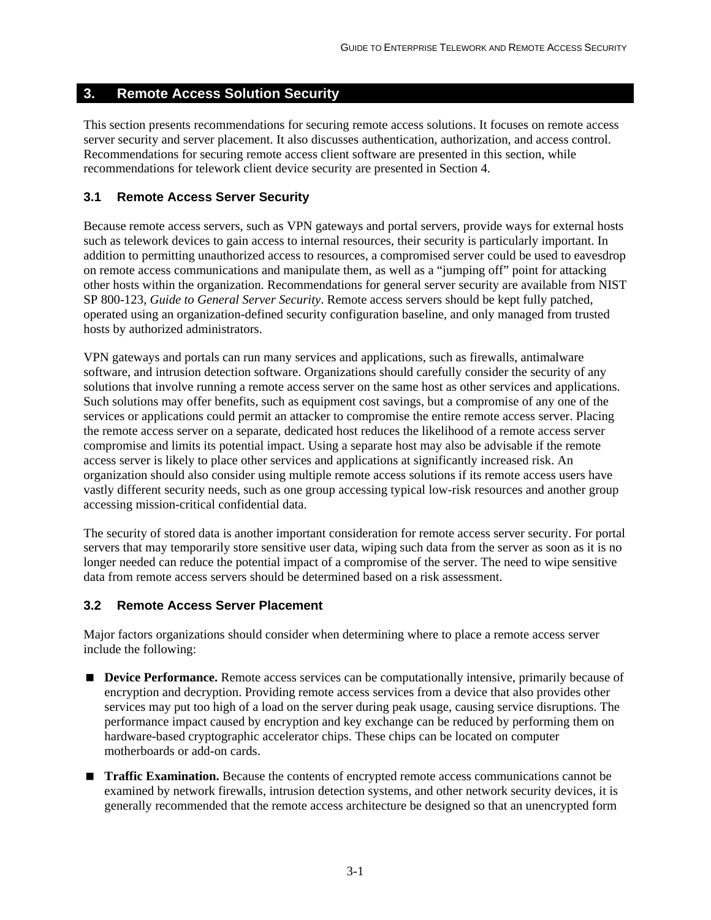## 3. Remote Access Solution Security

This section presents recommendations for securing remote access solutions. It focuses on remote access server security and server placement. It also discusses authentication, authorization, and access control. Recommendations for securing remote access client software are presented in this section, while recommendations for telework client device security are presented in Section 4.

### 3.1 Remote Access Server Security

Because remote access servers, such as VPN gateways and portal servers, provide ways for external hosts such as telework devices to gain access to internal resources, their security is particularly important. In addition to permitting unauthorized access to resources, a compromised server could be used to eavesdrop on remote access communications and manipulate them, as well as a "jumping off" point for attacking other hosts within the organization. Recommendations for general server security are available from NIST SP 800-123, *Guide to General Server Security*. Remote access servers should be kept fully patched, operated using an organization-defined security configuration baseline, and only managed from trusted hosts by authorized administrators.

VPN gateways and portals can run many services and applications, such as firewalls, antimalware software, and intrusion detection software. Organizations should carefully consider the security of any solutions that involve running a remote access server on the same host as other services and applications. Such solutions may offer benefits, such as equipment cost savings, but a compromise of any one of the services or applications could permit an attacker to compromise the entire remote access server. Placing the remote access server on a separate, dedicated host reduces the likelihood of a remote access server compromise and limits its potential impact. Using a separate host may also be advisable if the remote access server is likely to place other services and applications at significantly increased risk. An organization should also consider using multiple remote access solutions if its remote access users have vastly different security needs, such as one group accessing typical low-risk resources and another group accessing mission-critical confidential data.

The security of stored data is another important consideration for remote access server security. For portal servers that may temporarily store sensitive user data, wiping such data from the server as soon as it is no longer needed can reduce the potential impact of a compromise of the server. The need to wipe sensitive data from remote access servers should be determined based on a risk assessment.

### 3.2 Remote Access Server Placement

Major factors organizations should consider when determining where to place a remote access server include the following:

- **Device Performance.** Remote access services can be computationally intensive, primarily because of encryption and decryption. Providing remote access services from a device that also provides other services may put too high of a load on the server during peak usage, causing service disruptions. The performance impact caused by encryption and key exchange can be reduced by performing them on hardware-based cryptographic accelerator chips. These chips can be located on computer motherboards or add-on cards.
- **Traffic Examination.** Because the contents of encrypted remote access communications cannot be examined by network firewalls, intrusion detection systems, and other network security devices, it is generally recommended that the remote access architecture be designed so that an unencrypted form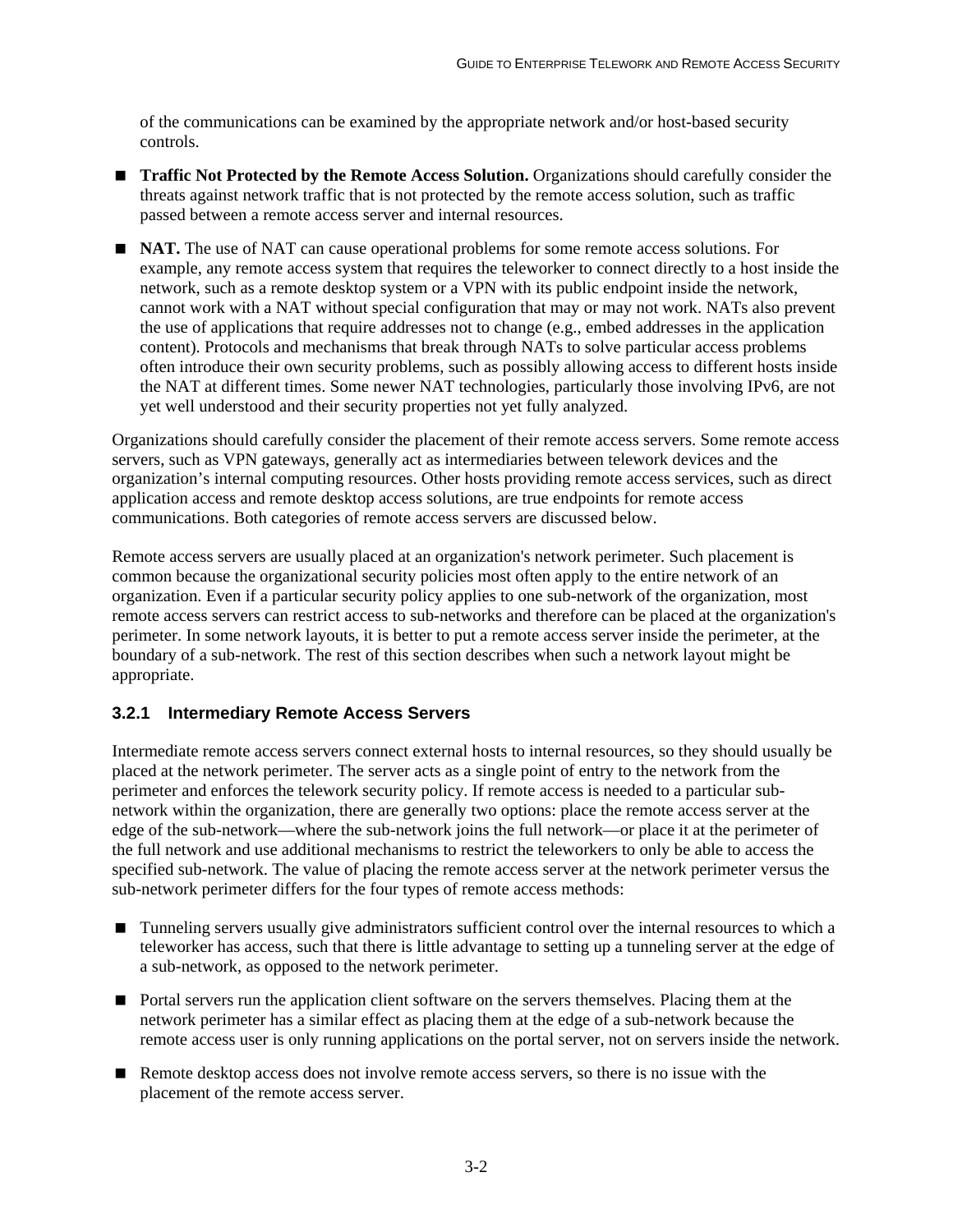of the communications can be examined by the appropriate network and/or host-based security controls.

- **Traffic Not Protected by the Remote Access Solution.** Organizations should carefully consider the threats against network traffic that is not protected by the remote access solution, such as traffic passed between a remote access server and internal resources.

- **NAT.** The use of NAT can cause operational problems for some remote access solutions. For example, any remote access system that requires the teleworker to connect directly to a host inside the network, such as a remote desktop system or a VPN with its public endpoint inside the network, cannot work with a NAT without special configuration that may or may not work. NATs also prevent the use of applications that require addresses not to change (e.g., embed addresses in the application content). Protocols and mechanisms that break through NATs to solve particular access problems often introduce their own security problems, such as possibly allowing access to different hosts inside the NAT at different times. Some newer NAT technologies, particularly those involving IPv6, are not yet well understood and their security properties not yet fully analyzed.

Organizations should carefully consider the placement of their remote access servers. Some remote access servers, such as VPN gateways, generally act as intermediaries between telework devices and the organization's internal computing resources. Other hosts providing remote access services, such as direct application access and remote desktop access solutions, are true endpoints for remote access communications. Both categories of remote access servers are discussed below.

Remote access servers are usually placed at an organization's network perimeter. Such placement is common because the organizational security policies most often apply to the entire network of an organization. Even if a particular security policy applies to one sub-network of the organization, most remote access servers can restrict access to sub-networks and therefore can be placed at the organization's perimeter. In some network layouts, it is better to put a remote access server inside the perimeter, at the boundary of a sub-network. The rest of this section describes when such a network layout might be appropriate.

### 3.2.1 Intermediary Remote Access Servers

Intermediate remote access servers connect external hosts to internal resources, so they should usually be placed at the network perimeter. The server acts as a single point of entry to the network from the perimeter and enforces the telework security policy. If remote access is needed to a particular sub-network within the organization, there are generally two options: place the remote access server at the edge of the sub-network—where the sub-network joins the full network—or place it at the perimeter of the full network and use additional mechanisms to restrict the teleworkers to only be able to access the specified sub-network. The value of placing the remote access server at the network perimeter versus the sub-network perimeter differs for the four types of remote access methods:

- Tunneling servers usually give administrators sufficient control over the internal resources to which a teleworker has access, such that there is little advantage to setting up a tunneling server at the edge of a sub-network, as opposed to the network perimeter.

- Portal servers run the application client software on the servers themselves. Placing them at the network perimeter has a similar effect as placing them at the edge of a sub-network because the remote access user is only running applications on the portal server, not on servers inside the network.

- Remote desktop access does not involve remote access servers, so there is no issue with the placement of the remote access server.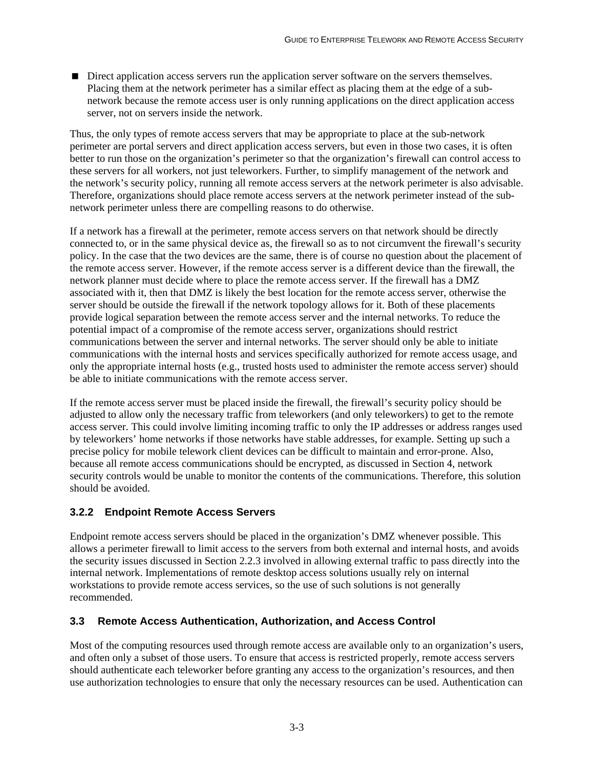- Direct application access servers run the application server software on the servers themselves. Placing them at the network perimeter has a similar effect as placing them at the edge of a sub-network because the remote access user is only running applications on the direct application access server, not on servers inside the network.

Thus, the only types of remote access servers that may be appropriate to place at the sub-network perimeter are portal servers and direct application access servers, but even in those two cases, it is often better to run those on the organization's perimeter so that the organization's firewall can control access to these servers for all workers, not just teleworkers. Further, to simplify management of the network and the network's security policy, running all remote access servers at the network perimeter is also advisable. Therefore, organizations should place remote access servers at the network perimeter instead of the sub-network perimeter unless there are compelling reasons to do otherwise.

If a network has a firewall at the perimeter, remote access servers on that network should be directly connected to, or in the same physical device as, the firewall so as to not circumvent the firewall's security policy. In the case that the two devices are the same, there is of course no question about the placement of the remote access server. However, if the remote access server is a different device than the firewall, the network planner must decide where to place the remote access server. If the firewall has a DMZ associated with it, then that DMZ is likely the best location for the remote access server, otherwise the server should be outside the firewall if the network topology allows for it. Both of these placements provide logical separation between the remote access server and the internal networks. To reduce the potential impact of a compromise of the remote access server, organizations should restrict communications between the server and internal networks. The server should only be able to initiate communications with the internal hosts and services specifically authorized for remote access usage, and only the appropriate internal hosts (e.g., trusted hosts used to administer the remote access server) should be able to initiate communications with the remote access server.

If the remote access server must be placed inside the firewall, the firewall's security policy should be adjusted to allow only the necessary traffic from teleworkers (and only teleworkers) to get to the remote access server. This could involve limiting incoming traffic to only the IP addresses or address ranges used by teleworkers' home networks if those networks have stable addresses, for example. Setting up such a precise policy for mobile telework client devices can be difficult to maintain and error-prone. Also, because all remote access communications should be encrypted, as discussed in Section 4, network security controls would be unable to monitor the contents of the communications. Therefore, this solution should be avoided.

### 3.2.2 Endpoint Remote Access Servers

Endpoint remote access servers should be placed in the organization's DMZ whenever possible. This allows a perimeter firewall to limit access to the servers from both external and internal hosts, and avoids the security issues discussed in Section 2.2.3 involved in allowing external traffic to pass directly into the internal network. Implementations of remote desktop access solutions usually rely on internal workstations to provide remote access services, so the use of such solutions is not generally recommended.

## 3.3 Remote Access Authentication, Authorization, and Access Control

Most of the computing resources used through remote access are available only to an organization's users, and often only a subset of those users. To ensure that access is restricted properly, remote access servers should authenticate each teleworker before granting any access to the organization's resources, and then use authorization technologies to ensure that only the necessary resources can be used. Authentication can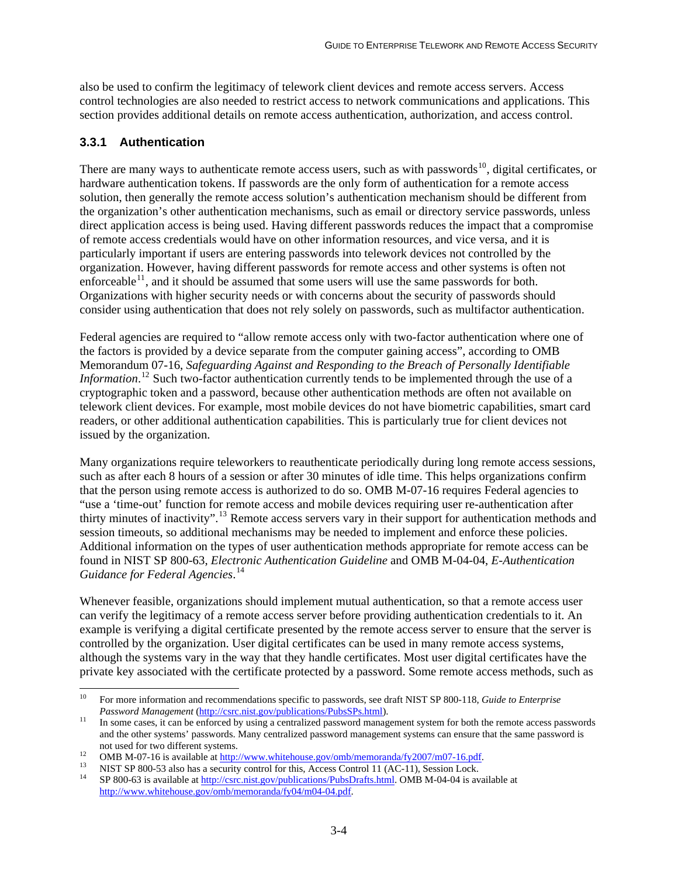also be used to confirm the legitimacy of telework client devices and remote access servers. Access control technologies are also needed to restrict access to network communications and applications. This section provides additional details on remote access authentication, authorization, and access control.

### 3.3.1 Authentication

There are many ways to authenticate remote access users, such as with passwords[10], digital certificates, or hardware authentication tokens. If passwords are the only form of authentication for a remote access solution, then generally the remote access solution's authentication mechanism should be different from the organization's other authentication mechanisms, such as email or directory service passwords, unless direct application access is being used. Having different passwords reduces the impact that a compromise of remote access credentials would have on other information resources, and vice versa, and it is particularly important if users are entering passwords into telework devices not controlled by the organization. However, having different passwords for remote access and other systems is often not enforceable[11], and it should be assumed that some users will use the same passwords for both. Organizations with higher security needs or with concerns about the security of passwords should consider using authentication that does not rely solely on passwords, such as multifactor authentication.

Federal agencies are required to "allow remote access only with two-factor authentication where one of the factors is provided by a device separate from the computer gaining access", according to OMB Memorandum 07-16, *Safeguarding Against and Responding to the Breach of Personally Identifiable Information*.[12] Such two-factor authentication currently tends to be implemented through the use of a cryptographic token and a password, because other authentication methods are often not available on telework client devices. For example, most mobile devices do not have biometric capabilities, smart card readers, or other additional authentication capabilities. This is particularly true for client devices not issued by the organization.

Many organizations require teleworkers to reauthenticate periodically during long remote access sessions, such as after each 8 hours of a session or after 30 minutes of idle time. This helps organizations confirm that the person using remote access is authorized to do so. OMB M-07-16 requires Federal agencies to "use a 'time-out' function for remote access and mobile devices requiring user re-authentication after thirty minutes of inactivity".[13] Remote access servers vary in their support for authentication methods and session timeouts, so additional mechanisms may be needed to implement and enforce these policies. Additional information on the types of user authentication methods appropriate for remote access can be found in NIST SP 800-63, *Electronic Authentication Guideline* and OMB M-04-04, *E-Authentication Guidance for Federal Agencies*.[14]

Whenever feasible, organizations should implement mutual authentication, so that a remote access user can verify the legitimacy of a remote access server before providing authentication credentials to it. An example is verifying a digital certificate presented by the remote access server to ensure that the server is controlled by the organization. User digital certificates can be used in many remote access systems, although the systems vary in the way that they handle certificates. Most user digital certificates have the private key associated with the certificate protected by a password. Some remote access methods, such as

---

[10] For more information and recommendations specific to passwords, see draft NIST SP 800-118, *Guide to Enterprise Password Management* (http://csrc.nist.gov/publications/PubsSPs.html).

[11] In some cases, it can be enforced by using a centralized password management system for both the remote access passwords and the other systems' passwords. Many centralized password management systems can ensure that the same password is not used for two different systems.

[12] OMB M-07-16 is available at http://www.whitehouse.gov/omb/memoranda/fy2007/m07-16.pdf.

[13] NIST SP 800-53 also has a security control for this, Access Control 11 (AC-11), Session Lock.

[14] SP 800-63 is available at http://csrc.nist.gov/publications/PubsDrafts.html. OMB M-04-04 is available at http://www.whitehouse.gov/omb/memoranda/fy04/m04-04.pdf.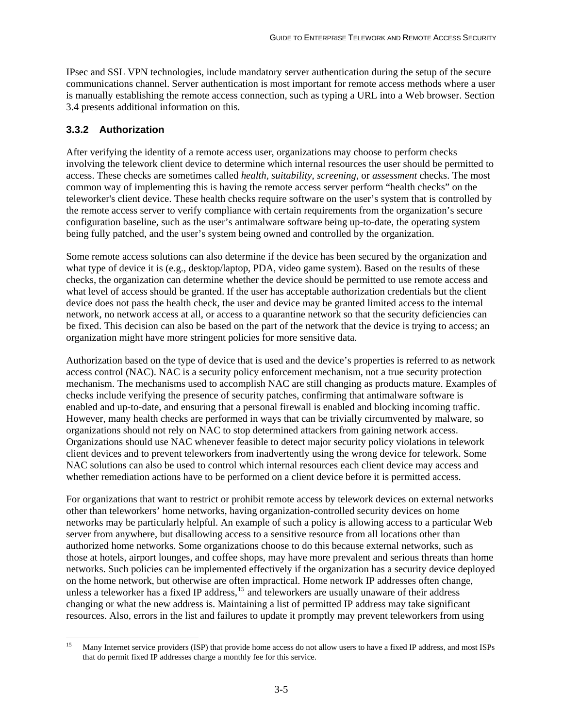IPsec and SSL VPN technologies, include mandatory server authentication during the setup of the secure communications channel. Server authentication is most important for remote access methods where a user is manually establishing the remote access connection, such as typing a URL into a Web browser. Section 3.4 presents additional information on this.

### 3.3.2 Authorization

After verifying the identity of a remote access user, organizations may choose to perform checks involving the telework client device to determine which internal resources the user should be permitted to access. These checks are sometimes called *health*, *suitability*, *screening*, or *assessment* checks. The most common way of implementing this is having the remote access server perform "health checks" on the teleworker's client device. These health checks require software on the user's system that is controlled by the remote access server to verify compliance with certain requirements from the organization's secure configuration baseline, such as the user's antimalware software being up-to-date, the operating system being fully patched, and the user's system being owned and controlled by the organization.

Some remote access solutions can also determine if the device has been secured by the organization and what type of device it is (e.g., desktop/laptop, PDA, video game system). Based on the results of these checks, the organization can determine whether the device should be permitted to use remote access and what level of access should be granted. If the user has acceptable authorization credentials but the client device does not pass the health check, the user and device may be granted limited access to the internal network, no network access at all, or access to a quarantine network so that the security deficiencies can be fixed. This decision can also be based on the part of the network that the device is trying to access; an organization might have more stringent policies for more sensitive data.

Authorization based on the type of device that is used and the device's properties is referred to as network access control (NAC). NAC is a security policy enforcement mechanism, not a true security protection mechanism. The mechanisms used to accomplish NAC are still changing as products mature. Examples of checks include verifying the presence of security patches, confirming that antimalware software is enabled and up-to-date, and ensuring that a personal firewall is enabled and blocking incoming traffic. However, many health checks are performed in ways that can be trivially circumvented by malware, so organizations should not rely on NAC to stop determined attackers from gaining network access. Organizations should use NAC whenever feasible to detect major security policy violations in telework client devices and to prevent teleworkers from inadvertently using the wrong device for telework. Some NAC solutions can also be used to control which internal resources each client device may access and whether remediation actions have to be performed on a client device before it is permitted access.

For organizations that want to restrict or prohibit remote access by telework devices on external networks other than teleworkers' home networks, having organization-controlled security devices on home networks may be particularly helpful. An example of such a policy is allowing access to a particular Web server from anywhere, but disallowing access to a sensitive resource from all locations other than authorized home networks. Some organizations choose to do this because external networks, such as those at hotels, airport lounges, and coffee shops, may have more prevalent and serious threats than home networks. Such policies can be implemented effectively if the organization has a security device deployed on the home network, but otherwise are often impractical. Home network IP addresses often change, unless a teleworker has a fixed IP address,[15] and teleworkers are usually unaware of their address changing or what the new address is. Maintaining a list of permitted IP address may take significant resources. Also, errors in the list and failures to update it promptly may prevent teleworkers from using

[15] Many Internet service providers (ISP) that provide home access do not allow users to have a fixed IP address, and most ISPs that do permit fixed IP addresses charge a monthly fee for this service.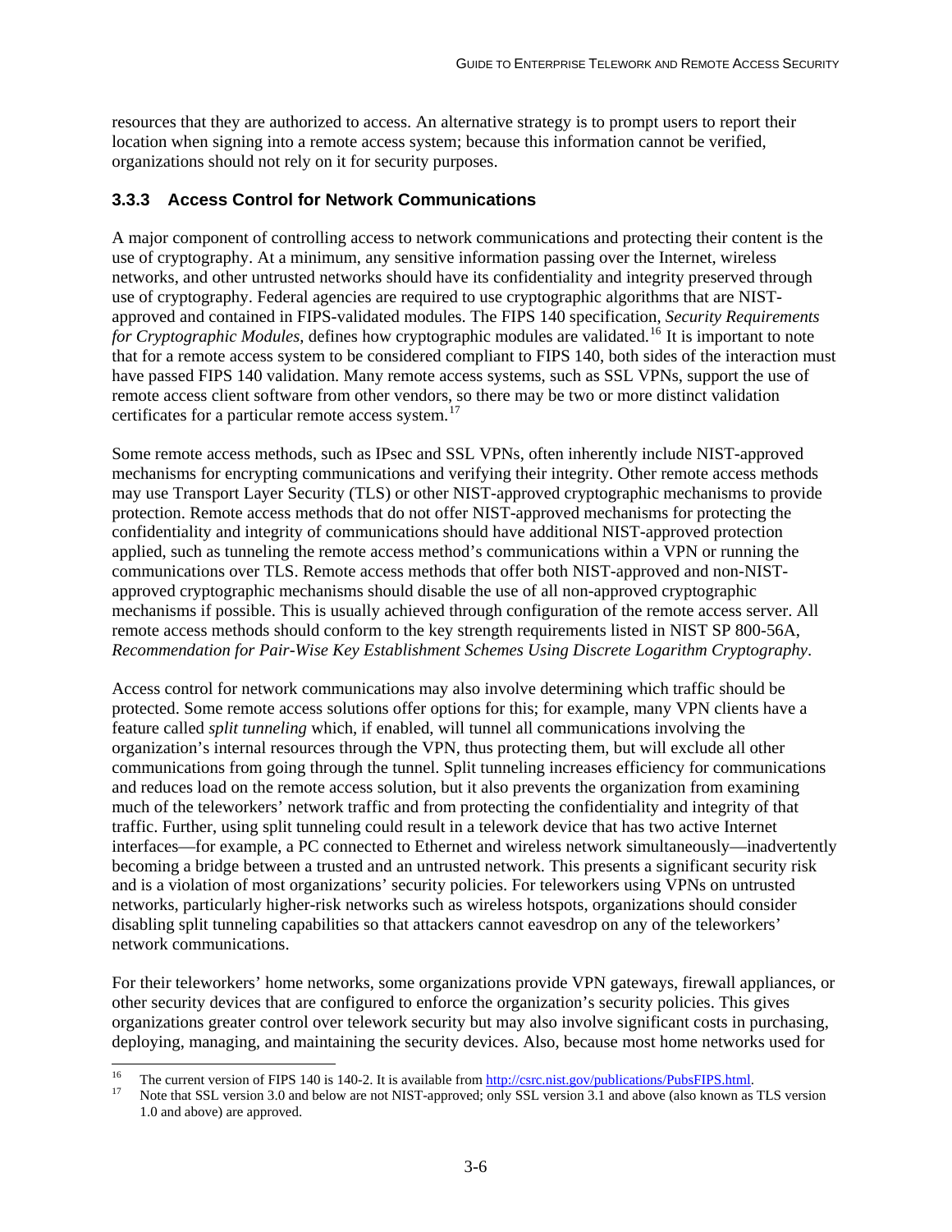resources that they are authorized to access. An alternative strategy is to prompt users to report their location when signing into a remote access system; because this information cannot be verified, organizations should not rely on it for security purposes.

### 3.3.3 Access Control for Network Communications

A major component of controlling access to network communications and protecting their content is the use of cryptography. At a minimum, any sensitive information passing over the Internet, wireless networks, and other untrusted networks should have its confidentiality and integrity preserved through use of cryptography. Federal agencies are required to use cryptographic algorithms that are NIST-approved and contained in FIPS-validated modules. The FIPS 140 specification, *Security Requirements for Cryptographic Modules*, defines how cryptographic modules are validated.[16] It is important to note that for a remote access system to be considered compliant to FIPS 140, both sides of the interaction must have passed FIPS 140 validation. Many remote access systems, such as SSL VPNs, support the use of remote access client software from other vendors, so there may be two or more distinct validation certificates for a particular remote access system.[17]

Some remote access methods, such as IPsec and SSL VPNs, often inherently include NIST-approved mechanisms for encrypting communications and verifying their integrity. Other remote access methods may use Transport Layer Security (TLS) or other NIST-approved cryptographic mechanisms to provide protection. Remote access methods that do not offer NIST-approved mechanisms for protecting the confidentiality and integrity of communications should have additional NIST-approved protection applied, such as tunneling the remote access method's communications within a VPN or running the communications over TLS. Remote access methods that offer both NIST-approved and non-NIST-approved cryptographic mechanisms should disable the use of all non-approved cryptographic mechanisms if possible. This is usually achieved through configuration of the remote access server. All remote access methods should conform to the key strength requirements listed in NIST SP 800-56A, *Recommendation for Pair-Wise Key Establishment Schemes Using Discrete Logarithm Cryptography*.

Access control for network communications may also involve determining which traffic should be protected. Some remote access solutions offer options for this; for example, many VPN clients have a feature called *split tunneling* which, if enabled, will tunnel all communications involving the organization's internal resources through the VPN, thus protecting them, but will exclude all other communications from going through the tunnel. Split tunneling increases efficiency for communications and reduces load on the remote access solution, but it also prevents the organization from examining much of the teleworkers' network traffic and from protecting the confidentiality and integrity of that traffic. Further, using split tunneling could result in a telework device that has two active Internet interfaces—for example, a PC connected to Ethernet and wireless network simultaneously—inadvertently becoming a bridge between a trusted and an untrusted network. This presents a significant security risk and is a violation of most organizations' security policies. For teleworkers using VPNs on untrusted networks, particularly higher-risk networks such as wireless hotspots, organizations should consider disabling split tunneling capabilities so that attackers cannot eavesdrop on any of the teleworkers' network communications.

For their teleworkers' home networks, some organizations provide VPN gateways, firewall appliances, or other security devices that are configured to enforce the organization's security policies. This gives organizations greater control over telework security but may also involve significant costs in purchasing, deploying, managing, and maintaining the security devices. Also, because most home networks used for

---

[16] The current version of FIPS 140 is 140-2. It is available from http://csrc.nist.gov/publications/PubsFIPS.html.

[17] Note that SSL version 3.0 and below are not NIST-approved; only SSL version 3.1 and above (also known as TLS version 1.0 and above) are approved.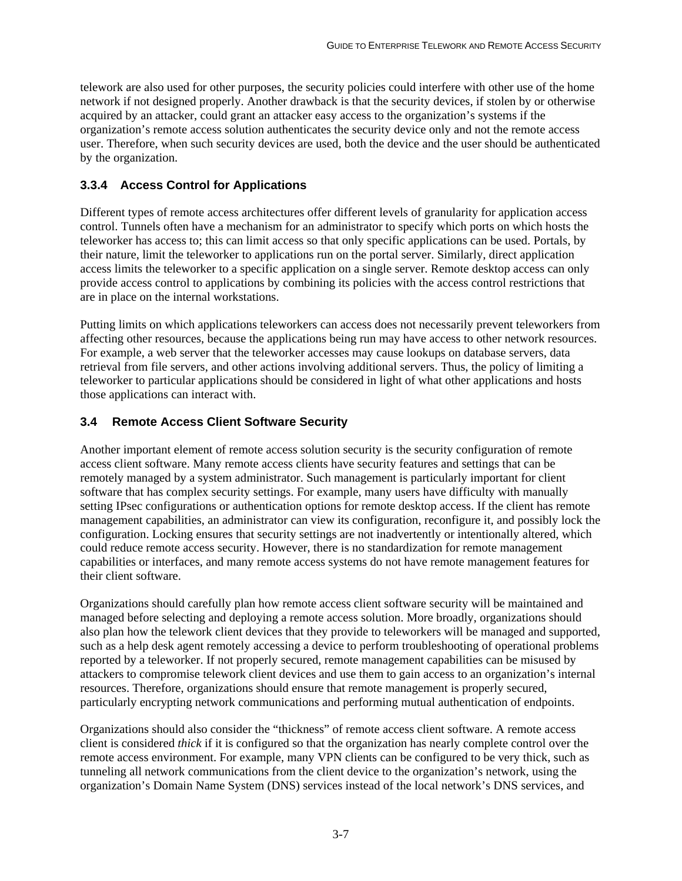telework are also used for other purposes, the security policies could interfere with other use of the home network if not designed properly. Another drawback is that the security devices, if stolen by or otherwise acquired by an attacker, could grant an attacker easy access to the organization's systems if the organization's remote access solution authenticates the security device only and not the remote access user. Therefore, when such security devices are used, both the device and the user should be authenticated by the organization.

### 3.3.4 Access Control for Applications

Different types of remote access architectures offer different levels of granularity for application access control. Tunnels often have a mechanism for an administrator to specify which ports on which hosts the teleworker has access to; this can limit access so that only specific applications can be used. Portals, by their nature, limit the teleworker to applications run on the portal server. Similarly, direct application access limits the teleworker to a specific application on a single server. Remote desktop access can only provide access control to applications by combining its policies with the access control restrictions that are in place on the internal workstations.

Putting limits on which applications teleworkers can access does not necessarily prevent teleworkers from affecting other resources, because the applications being run may have access to other network resources. For example, a web server that the teleworker accesses may cause lookups on database servers, data retrieval from file servers, and other actions involving additional servers. Thus, the policy of limiting a teleworker to particular applications should be considered in light of what other applications and hosts those applications can interact with.

## 3.4 Remote Access Client Software Security

Another important element of remote access solution security is the security configuration of remote access client software. Many remote access clients have security features and settings that can be remotely managed by a system administrator. Such management is particularly important for client software that has complex security settings. For example, many users have difficulty with manually setting IPsec configurations or authentication options for remote desktop access. If the client has remote management capabilities, an administrator can view its configuration, reconfigure it, and possibly lock the configuration. Locking ensures that security settings are not inadvertently or intentionally altered, which could reduce remote access security. However, there is no standardization for remote management capabilities or interfaces, and many remote access systems do not have remote management features for their client software.

Organizations should carefully plan how remote access client software security will be maintained and managed before selecting and deploying a remote access solution. More broadly, organizations should also plan how the telework client devices that they provide to teleworkers will be managed and supported, such as a help desk agent remotely accessing a device to perform troubleshooting of operational problems reported by a teleworker. If not properly secured, remote management capabilities can be misused by attackers to compromise telework client devices and use them to gain access to an organization's internal resources. Therefore, organizations should ensure that remote management is properly secured, particularly encrypting network communications and performing mutual authentication of endpoints.

Organizations should also consider the "thickness" of remote access client software. A remote access client is considered *thick* if it is configured so that the organization has nearly complete control over the remote access environment. For example, many VPN clients can be configured to be very thick, such as tunneling all network communications from the client device to the organization's network, using the organization's Domain Name System (DNS) services instead of the local network's DNS services, and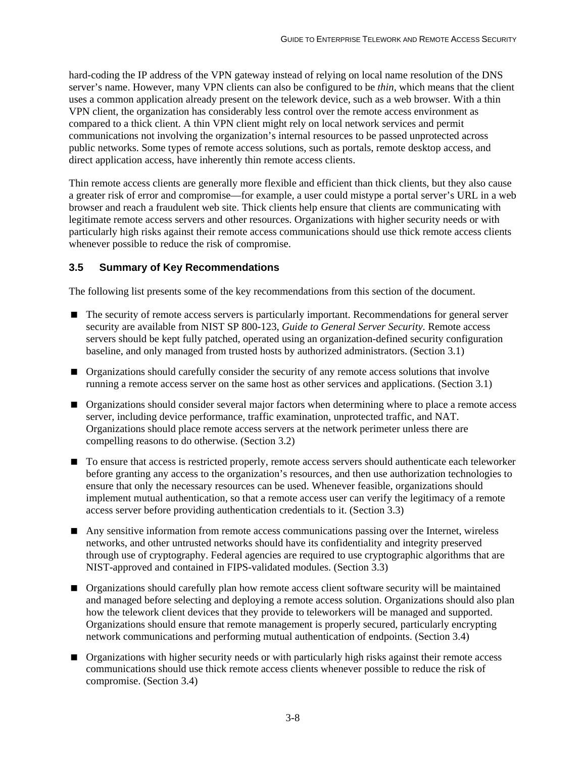hard-coding the IP address of the VPN gateway instead of relying on local name resolution of the DNS server's name. However, many VPN clients can also be configured to be *thin*, which means that the client uses a common application already present on the telework device, such as a web browser. With a thin VPN client, the organization has considerably less control over the remote access environment as compared to a thick client. A thin VPN client might rely on local network services and permit communications not involving the organization's internal resources to be passed unprotected across public networks. Some types of remote access solutions, such as portals, remote desktop access, and direct application access, have inherently thin remote access clients.

Thin remote access clients are generally more flexible and efficient than thick clients, but they also cause a greater risk of error and compromise—for example, a user could mistype a portal server's URL in a web browser and reach a fraudulent web site. Thick clients help ensure that clients are communicating with legitimate remote access servers and other resources. Organizations with higher security needs or with particularly high risks against their remote access communications should use thick remote access clients whenever possible to reduce the risk of compromise.

### 3.5 Summary of Key Recommendations

The following list presents some of the key recommendations from this section of the document.

- The security of remote access servers is particularly important. Recommendations for general server security are available from NIST SP 800-123, *Guide to General Server Security*. Remote access servers should be kept fully patched, operated using an organization-defined security configuration baseline, and only managed from trusted hosts by authorized administrators. (Section 3.1)
- Organizations should carefully consider the security of any remote access solutions that involve running a remote access server on the same host as other services and applications. (Section 3.1)
- Organizations should consider several major factors when determining where to place a remote access server, including device performance, traffic examination, unprotected traffic, and NAT. Organizations should place remote access servers at the network perimeter unless there are compelling reasons to do otherwise. (Section 3.2)
- To ensure that access is restricted properly, remote access servers should authenticate each teleworker before granting any access to the organization's resources, and then use authorization technologies to ensure that only the necessary resources can be used. Whenever feasible, organizations should implement mutual authentication, so that a remote access user can verify the legitimacy of a remote access server before providing authentication credentials to it. (Section 3.3)
- Any sensitive information from remote access communications passing over the Internet, wireless networks, and other untrusted networks should have its confidentiality and integrity preserved through use of cryptography. Federal agencies are required to use cryptographic algorithms that are NIST-approved and contained in FIPS-validated modules. (Section 3.3)
- Organizations should carefully plan how remote access client software security will be maintained and managed before selecting and deploying a remote access solution. Organizations should also plan how the telework client devices that they provide to teleworkers will be managed and supported. Organizations should ensure that remote management is properly secured, particularly encrypting network communications and performing mutual authentication of endpoints. (Section 3.4)
- Organizations with higher security needs or with particularly high risks against their remote access communications should use thick remote access clients whenever possible to reduce the risk of compromise. (Section 3.4)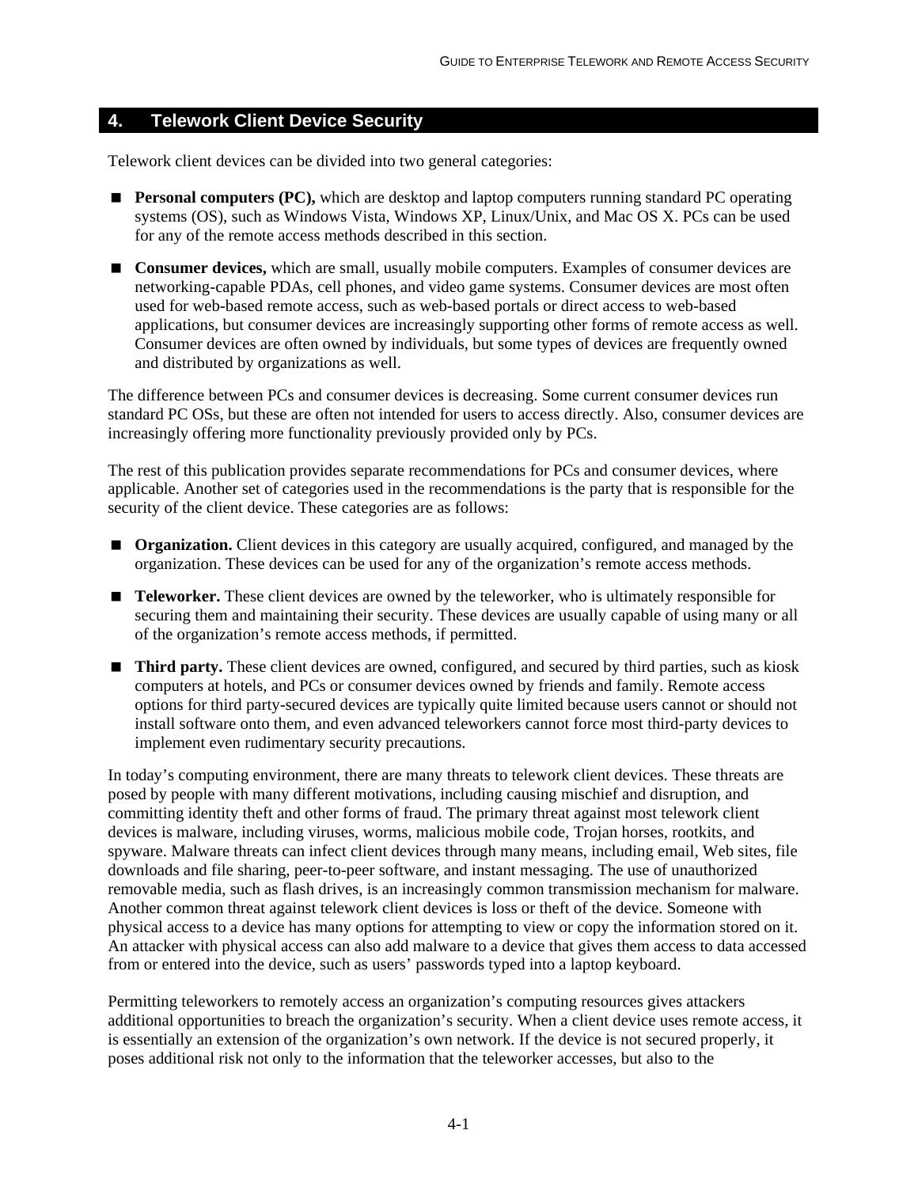# 4. Telework Client Device Security

Telework client devices can be divided into two general categories:

- **Personal computers (PC),** which are desktop and laptop computers running standard PC operating systems (OS), such as Windows Vista, Windows XP, Linux/Unix, and Mac OS X. PCs can be used for any of the remote access methods described in this section.
- **Consumer devices,** which are small, usually mobile computers. Examples of consumer devices are networking-capable PDAs, cell phones, and video game systems. Consumer devices are most often used for web-based remote access, such as web-based portals or direct access to web-based applications, but consumer devices are increasingly supporting other forms of remote access as well. Consumer devices are often owned by individuals, but some types of devices are frequently owned and distributed by organizations as well.

The difference between PCs and consumer devices is decreasing. Some current consumer devices run standard PC OSs, but these are often not intended for users to access directly. Also, consumer devices are increasingly offering more functionality previously provided only by PCs.

The rest of this publication provides separate recommendations for PCs and consumer devices, where applicable. Another set of categories used in the recommendations is the party that is responsible for the security of the client device. These categories are as follows:

- **Organization.** Client devices in this category are usually acquired, configured, and managed by the organization. These devices can be used for any of the organization's remote access methods.
- **Teleworker.** These client devices are owned by the teleworker, who is ultimately responsible for securing them and maintaining their security. These devices are usually capable of using many or all of the organization's remote access methods, if permitted.
- **Third party.** These client devices are owned, configured, and secured by third parties, such as kiosk computers at hotels, and PCs or consumer devices owned by friends and family. Remote access options for third party-secured devices are typically quite limited because users cannot or should not install software onto them, and even advanced teleworkers cannot force most third-party devices to implement even rudimentary security precautions.

In today's computing environment, there are many threats to telework client devices. These threats are posed by people with many different motivations, including causing mischief and disruption, and committing identity theft and other forms of fraud. The primary threat against most telework client devices is malware, including viruses, worms, malicious mobile code, Trojan horses, rootkits, and spyware. Malware threats can infect client devices through many means, including email, Web sites, file downloads and file sharing, peer-to-peer software, and instant messaging. The use of unauthorized removable media, such as flash drives, is an increasingly common transmission mechanism for malware. Another common threat against telework client devices is loss or theft of the device. Someone with physical access to a device has many options for attempting to view or copy the information stored on it. An attacker with physical access can also add malware to a device that gives them access to data accessed from or entered into the device, such as users' passwords typed into a laptop keyboard.

Permitting teleworkers to remotely access an organization's computing resources gives attackers additional opportunities to breach the organization's security. When a client device uses remote access, it is essentially an extension of the organization's own network. If the device is not secured properly, it poses additional risk not only to the information that the teleworker accesses, but also to the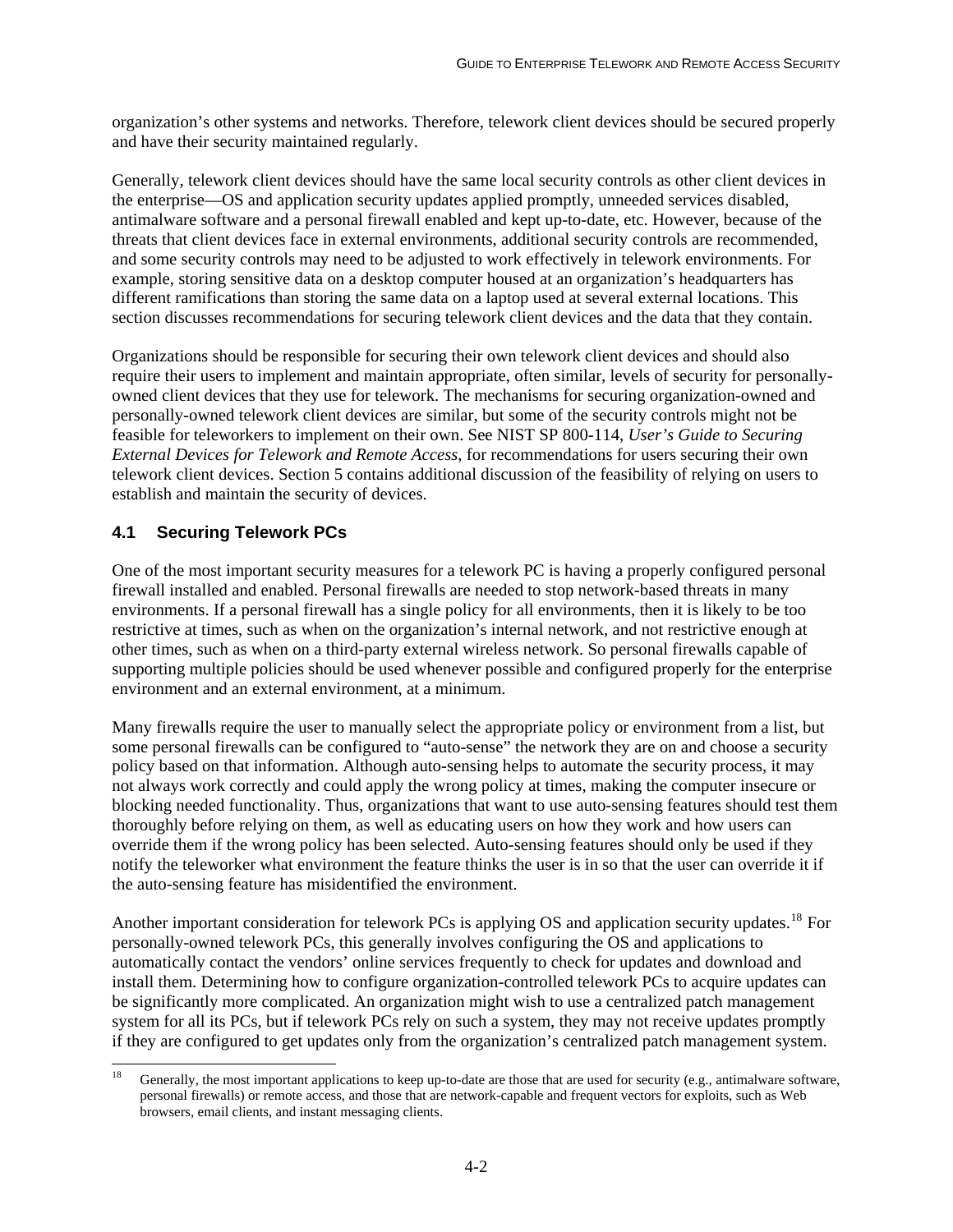organization's other systems and networks. Therefore, telework client devices should be secured properly and have their security maintained regularly.

Generally, telework client devices should have the same local security controls as other client devices in the enterprise—OS and application security updates applied promptly, unneeded services disabled, antimalware software and a personal firewall enabled and kept up-to-date, etc. However, because of the threats that client devices face in external environments, additional security controls are recommended, and some security controls may need to be adjusted to work effectively in telework environments. For example, storing sensitive data on a desktop computer housed at an organization's headquarters has different ramifications than storing the same data on a laptop used at several external locations. This section discusses recommendations for securing telework client devices and the data that they contain.

Organizations should be responsible for securing their own telework client devices and should also require their users to implement and maintain appropriate, often similar, levels of security for personally-owned client devices that they use for telework. The mechanisms for securing organization-owned and personally-owned telework client devices are similar, but some of the security controls might not be feasible for teleworkers to implement on their own. See NIST SP 800-114, *User's Guide to Securing External Devices for Telework and Remote Access*, for recommendations for users securing their own telework client devices. Section 5 contains additional discussion of the feasibility of relying on users to establish and maintain the security of devices.

## 4.1 Securing Telework PCs

One of the most important security measures for a telework PC is having a properly configured personal firewall installed and enabled. Personal firewalls are needed to stop network-based threats in many environments. If a personal firewall has a single policy for all environments, then it is likely to be too restrictive at times, such as when on the organization's internal network, and not restrictive enough at other times, such as when on a third-party external wireless network. So personal firewalls capable of supporting multiple policies should be used whenever possible and configured properly for the enterprise environment and an external environment, at a minimum.

Many firewalls require the user to manually select the appropriate policy or environment from a list, but some personal firewalls can be configured to "auto-sense" the network they are on and choose a security policy based on that information. Although auto-sensing helps to automate the security process, it may not always work correctly and could apply the wrong policy at times, making the computer insecure or blocking needed functionality. Thus, organizations that want to use auto-sensing features should test them thoroughly before relying on them, as well as educating users on how they work and how users can override them if the wrong policy has been selected. Auto-sensing features should only be used if they notify the teleworker what environment the feature thinks the user is in so that the user can override it if the auto-sensing feature has misidentified the environment.

Another important consideration for telework PCs is applying OS and application security updates.[18] For personally-owned telework PCs, this generally involves configuring the OS and applications to automatically contact the vendors' online services frequently to check for updates and download and install them. Determining how to configure organization-controlled telework PCs to acquire updates can be significantly more complicated. An organization might wish to use a centralized patch management system for all its PCs, but if telework PCs rely on such a system, they may not receive updates promptly if they are configured to get updates only from the organization's centralized patch management system.

[18] Generally, the most important applications to keep up-to-date are those that are used for security (e.g., antimalware software, personal firewalls) or remote access, and those that are network-capable and frequent vectors for exploits, such as Web browsers, email clients, and instant messaging clients.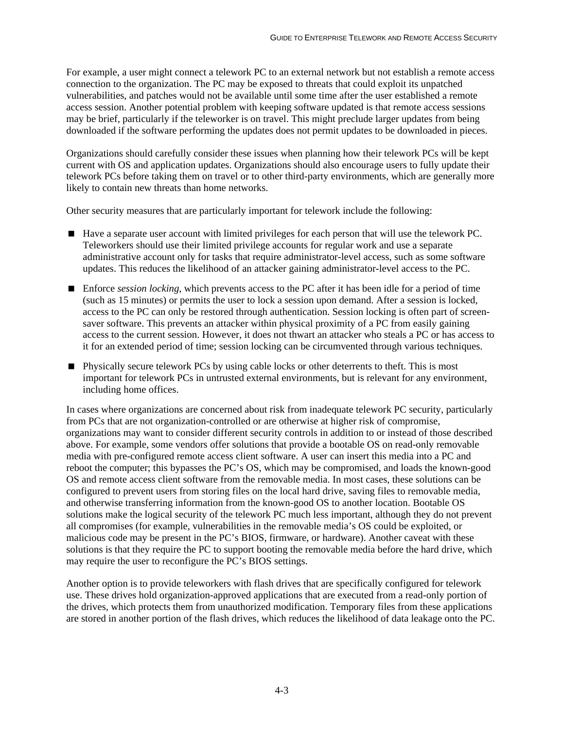For example, a user might connect a telework PC to an external network but not establish a remote access connection to the organization. The PC may be exposed to threats that could exploit its unpatched vulnerabilities, and patches would not be available until some time after the user established a remote access session. Another potential problem with keeping software updated is that remote access sessions may be brief, particularly if the teleworker is on travel. This might preclude larger updates from being downloaded if the software performing the updates does not permit updates to be downloaded in pieces.

Organizations should carefully consider these issues when planning how their telework PCs will be kept current with OS and application updates. Organizations should also encourage users to fully update their telework PCs before taking them on travel or to other third-party environments, which are generally more likely to contain new threats than home networks.

Other security measures that are particularly important for telework include the following:

- Have a separate user account with limited privileges for each person that will use the telework PC. Teleworkers should use their limited privilege accounts for regular work and use a separate administrative account only for tasks that require administrator-level access, such as some software updates. This reduces the likelihood of an attacker gaining administrator-level access to the PC.
- Enforce *session locking*, which prevents access to the PC after it has been idle for a period of time (such as 15 minutes) or permits the user to lock a session upon demand. After a session is locked, access to the PC can only be restored through authentication. Session locking is often part of screen-saver software. This prevents an attacker within physical proximity of a PC from easily gaining access to the current session. However, it does not thwart an attacker who steals a PC or has access to it for an extended period of time; session locking can be circumvented through various techniques.
- Physically secure telework PCs by using cable locks or other deterrents to theft. This is most important for telework PCs in untrusted external environments, but is relevant for any environment, including home offices.

In cases where organizations are concerned about risk from inadequate telework PC security, particularly from PCs that are not organization-controlled or are otherwise at higher risk of compromise, organizations may want to consider different security controls in addition to or instead of those described above. For example, some vendors offer solutions that provide a bootable OS on read-only removable media with pre-configured remote access client software. A user can insert this media into a PC and reboot the computer; this bypasses the PC's OS, which may be compromised, and loads the known-good OS and remote access client software from the removable media. In most cases, these solutions can be configured to prevent users from storing files on the local hard drive, saving files to removable media, and otherwise transferring information from the known-good OS to another location. Bootable OS solutions make the logical security of the telework PC much less important, although they do not prevent all compromises (for example, vulnerabilities in the removable media's OS could be exploited, or malicious code may be present in the PC's BIOS, firmware, or hardware). Another caveat with these solutions is that they require the PC to support booting the removable media before the hard drive, which may require the user to reconfigure the PC's BIOS settings.

Another option is to provide teleworkers with flash drives that are specifically configured for telework use. These drives hold organization-approved applications that are executed from a read-only portion of the drives, which protects them from unauthorized modification. Temporary files from these applications are stored in another portion of the flash drives, which reduces the likelihood of data leakage onto the PC.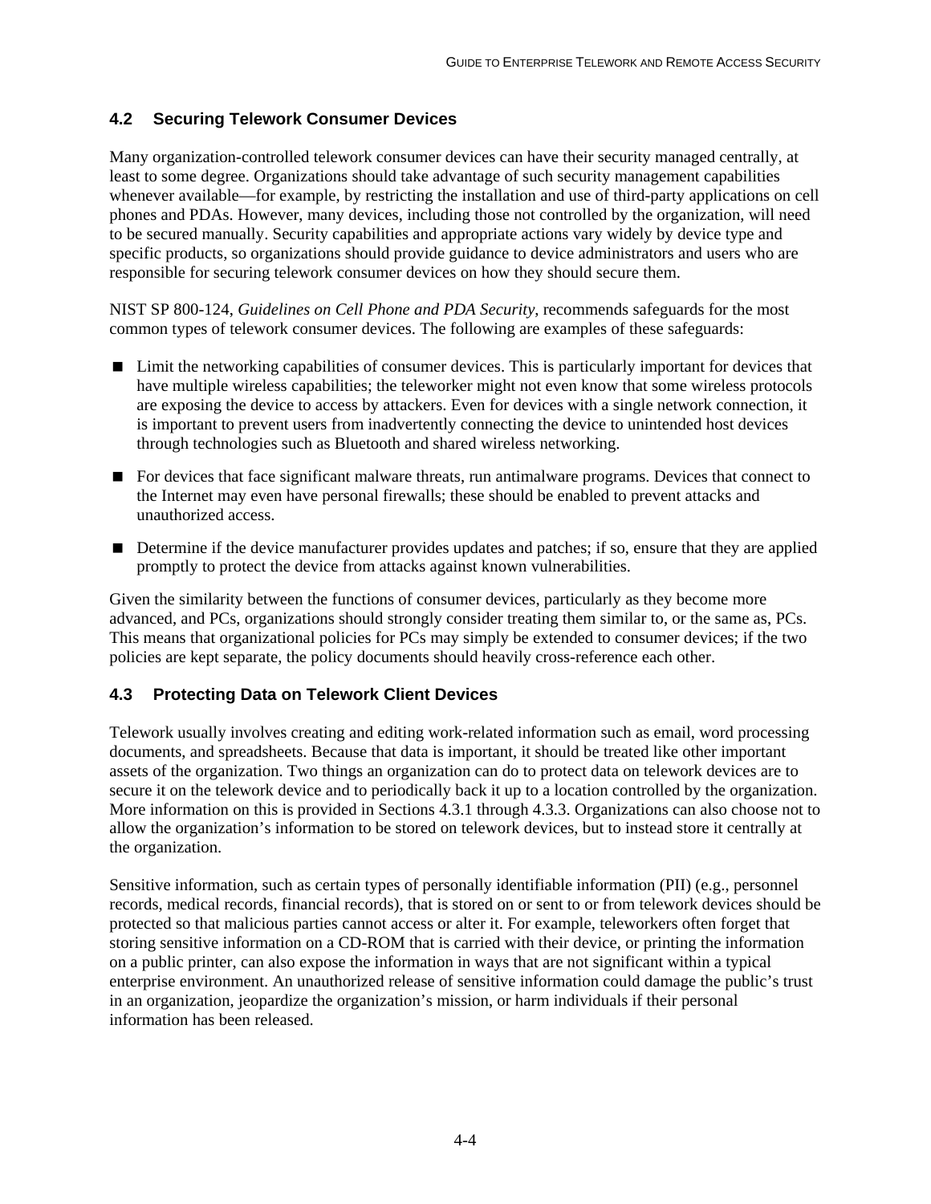### 4.2 Securing Telework Consumer Devices

Many organization-controlled telework consumer devices can have their security managed centrally, at least to some degree. Organizations should take advantage of such security management capabilities whenever available—for example, by restricting the installation and use of third-party applications on cell phones and PDAs. However, many devices, including those not controlled by the organization, will need to be secured manually. Security capabilities and appropriate actions vary widely by device type and specific products, so organizations should provide guidance to device administrators and users who are responsible for securing telework consumer devices on how they should secure them.

NIST SP 800-124, *Guidelines on Cell Phone and PDA Security*, recommends safeguards for the most common types of telework consumer devices. The following are examples of these safeguards:

- Limit the networking capabilities of consumer devices. This is particularly important for devices that have multiple wireless capabilities; the teleworker might not even know that some wireless protocols are exposing the device to access by attackers. Even for devices with a single network connection, it is important to prevent users from inadvertently connecting the device to unintended host devices through technologies such as Bluetooth and shared wireless networking.
- For devices that face significant malware threats, run antimalware programs. Devices that connect to the Internet may even have personal firewalls; these should be enabled to prevent attacks and unauthorized access.
- Determine if the device manufacturer provides updates and patches; if so, ensure that they are applied promptly to protect the device from attacks against known vulnerabilities.

Given the similarity between the functions of consumer devices, particularly as they become more advanced, and PCs, organizations should strongly consider treating them similar to, or the same as, PCs. This means that organizational policies for PCs may simply be extended to consumer devices; if the two policies are kept separate, the policy documents should heavily cross-reference each other.

### 4.3 Protecting Data on Telework Client Devices

Telework usually involves creating and editing work-related information such as email, word processing documents, and spreadsheets. Because that data is important, it should be treated like other important assets of the organization. Two things an organization can do to protect data on telework devices are to secure it on the telework device and to periodically back it up to a location controlled by the organization. More information on this is provided in Sections 4.3.1 through 4.3.3. Organizations can also choose not to allow the organization's information to be stored on telework devices, but to instead store it centrally at the organization.

Sensitive information, such as certain types of personally identifiable information (PII) (e.g., personnel records, medical records, financial records), that is stored on or sent to or from telework devices should be protected so that malicious parties cannot access or alter it. For example, teleworkers often forget that storing sensitive information on a CD-ROM that is carried with their device, or printing the information on a public printer, can also expose the information in ways that are not significant within a typical enterprise environment. An unauthorized release of sensitive information could damage the public's trust in an organization, jeopardize the organization's mission, or harm individuals if their personal information has been released.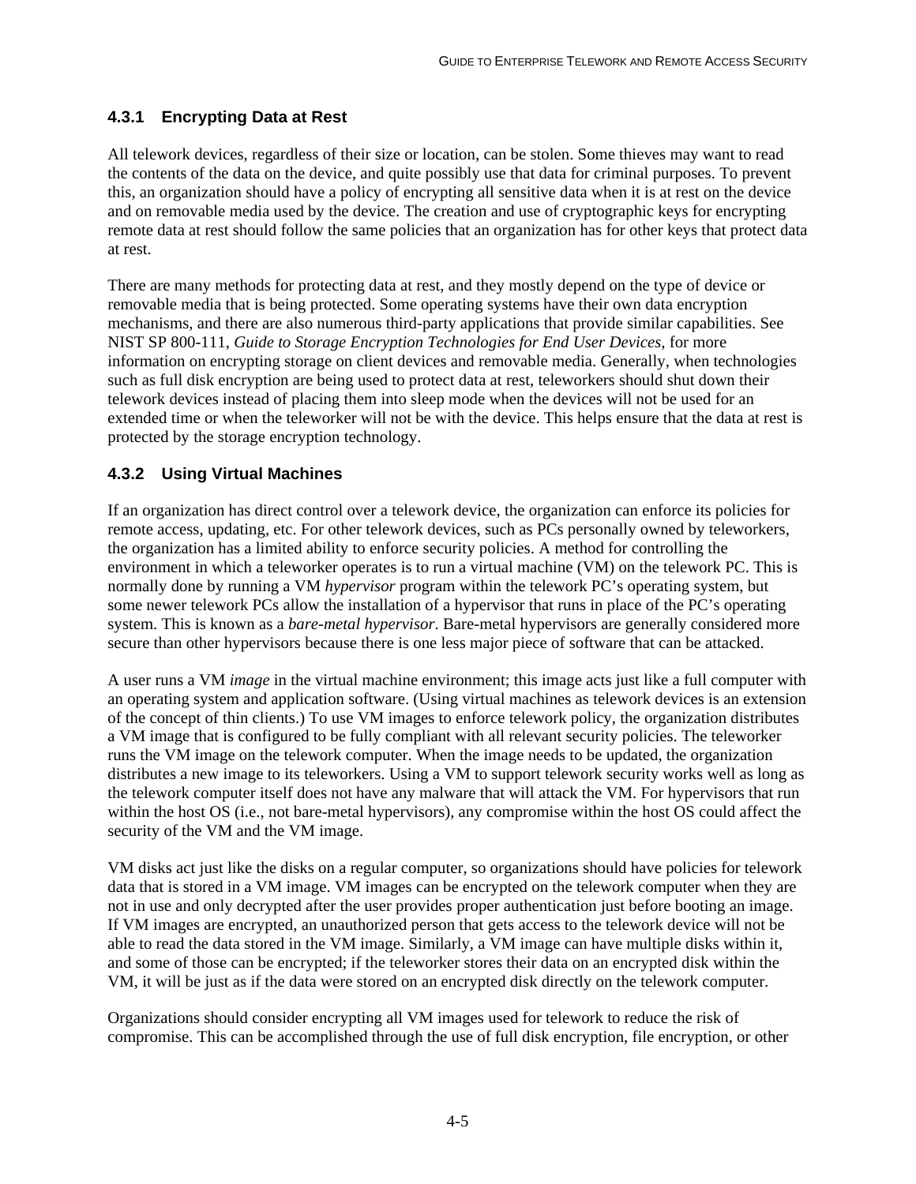### 4.3.1 Encrypting Data at Rest

All telework devices, regardless of their size or location, can be stolen. Some thieves may want to read the contents of the data on the device, and quite possibly use that data for criminal purposes. To prevent this, an organization should have a policy of encrypting all sensitive data when it is at rest on the device and on removable media used by the device. The creation and use of cryptographic keys for encrypting remote data at rest should follow the same policies that an organization has for other keys that protect data at rest.

There are many methods for protecting data at rest, and they mostly depend on the type of device or removable media that is being protected. Some operating systems have their own data encryption mechanisms, and there are also numerous third-party applications that provide similar capabilities. See NIST SP 800-111, *Guide to Storage Encryption Technologies for End User Devices*, for more information on encrypting storage on client devices and removable media. Generally, when technologies such as full disk encryption are being used to protect data at rest, teleworkers should shut down their telework devices instead of placing them into sleep mode when the devices will not be used for an extended time or when the teleworker will not be with the device. This helps ensure that the data at rest is protected by the storage encryption technology.

### 4.3.2 Using Virtual Machines

If an organization has direct control over a telework device, the organization can enforce its policies for remote access, updating, etc. For other telework devices, such as PCs personally owned by teleworkers, the organization has a limited ability to enforce security policies. A method for controlling the environment in which a teleworker operates is to run a virtual machine (VM) on the telework PC. This is normally done by running a VM *hypervisor* program within the telework PC's operating system, but some newer telework PCs allow the installation of a hypervisor that runs in place of the PC's operating system. This is known as a *bare-metal hypervisor*. Bare-metal hypervisors are generally considered more secure than other hypervisors because there is one less major piece of software that can be attacked.

A user runs a VM *image* in the virtual machine environment; this image acts just like a full computer with an operating system and application software. (Using virtual machines as telework devices is an extension of the concept of thin clients.) To use VM images to enforce telework policy, the organization distributes a VM image that is configured to be fully compliant with all relevant security policies. The teleworker runs the VM image on the telework computer. When the image needs to be updated, the organization distributes a new image to its teleworkers. Using a VM to support telework security works well as long as the telework computer itself does not have any malware that will attack the VM. For hypervisors that run within the host OS (i.e., not bare-metal hypervisors), any compromise within the host OS could affect the security of the VM and the VM image.

VM disks act just like the disks on a regular computer, so organizations should have policies for telework data that is stored in a VM image. VM images can be encrypted on the telework computer when they are not in use and only decrypted after the user provides proper authentication just before booting an image. If VM images are encrypted, an unauthorized person that gets access to the telework device will not be able to read the data stored in the VM image. Similarly, a VM image can have multiple disks within it, and some of those can be encrypted; if the teleworker stores their data on an encrypted disk within the VM, it will be just as if the data were stored on an encrypted disk directly on the telework computer.

Organizations should consider encrypting all VM images used for telework to reduce the risk of compromise. This can be accomplished through the use of full disk encryption, file encryption, or other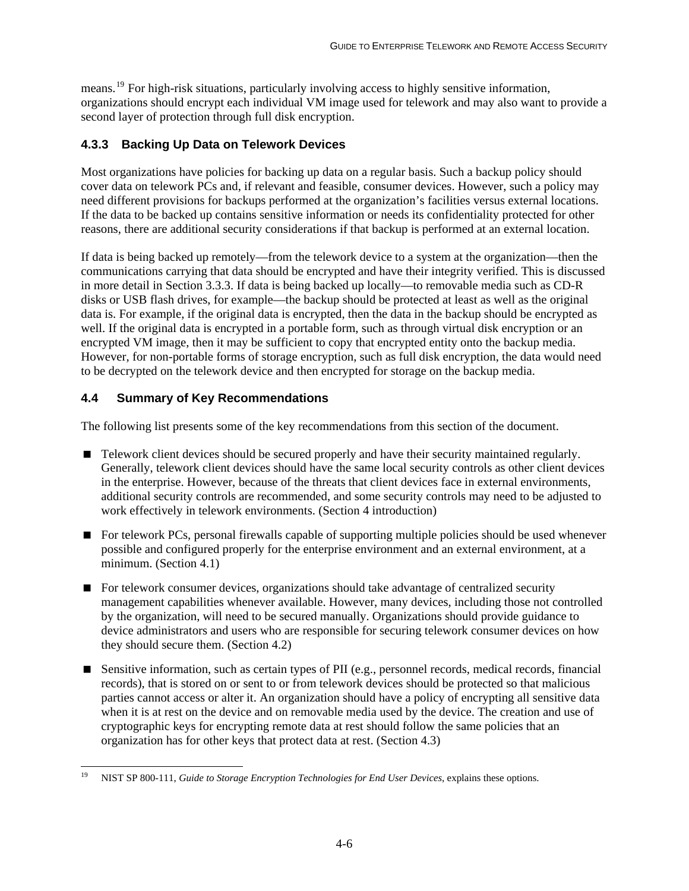means.[19] For high-risk situations, particularly involving access to highly sensitive information, organizations should encrypt each individual VM image used for telework and may also want to provide a second layer of protection through full disk encryption.

### 4.3.3 Backing Up Data on Telework Devices

Most organizations have policies for backing up data on a regular basis. Such a backup policy should cover data on telework PCs and, if relevant and feasible, consumer devices. However, such a policy may need different provisions for backups performed at the organization's facilities versus external locations. If the data to be backed up contains sensitive information or needs its confidentiality protected for other reasons, there are additional security considerations if that backup is performed at an external location.

If data is being backed up remotely—from the telework device to a system at the organization—then the communications carrying that data should be encrypted and have their integrity verified. This is discussed in more detail in Section 3.3.3. If data is being backed up locally—to removable media such as CD-R disks or USB flash drives, for example—the backup should be protected at least as well as the original data is. For example, if the original data is encrypted, then the data in the backup should be encrypted as well. If the original data is encrypted in a portable form, such as through virtual disk encryption or an encrypted VM image, then it may be sufficient to copy that encrypted entity onto the backup media. However, for non-portable forms of storage encryption, such as full disk encryption, the data would need to be decrypted on the telework device and then encrypted for storage on the backup media.

## 4.4 Summary of Key Recommendations

The following list presents some of the key recommendations from this section of the document.

- Telework client devices should be secured properly and have their security maintained regularly. Generally, telework client devices should have the same local security controls as other client devices in the enterprise. However, because of the threats that client devices face in external environments, additional security controls are recommended, and some security controls may need to be adjusted to work effectively in telework environments. (Section 4 introduction)

- For telework PCs, personal firewalls capable of supporting multiple policies should be used whenever possible and configured properly for the enterprise environment and an external environment, at a minimum. (Section 4.1)

- For telework consumer devices, organizations should take advantage of centralized security management capabilities whenever available. However, many devices, including those not controlled by the organization, will need to be secured manually. Organizations should provide guidance to device administrators and users who are responsible for securing telework consumer devices on how they should secure them. (Section 4.2)

- Sensitive information, such as certain types of PII (e.g., personnel records, medical records, financial records), that is stored on or sent to or from telework devices should be protected so that malicious parties cannot access or alter it. An organization should have a policy of encrypting all sensitive data when it is at rest on the device and on removable media used by the device. The creation and use of cryptographic keys for encrypting remote data at rest should follow the same policies that an organization has for other keys that protect data at rest. (Section 4.3)

---

[19] NIST SP 800-111, *Guide to Storage Encryption Technologies for End User Devices*, explains these options.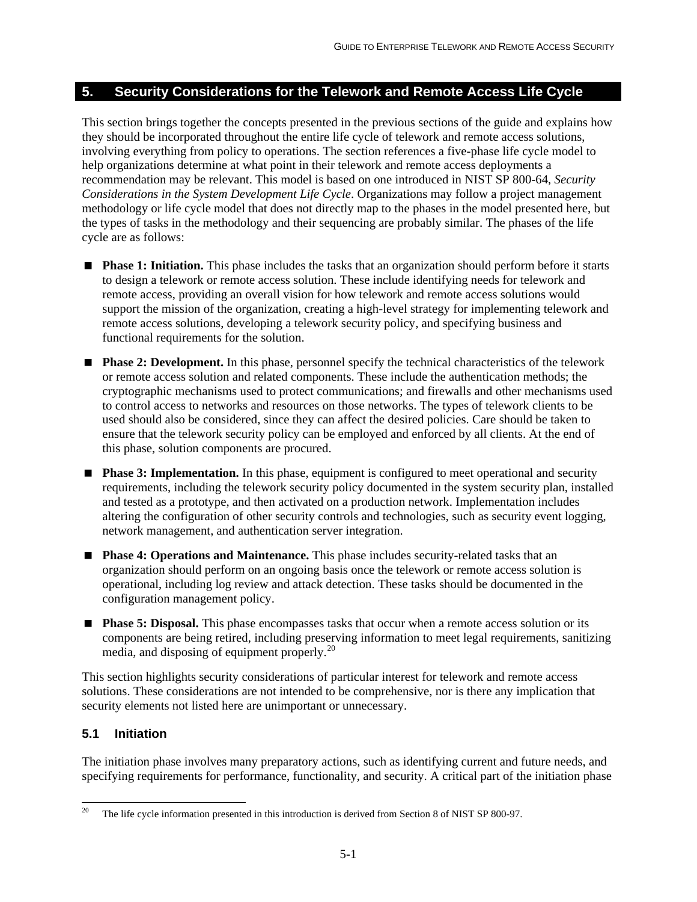# 5. Security Considerations for the Telework and Remote Access Life Cycle

This section brings together the concepts presented in the previous sections of the guide and explains how they should be incorporated throughout the entire life cycle of telework and remote access solutions, involving everything from policy to operations. The section references a five-phase life cycle model to help organizations determine at what point in their telework and remote access deployments a recommendation may be relevant. This model is based on one introduced in NIST SP 800-64, *Security Considerations in the System Development Life Cycle*. Organizations may follow a project management methodology or life cycle model that does not directly map to the phases in the model presented here, but the types of tasks in the methodology and their sequencing are probably similar. The phases of the life cycle are as follows:

- **Phase 1: Initiation.** This phase includes the tasks that an organization should perform before it starts to design a telework or remote access solution. These include identifying needs for telework and remote access, providing an overall vision for how telework and remote access solutions would support the mission of the organization, creating a high-level strategy for implementing telework and remote access solutions, developing a telework security policy, and specifying business and functional requirements for the solution.
- **Phase 2: Development.** In this phase, personnel specify the technical characteristics of the telework or remote access solution and related components. These include the authentication methods; the cryptographic mechanisms used to protect communications; and firewalls and other mechanisms used to control access to networks and resources on those networks. The types of telework clients to be used should also be considered, since they can affect the desired policies. Care should be taken to ensure that the telework security policy can be employed and enforced by all clients. At the end of this phase, solution components are procured.
- **Phase 3: Implementation.** In this phase, equipment is configured to meet operational and security requirements, including the telework security policy documented in the system security plan, installed and tested as a prototype, and then activated on a production network. Implementation includes altering the configuration of other security controls and technologies, such as security event logging, network management, and authentication server integration.
- **Phase 4: Operations and Maintenance.** This phase includes security-related tasks that an organization should perform on an ongoing basis once the telework or remote access solution is operational, including log review and attack detection. These tasks should be documented in the configuration management policy.
- **Phase 5: Disposal.** This phase encompasses tasks that occur when a remote access solution or its components are being retired, including preserving information to meet legal requirements, sanitizing media, and disposing of equipment properly.[20]

This section highlights security considerations of particular interest for telework and remote access solutions. These considerations are not intended to be comprehensive, nor is there any implication that security elements not listed here are unimportant or unnecessary.

## 5.1 Initiation

The initiation phase involves many preparatory actions, such as identifying current and future needs, and specifying requirements for performance, functionality, and security. A critical part of the initiation phase

[20] The life cycle information presented in this introduction is derived from Section 8 of NIST SP 800-97.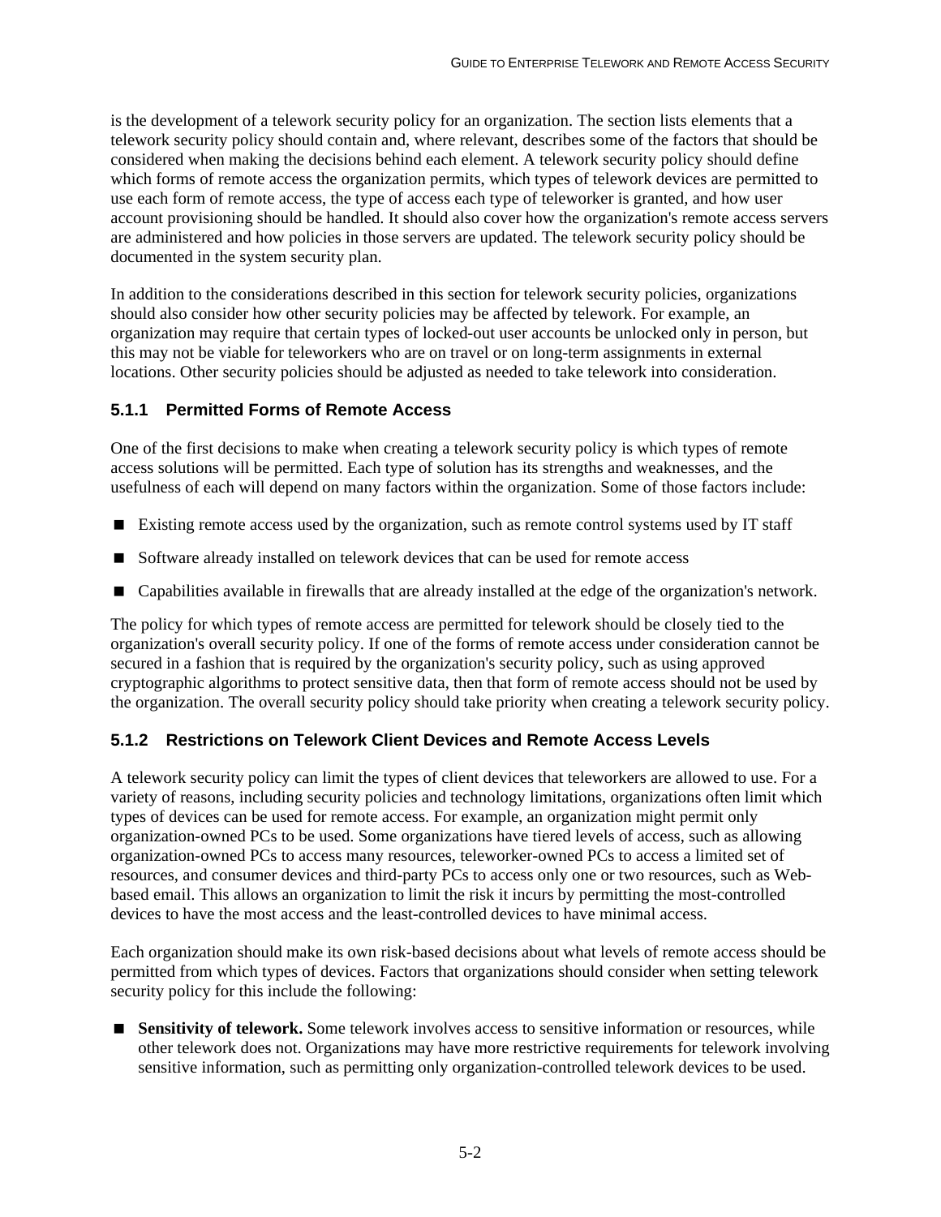is the development of a telework security policy for an organization. The section lists elements that a telework security policy should contain and, where relevant, describes some of the factors that should be considered when making the decisions behind each element. A telework security policy should define which forms of remote access the organization permits, which types of telework devices are permitted to use each form of remote access, the type of access each type of teleworker is granted, and how user account provisioning should be handled. It should also cover how the organization's remote access servers are administered and how policies in those servers are updated. The telework security policy should be documented in the system security plan.

In addition to the considerations described in this section for telework security policies, organizations should also consider how other security policies may be affected by telework. For example, an organization may require that certain types of locked-out user accounts be unlocked only in person, but this may not be viable for teleworkers who are on travel or on long-term assignments in external locations. Other security policies should be adjusted as needed to take telework into consideration.

### 5.1.1 Permitted Forms of Remote Access

One of the first decisions to make when creating a telework security policy is which types of remote access solutions will be permitted. Each type of solution has its strengths and weaknesses, and the usefulness of each will depend on many factors within the organization. Some of those factors include:

- Existing remote access used by the organization, such as remote control systems used by IT staff
- Software already installed on telework devices that can be used for remote access
- Capabilities available in firewalls that are already installed at the edge of the organization's network.

The policy for which types of remote access are permitted for telework should be closely tied to the organization's overall security policy. If one of the forms of remote access under consideration cannot be secured in a fashion that is required by the organization's security policy, such as using approved cryptographic algorithms to protect sensitive data, then that form of remote access should not be used by the organization. The overall security policy should take priority when creating a telework security policy.

### 5.1.2 Restrictions on Telework Client Devices and Remote Access Levels

A telework security policy can limit the types of client devices that teleworkers are allowed to use. For a variety of reasons, including security policies and technology limitations, organizations often limit which types of devices can be used for remote access. For example, an organization might permit only organization-owned PCs to be used. Some organizations have tiered levels of access, such as allowing organization-owned PCs to access many resources, teleworker-owned PCs to access a limited set of resources, and consumer devices and third-party PCs to access only one or two resources, such as Web-based email. This allows an organization to limit the risk it incurs by permitting the most-controlled devices to have the most access and the least-controlled devices to have minimal access.

Each organization should make its own risk-based decisions about what levels of remote access should be permitted from which types of devices. Factors that organizations should consider when setting telework security policy for this include the following:

- **Sensitivity of telework.** Some telework involves access to sensitive information or resources, while other telework does not. Organizations may have more restrictive requirements for telework involving sensitive information, such as permitting only organization-controlled telework devices to be used.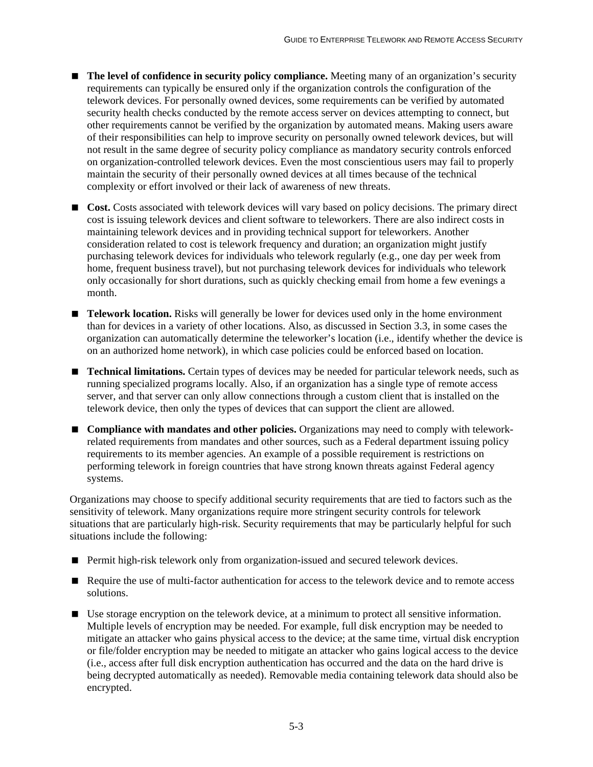- **The level of confidence in security policy compliance.** Meeting many of an organization's security requirements can typically be ensured only if the organization controls the configuration of the telework devices. For personally owned devices, some requirements can be verified by automated security health checks conducted by the remote access server on devices attempting to connect, but other requirements cannot be verified by the organization by automated means. Making users aware of their responsibilities can help to improve security on personally owned telework devices, but will not result in the same degree of security policy compliance as mandatory security controls enforced on organization-controlled telework devices. Even the most conscientious users may fail to properly maintain the security of their personally owned devices at all times because of the technical complexity or effort involved or their lack of awareness of new threats.

- **Cost.** Costs associated with telework devices will vary based on policy decisions. The primary direct cost is issuing telework devices and client software to teleworkers. There are also indirect costs in maintaining telework devices and in providing technical support for teleworkers. Another consideration related to cost is telework frequency and duration; an organization might justify purchasing telework devices for individuals who telework regularly (e.g., one day per week from home, frequent business travel), but not purchasing telework devices for individuals who telework only occasionally for short durations, such as quickly checking email from home a few evenings a month.

- **Telework location.** Risks will generally be lower for devices used only in the home environment than for devices in a variety of other locations. Also, as discussed in Section 3.3, in some cases the organization can automatically determine the teleworker's location (i.e., identify whether the device is on an authorized home network), in which case policies could be enforced based on location.

- **Technical limitations.** Certain types of devices may be needed for particular telework needs, such as running specialized programs locally. Also, if an organization has a single type of remote access server, and that server can only allow connections through a custom client that is installed on the telework device, then only the types of devices that can support the client are allowed.

- **Compliance with mandates and other policies.** Organizations may need to comply with telework-related requirements from mandates and other sources, such as a Federal department issuing policy requirements to its member agencies. An example of a possible requirement is restrictions on performing telework in foreign countries that have strong known threats against Federal agency systems.

Organizations may choose to specify additional security requirements that are tied to factors such as the sensitivity of telework. Many organizations require more stringent security controls for telework situations that are particularly high-risk. Security requirements that may be particularly helpful for such situations include the following:

- Permit high-risk telework only from organization-issued and secured telework devices.

- Require the use of multi-factor authentication for access to the telework device and to remote access solutions.

- Use storage encryption on the telework device, at a minimum to protect all sensitive information. Multiple levels of encryption may be needed. For example, full disk encryption may be needed to mitigate an attacker who gains physical access to the device; at the same time, virtual disk encryption or file/folder encryption may be needed to mitigate an attacker who gains logical access to the device (i.e., access after full disk encryption authentication has occurred and the data on the hard drive is being decrypted automatically as needed). Removable media containing telework data should also be encrypted.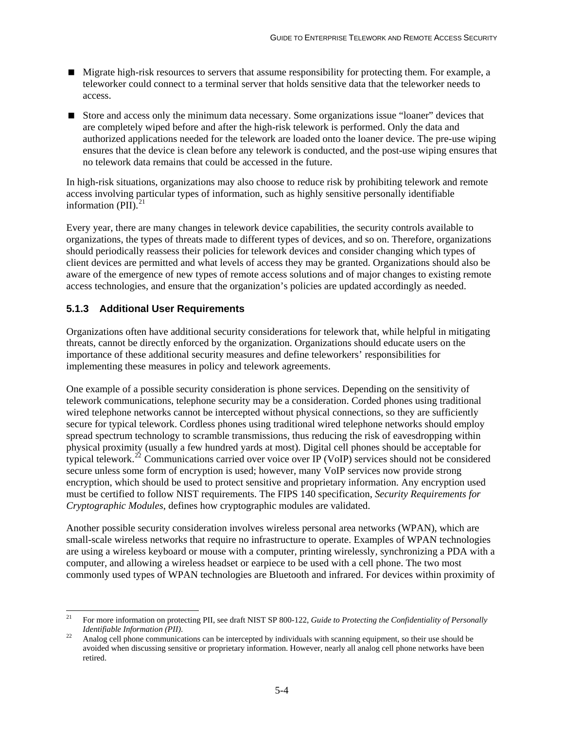- Migrate high-risk resources to servers that assume responsibility for protecting them. For example, a teleworker could connect to a terminal server that holds sensitive data that the teleworker needs to access.
- Store and access only the minimum data necessary. Some organizations issue "loaner" devices that are completely wiped before and after the high-risk telework is performed. Only the data and authorized applications needed for the telework are loaded onto the loaner device. The pre-use wiping ensures that the device is clean before any telework is conducted, and the post-use wiping ensures that no telework data remains that could be accessed in the future.

In high-risk situations, organizations may also choose to reduce risk by prohibiting telework and remote access involving particular types of information, such as highly sensitive personally identifiable information (PII).[21]

Every year, there are many changes in telework device capabilities, the security controls available to organizations, the types of threats made to different types of devices, and so on. Therefore, organizations should periodically reassess their policies for telework devices and consider changing which types of client devices are permitted and what levels of access they may be granted. Organizations should also be aware of the emergence of new types of remote access solutions and of major changes to existing remote access technologies, and ensure that the organization's policies are updated accordingly as needed.

### 5.1.3 Additional User Requirements

Organizations often have additional security considerations for telework that, while helpful in mitigating threats, cannot be directly enforced by the organization. Organizations should educate users on the importance of these additional security measures and define teleworkers' responsibilities for implementing these measures in policy and telework agreements.

One example of a possible security consideration is phone services. Depending on the sensitivity of telework communications, telephone security may be a consideration. Corded phones using traditional wired telephone networks cannot be intercepted without physical connections, so they are sufficiently secure for typical telework. Cordless phones using traditional wired telephone networks should employ spread spectrum technology to scramble transmissions, thus reducing the risk of eavesdropping within physical proximity (usually a few hundred yards at most). Digital cell phones should be acceptable for typical telework.[22] Communications carried over voice over IP (VoIP) services should not be considered secure unless some form of encryption is used; however, many VoIP services now provide strong encryption, which should be used to protect sensitive and proprietary information. Any encryption used must be certified to follow NIST requirements. The FIPS 140 specification, *Security Requirements for Cryptographic Modules*, defines how cryptographic modules are validated.

Another possible security consideration involves wireless personal area networks (WPAN), which are small-scale wireless networks that require no infrastructure to operate. Examples of WPAN technologies are using a wireless keyboard or mouse with a computer, printing wirelessly, synchronizing a PDA with a computer, and allowing a wireless headset or earpiece to be used with a cell phone. The two most commonly used types of WPAN technologies are Bluetooth and infrared. For devices within proximity of

---

[21] For more information on protecting PII, see draft NIST SP 800-122, *Guide to Protecting the Confidentiality of Personally Identifiable Information (PII)*.

[22] Analog cell phone communications can be intercepted by individuals with scanning equipment, so their use should be avoided when discussing sensitive or proprietary information. However, nearly all analog cell phone networks have been retired.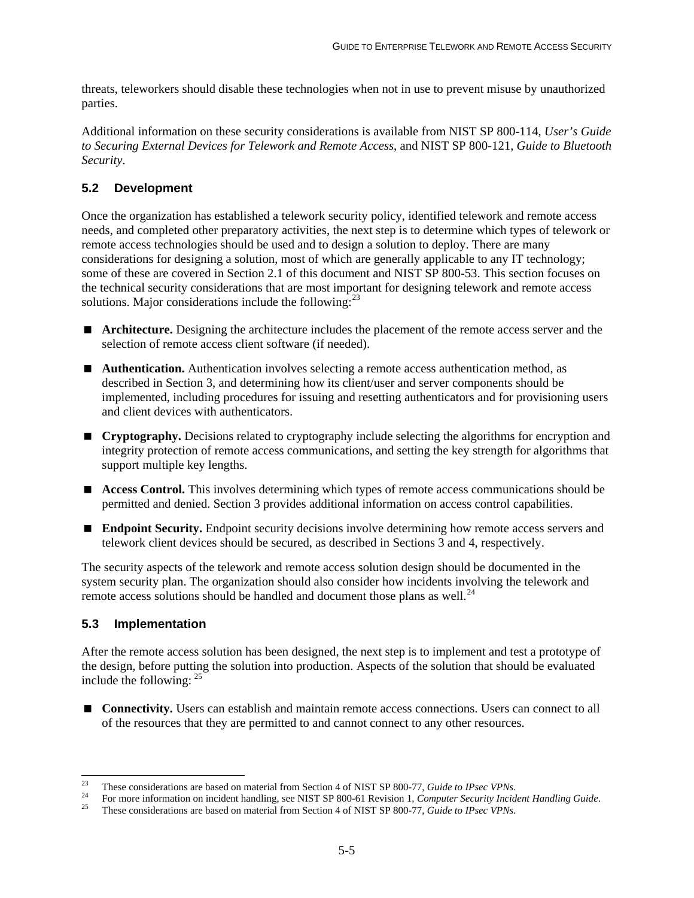threats, teleworkers should disable these technologies when not in use to prevent misuse by unauthorized parties.

Additional information on these security considerations is available from NIST SP 800-114, *User's Guide to Securing External Devices for Telework and Remote Access*, and NIST SP 800-121, *Guide to Bluetooth Security*.

## 5.2 Development

Once the organization has established a telework security policy, identified telework and remote access needs, and completed other preparatory activities, the next step is to determine which types of telework or remote access technologies should be used and to design a solution to deploy. There are many considerations for designing a solution, most of which are generally applicable to any IT technology; some of these are covered in Section 2.1 of this document and NIST SP 800-53. This section focuses on the technical security considerations that are most important for designing telework and remote access solutions. Major considerations include the following:[23]

- **Architecture.** Designing the architecture includes the placement of the remote access server and the selection of remote access client software (if needed).
- **Authentication.** Authentication involves selecting a remote access authentication method, as described in Section 3, and determining how its client/user and server components should be implemented, including procedures for issuing and resetting authenticators and for provisioning users and client devices with authenticators.
- **Cryptography.** Decisions related to cryptography include selecting the algorithms for encryption and integrity protection of remote access communications, and setting the key strength for algorithms that support multiple key lengths.
- **Access Control.** This involves determining which types of remote access communications should be permitted and denied. Section 3 provides additional information on access control capabilities.
- **Endpoint Security.** Endpoint security decisions involve determining how remote access servers and telework client devices should be secured, as described in Sections 3 and 4, respectively.

The security aspects of the telework and remote access solution design should be documented in the system security plan. The organization should also consider how incidents involving the telework and remote access solutions should be handled and document those plans as well.[24]

## 5.3 Implementation

After the remote access solution has been designed, the next step is to implement and test a prototype of the design, before putting the solution into production. Aspects of the solution that should be evaluated include the following: [25]

- **Connectivity.** Users can establish and maintain remote access connections. Users can connect to all of the resources that they are permitted to and cannot connect to any other resources.

---

[23] These considerations are based on material from Section 4 of NIST SP 800-77, *Guide to IPsec VPNs*.

[24] For more information on incident handling, see NIST SP 800-61 Revision 1, *Computer Security Incident Handling Guide*.

[25] These considerations are based on material from Section 4 of NIST SP 800-77, *Guide to IPsec VPNs*.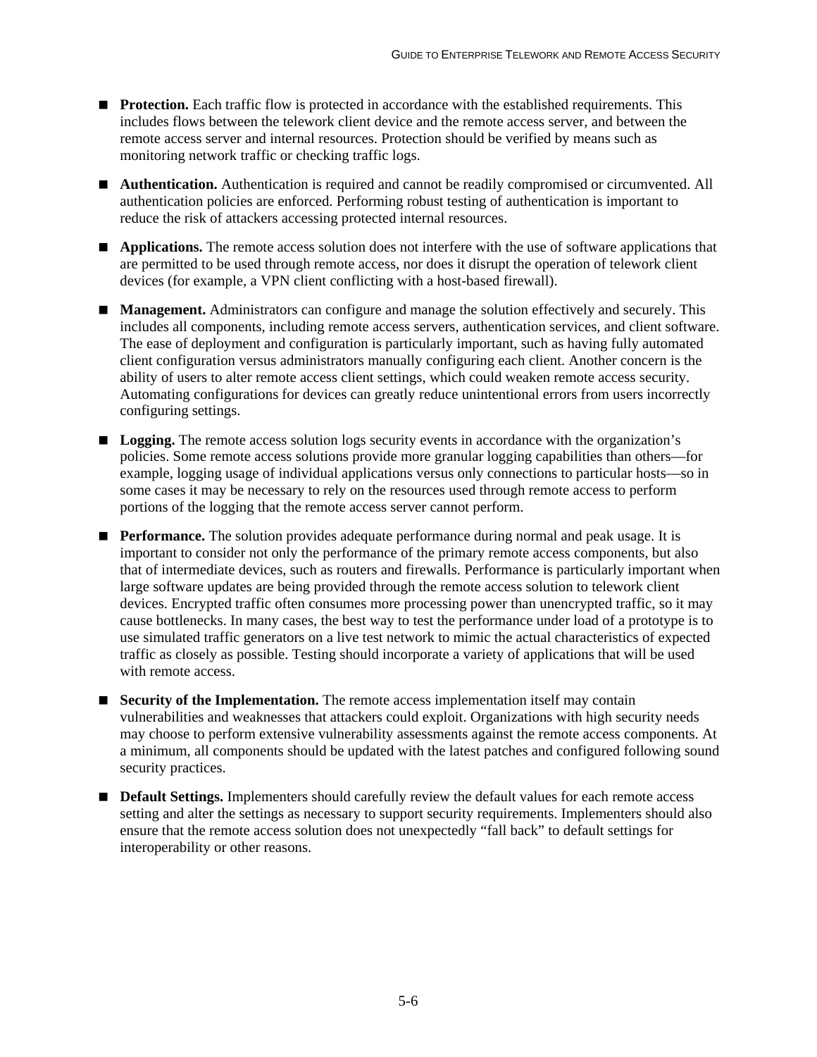- **Protection.** Each traffic flow is protected in accordance with the established requirements. This includes flows between the telework client device and the remote access server, and between the remote access server and internal resources. Protection should be verified by means such as monitoring network traffic or checking traffic logs.
- **Authentication.** Authentication is required and cannot be readily compromised or circumvented. All authentication policies are enforced. Performing robust testing of authentication is important to reduce the risk of attackers accessing protected internal resources.
- **Applications.** The remote access solution does not interfere with the use of software applications that are permitted to be used through remote access, nor does it disrupt the operation of telework client devices (for example, a VPN client conflicting with a host-based firewall).
- **Management.** Administrators can configure and manage the solution effectively and securely. This includes all components, including remote access servers, authentication services, and client software. The ease of deployment and configuration is particularly important, such as having fully automated client configuration versus administrators manually configuring each client. Another concern is the ability of users to alter remote access client settings, which could weaken remote access security. Automating configurations for devices can greatly reduce unintentional errors from users incorrectly configuring settings.
- **Logging.** The remote access solution logs security events in accordance with the organization's policies. Some remote access solutions provide more granular logging capabilities than others—for example, logging usage of individual applications versus only connections to particular hosts—so in some cases it may be necessary to rely on the resources used through remote access to perform portions of the logging that the remote access server cannot perform.
- **Performance.** The solution provides adequate performance during normal and peak usage. It is important to consider not only the performance of the primary remote access components, but also that of intermediate devices, such as routers and firewalls. Performance is particularly important when large software updates are being provided through the remote access solution to telework client devices. Encrypted traffic often consumes more processing power than unencrypted traffic, so it may cause bottlenecks. In many cases, the best way to test the performance under load of a prototype is to use simulated traffic generators on a live test network to mimic the actual characteristics of expected traffic as closely as possible. Testing should incorporate a variety of applications that will be used with remote access.
- **Security of the Implementation.** The remote access implementation itself may contain vulnerabilities and weaknesses that attackers could exploit. Organizations with high security needs may choose to perform extensive vulnerability assessments against the remote access components. At a minimum, all components should be updated with the latest patches and configured following sound security practices.
- **Default Settings.** Implementers should carefully review the default values for each remote access setting and alter the settings as necessary to support security requirements. Implementers should also ensure that the remote access solution does not unexpectedly "fall back" to default settings for interoperability or other reasons.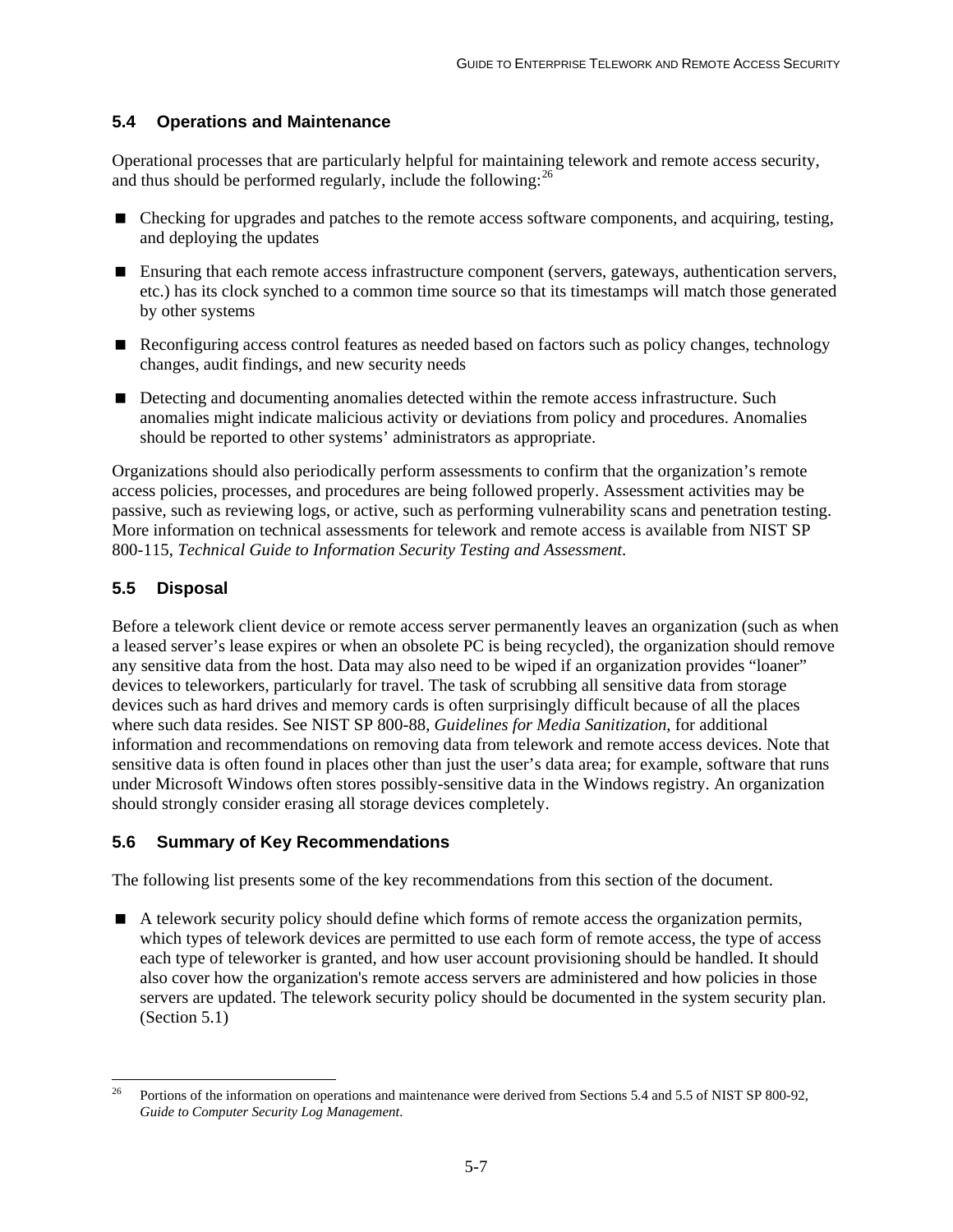### 5.4 Operations and Maintenance

Operational processes that are particularly helpful for maintaining telework and remote access security, and thus should be performed regularly, include the following:[26]

- Checking for upgrades and patches to the remote access software components, and acquiring, testing, and deploying the updates
- Ensuring that each remote access infrastructure component (servers, gateways, authentication servers, etc.) has its clock synched to a common time source so that its timestamps will match those generated by other systems
- Reconfiguring access control features as needed based on factors such as policy changes, technology changes, audit findings, and new security needs
- Detecting and documenting anomalies detected within the remote access infrastructure. Such anomalies might indicate malicious activity or deviations from policy and procedures. Anomalies should be reported to other systems' administrators as appropriate.

Organizations should also periodically perform assessments to confirm that the organization's remote access policies, processes, and procedures are being followed properly. Assessment activities may be passive, such as reviewing logs, or active, such as performing vulnerability scans and penetration testing. More information on technical assessments for telework and remote access is available from NIST SP 800-115, *Technical Guide to Information Security Testing and Assessment*.

### 5.5 Disposal

Before a telework client device or remote access server permanently leaves an organization (such as when a leased server's lease expires or when an obsolete PC is being recycled), the organization should remove any sensitive data from the host. Data may also need to be wiped if an organization provides "loaner" devices to teleworkers, particularly for travel. The task of scrubbing all sensitive data from storage devices such as hard drives and memory cards is often surprisingly difficult because of all the places where such data resides. See NIST SP 800-88, *Guidelines for Media Sanitization*, for additional information and recommendations on removing data from telework and remote access devices. Note that sensitive data is often found in places other than just the user's data area; for example, software that runs under Microsoft Windows often stores possibly-sensitive data in the Windows registry. An organization should strongly consider erasing all storage devices completely.

### 5.6 Summary of Key Recommendations

The following list presents some of the key recommendations from this section of the document.

- A telework security policy should define which forms of remote access the organization permits, which types of telework devices are permitted to use each form of remote access, the type of access each type of teleworker is granted, and how user account provisioning should be handled. It should also cover how the organization's remote access servers are administered and how policies in those servers are updated. The telework security policy should be documented in the system security plan. (Section 5.1)

---

[26] Portions of the information on operations and maintenance were derived from Sections 5.4 and 5.5 of NIST SP 800-92, *Guide to Computer Security Log Management*.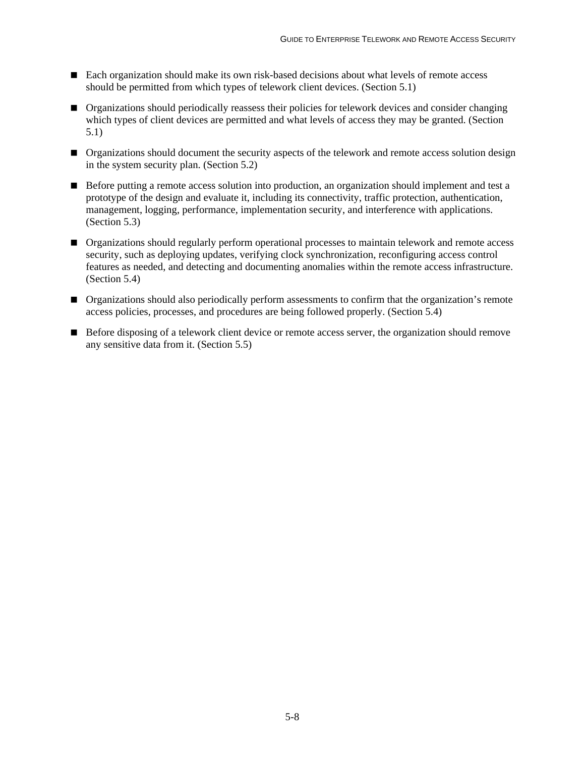- Each organization should make its own risk-based decisions about what levels of remote access should be permitted from which types of telework client devices. (Section 5.1)
- Organizations should periodically reassess their policies for telework devices and consider changing which types of client devices are permitted and what levels of access they may be granted. (Section 5.1)
- Organizations should document the security aspects of the telework and remote access solution design in the system security plan. (Section 5.2)
- Before putting a remote access solution into production, an organization should implement and test a prototype of the design and evaluate it, including its connectivity, traffic protection, authentication, management, logging, performance, implementation security, and interference with applications. (Section 5.3)
- Organizations should regularly perform operational processes to maintain telework and remote access security, such as deploying updates, verifying clock synchronization, reconfiguring access control features as needed, and detecting and documenting anomalies within the remote access infrastructure. (Section 5.4)
- Organizations should also periodically perform assessments to confirm that the organization's remote access policies, processes, and procedures are being followed properly. (Section 5.4)
- Before disposing of a telework client device or remote access server, the organization should remove any sensitive data from it. (Section 5.5)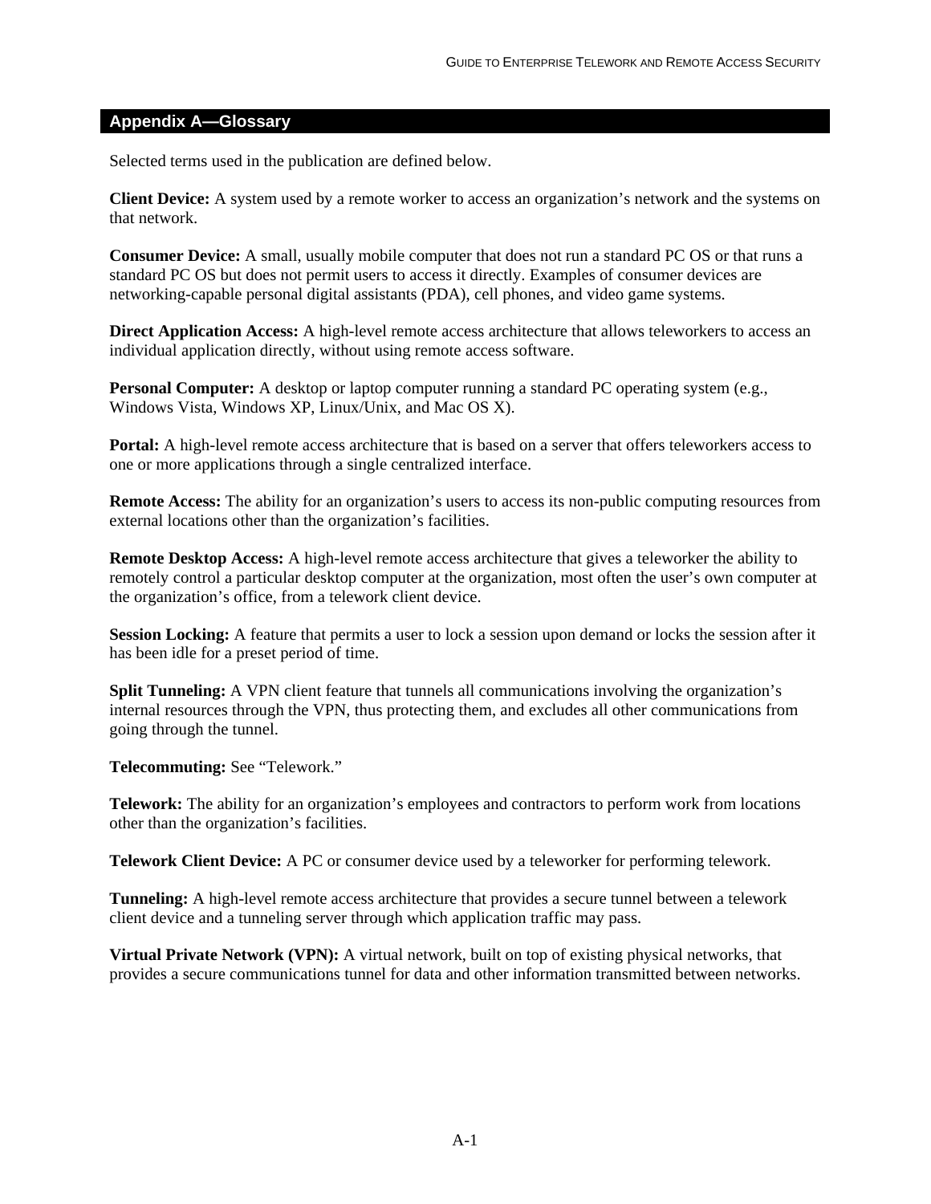## Appendix A—Glossary

Selected terms used in the publication are defined below.

**Client Device:** A system used by a remote worker to access an organization's network and the systems on that network.

**Consumer Device:** A small, usually mobile computer that does not run a standard PC OS or that runs a standard PC OS but does not permit users to access it directly. Examples of consumer devices are networking-capable personal digital assistants (PDA), cell phones, and video game systems.

**Direct Application Access:** A high-level remote access architecture that allows teleworkers to access an individual application directly, without using remote access software.

**Personal Computer:** A desktop or laptop computer running a standard PC operating system (e.g., Windows Vista, Windows XP, Linux/Unix, and Mac OS X).

**Portal:** A high-level remote access architecture that is based on a server that offers teleworkers access to one or more applications through a single centralized interface.

**Remote Access:** The ability for an organization's users to access its non-public computing resources from external locations other than the organization's facilities.

**Remote Desktop Access:** A high-level remote access architecture that gives a teleworker the ability to remotely control a particular desktop computer at the organization, most often the user's own computer at the organization's office, from a telework client device.

**Session Locking:** A feature that permits a user to lock a session upon demand or locks the session after it has been idle for a preset period of time.

**Split Tunneling:** A VPN client feature that tunnels all communications involving the organization's internal resources through the VPN, thus protecting them, and excludes all other communications from going through the tunnel.

**Telecommuting:** See "Telework."

**Telework:** The ability for an organization's employees and contractors to perform work from locations other than the organization's facilities.

**Telework Client Device:** A PC or consumer device used by a teleworker for performing telework.

**Tunneling:** A high-level remote access architecture that provides a secure tunnel between a telework client device and a tunneling server through which application traffic may pass.

**Virtual Private Network (VPN):** A virtual network, built on top of existing physical networks, that provides a secure communications tunnel for data and other information transmitted between networks.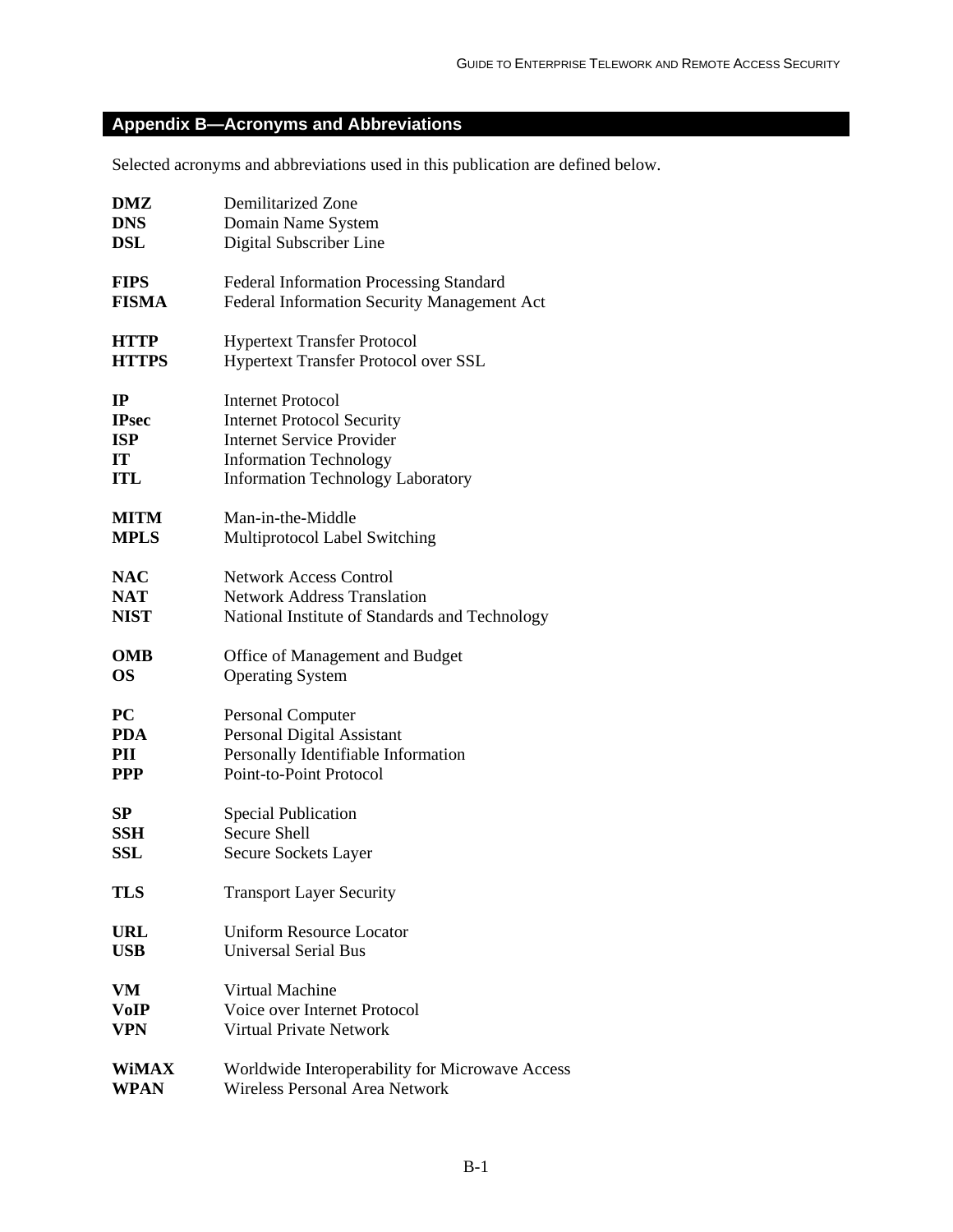## Appendix B—Acronyms and Abbreviations

Selected acronyms and abbreviations used in this publication are defined below.

| | |
|---|---|
| **DMZ** | Demilitarized Zone |
| **DNS** | Domain Name System |
| **DSL** | Digital Subscriber Line |
| **FIPS** | Federal Information Processing Standard |
| **FISMA** | Federal Information Security Management Act |
| **HTTP** | Hypertext Transfer Protocol |
| **HTTPS** | Hypertext Transfer Protocol over SSL |
| **IP** | Internet Protocol |
| **IPsec** | Internet Protocol Security |
| **ISP** | Internet Service Provider |
| **IT** | Information Technology |
| **ITL** | Information Technology Laboratory |
| **MITM** | Man-in-the-Middle |
| **MPLS** | Multiprotocol Label Switching |
| **NAC** | Network Access Control |
| **NAT** | Network Address Translation |
| **NIST** | National Institute of Standards and Technology |
| **OMB** | Office of Management and Budget |
| **OS** | Operating System |
| **PC** | Personal Computer |
| **PDA** | Personal Digital Assistant |
| **PII** | Personally Identifiable Information |
| **PPP** | Point-to-Point Protocol |
| **SP** | Special Publication |
| **SSH** | Secure Shell |
| **SSL** | Secure Sockets Layer |
| **TLS** | Transport Layer Security |
| **URL** | Uniform Resource Locator |
| **USB** | Universal Serial Bus |
| **VM** | Virtual Machine |
| **VoIP** | Voice over Internet Protocol |
| **VPN** | Virtual Private Network |
| **WiMAX** | Worldwide Interoperability for Microwave Access |
| **WPAN** | Wireless Personal Area Network |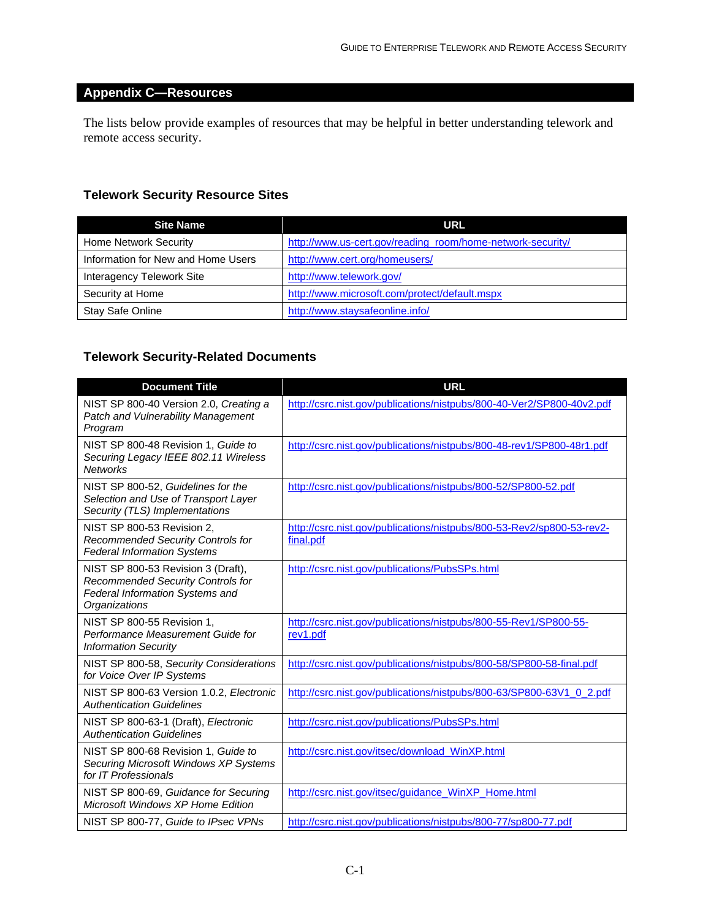## Appendix C—Resources

The lists below provide examples of resources that may be helpful in better understanding telework and remote access security.

### Telework Security Resource Sites

| Site Name | URL |
| --- | --- |
| Home Network Security | http://www.us-cert.gov/reading_room/home-network-security/ |
| Information for New and Home Users | http://www.cert.org/homeusers/ |
| Interagency Telework Site | http://www.telework.gov/ |
| Security at Home | http://www.microsoft.com/protect/default.mspx |
| Stay Safe Online | http://www.staysafeonline.info/ |

### Telework Security-Related Documents

| Document Title | URL |
| --- | --- |
| NIST SP 800-40 Version 2.0, *Creating a Patch and Vulnerability Management Program* | http://csrc.nist.gov/publications/nistpubs/800-40-Ver2/SP800-40v2.pdf |
| NIST SP 800-48 Revision 1, *Guide to Securing Legacy IEEE 802.11 Wireless Networks* | http://csrc.nist.gov/publications/nistpubs/800-48-rev1/SP800-48r1.pdf |
| NIST SP 800-52, *Guidelines for the Selection and Use of Transport Layer Security (TLS) Implementations* | http://csrc.nist.gov/publications/nistpubs/800-52/SP800-52.pdf |
| NIST SP 800-53 Revision 2, *Recommended Security Controls for Federal Information Systems* | http://csrc.nist.gov/publications/nistpubs/800-53-Rev2/sp800-53-rev2-final.pdf |
| NIST SP 800-53 Revision 3 (Draft), *Recommended Security Controls for Federal Information Systems and Organizations* | http://csrc.nist.gov/publications/PubsSPs.html |
| NIST SP 800-55 Revision 1, *Performance Measurement Guide for Information Security* | http://csrc.nist.gov/publications/nistpubs/800-55-Rev1/SP800-55-rev1.pdf |
| NIST SP 800-58, *Security Considerations for Voice Over IP Systems* | http://csrc.nist.gov/publications/nistpubs/800-58/SP800-58-final.pdf |
| NIST SP 800-63 Version 1.0.2, *Electronic Authentication Guidelines* | http://csrc.nist.gov/publications/nistpubs/800-63/SP800-63V1_0_2.pdf |
| NIST SP 800-63-1 (Draft), *Electronic Authentication Guidelines* | http://csrc.nist.gov/publications/PubsSPs.html |
| NIST SP 800-68 Revision 1, *Guide to Securing Microsoft Windows XP Systems for IT Professionals* | http://csrc.nist.gov/itsec/download_WinXP.html |
| NIST SP 800-69, *Guidance for Securing Microsoft Windows XP Home Edition* | http://csrc.nist.gov/itsec/guidance_WinXP_Home.html |
| NIST SP 800-77, *Guide to IPsec VPNs* | http://csrc.nist.gov/publications/nistpubs/800-77/sp800-77.pdf |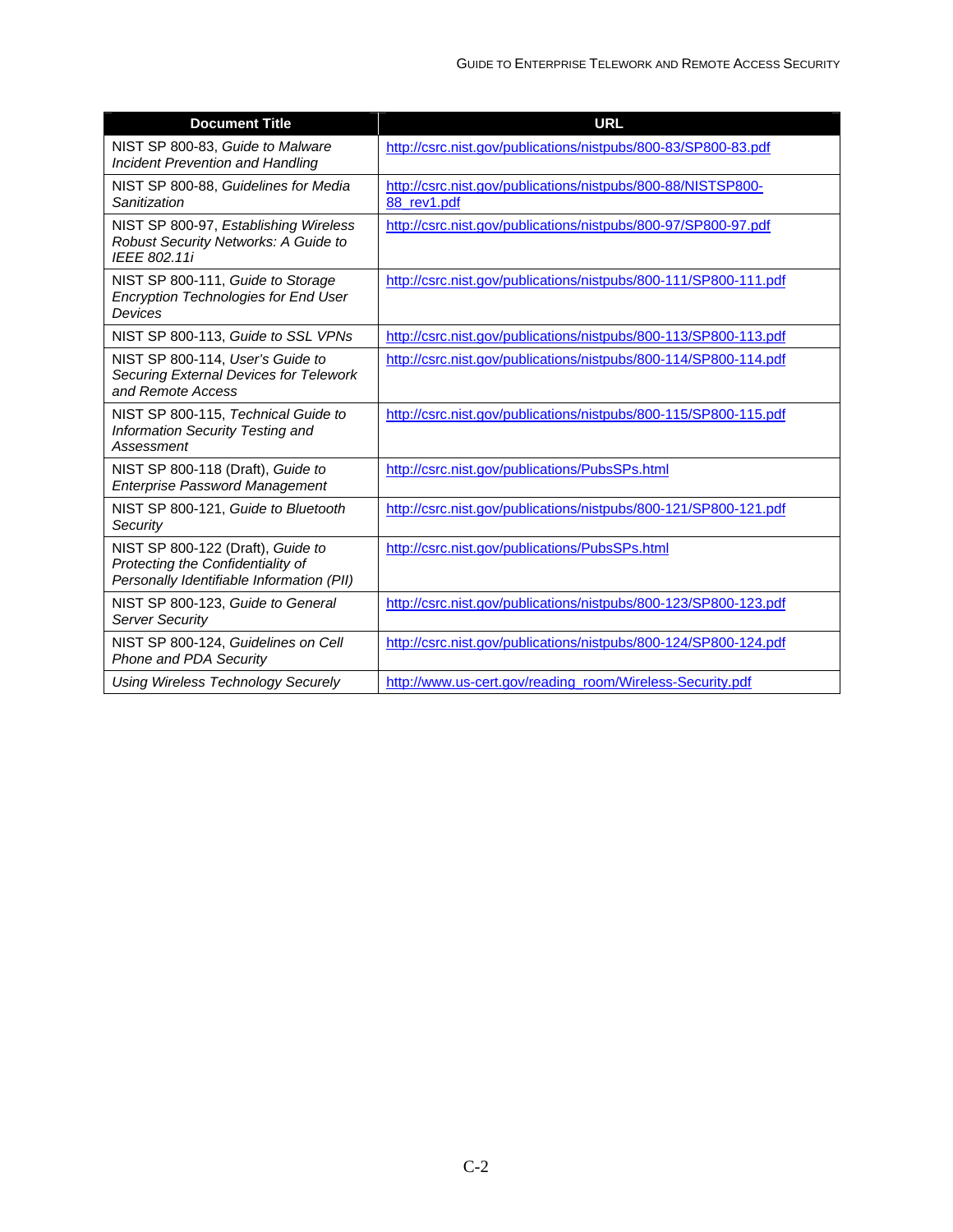| Document Title | URL |
|---|---|
| NIST SP 800-83, *Guide to Malware Incident Prevention and Handling* | http://csrc.nist.gov/publications/nistpubs/800-83/SP800-83.pdf |
| NIST SP 800-88, *Guidelines for Media Sanitization* | http://csrc.nist.gov/publications/nistpubs/800-88/NISTSP800-88_rev1.pdf |
| NIST SP 800-97, *Establishing Wireless Robust Security Networks: A Guide to IEEE 802.11i* | http://csrc.nist.gov/publications/nistpubs/800-97/SP800-97.pdf |
| NIST SP 800-111, *Guide to Storage Encryption Technologies for End User Devices* | http://csrc.nist.gov/publications/nistpubs/800-111/SP800-111.pdf |
| NIST SP 800-113, *Guide to SSL VPNs* | http://csrc.nist.gov/publications/nistpubs/800-113/SP800-113.pdf |
| NIST SP 800-114, *User's Guide to Securing External Devices for Telework and Remote Access* | http://csrc.nist.gov/publications/nistpubs/800-114/SP800-114.pdf |
| NIST SP 800-115, *Technical Guide to Information Security Testing and Assessment* | http://csrc.nist.gov/publications/nistpubs/800-115/SP800-115.pdf |
| NIST SP 800-118 (Draft), *Guide to Enterprise Password Management* | http://csrc.nist.gov/publications/PubsSPs.html |
| NIST SP 800-121, *Guide to Bluetooth Security* | http://csrc.nist.gov/publications/nistpubs/800-121/SP800-121.pdf |
| NIST SP 800-122 (Draft), *Guide to Protecting the Confidentiality of Personally Identifiable Information (PII)* | http://csrc.nist.gov/publications/PubsSPs.html |
| NIST SP 800-123, *Guide to General Server Security* | http://csrc.nist.gov/publications/nistpubs/800-123/SP800-123.pdf |
| NIST SP 800-124, *Guidelines on Cell Phone and PDA Security* | http://csrc.nist.gov/publications/nistpubs/800-124/SP800-124.pdf |
| *Using Wireless Technology Securely* | http://www.us-cert.gov/reading_room/Wireless-Security.pdf |